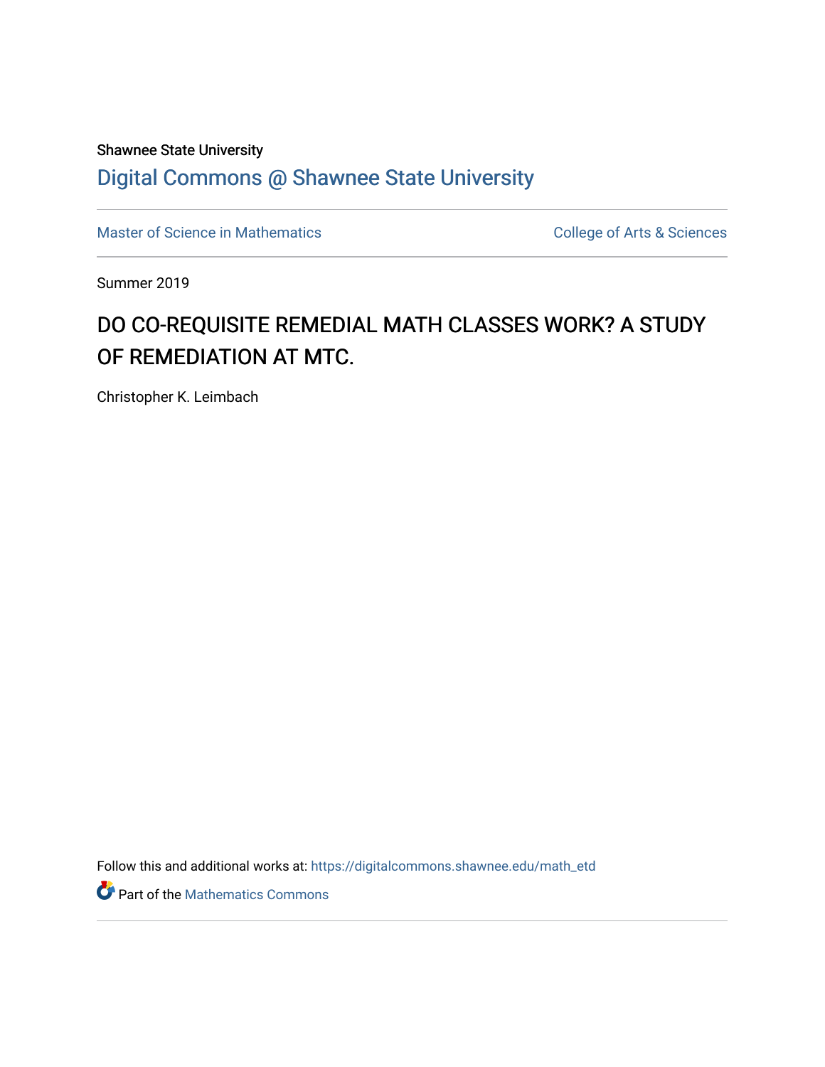Shawnee State University

# Digital Commons @ Shawnee State University

Master of Science in Mathematics

College of Arts & Sciences

Summer 2019

## DO CO-REQUISITE REMEDIAL MATH CLASSES WORK? A STUDY OF REMEDIATION AT MTC.

Christopher K. Leimbach

Follow this and additional works at: https://digitalcommons.shawnee.edu/math_etd

Part of the Mathematics Commons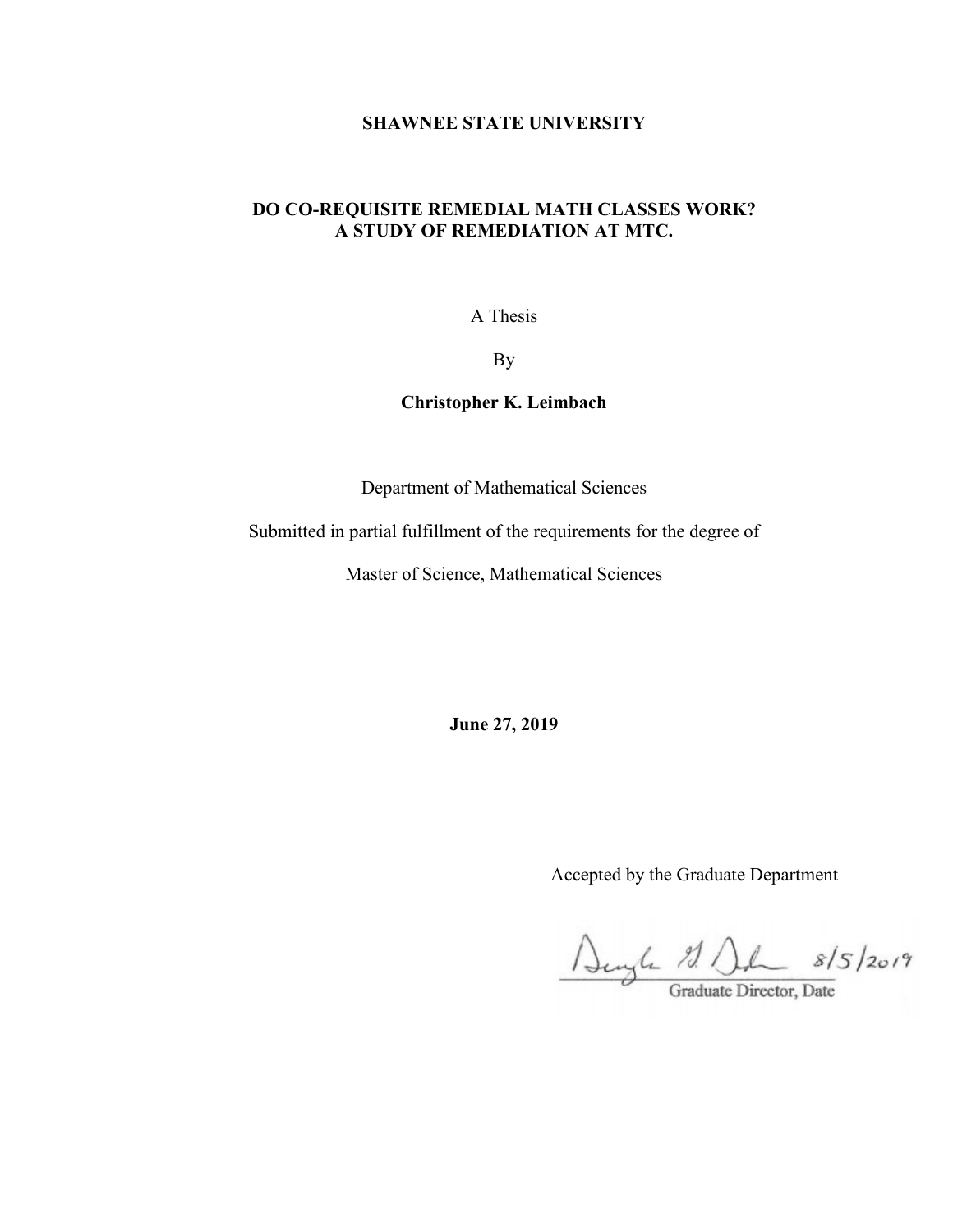**SHAWNEE STATE UNIVERSITY**

**DO CO-REQUISITE REMEDIAL MATH CLASSES WORK?**
**A STUDY OF REMEDIATION AT MTC.**

A Thesis

By

**Christopher K. Leimbach**

Department of Mathematical Sciences

Submitted in partial fulfillment of the requirements for the degree of

Master of Science, Mathematical Sciences

**June 27, 2019**

Accepted by the Graduate Department

8/5/2019

Graduate Director, Date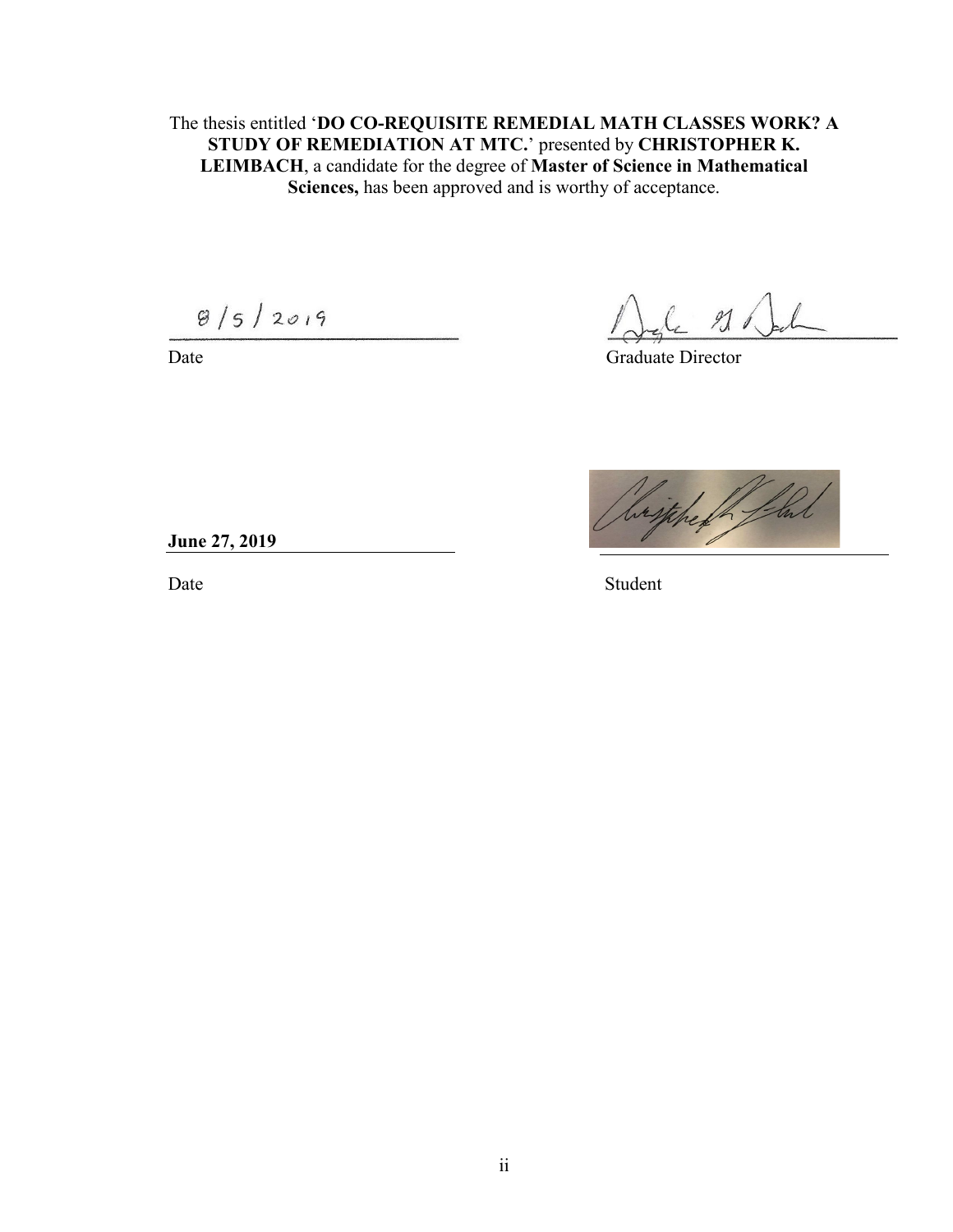The thesis entitled '**DO CO-REQUISITE REMEDIAL MATH CLASSES WORK? A STUDY OF REMEDIATION AT MTC.**' presented by **CHRISTOPHER K. LEIMBACH**, a candidate for the degree of **Master of Science in Mathematical Sciences,** has been approved and is worthy of acceptance.

8/5/2019

Date

Graduate Director

**June 27, 2019**

Date

Student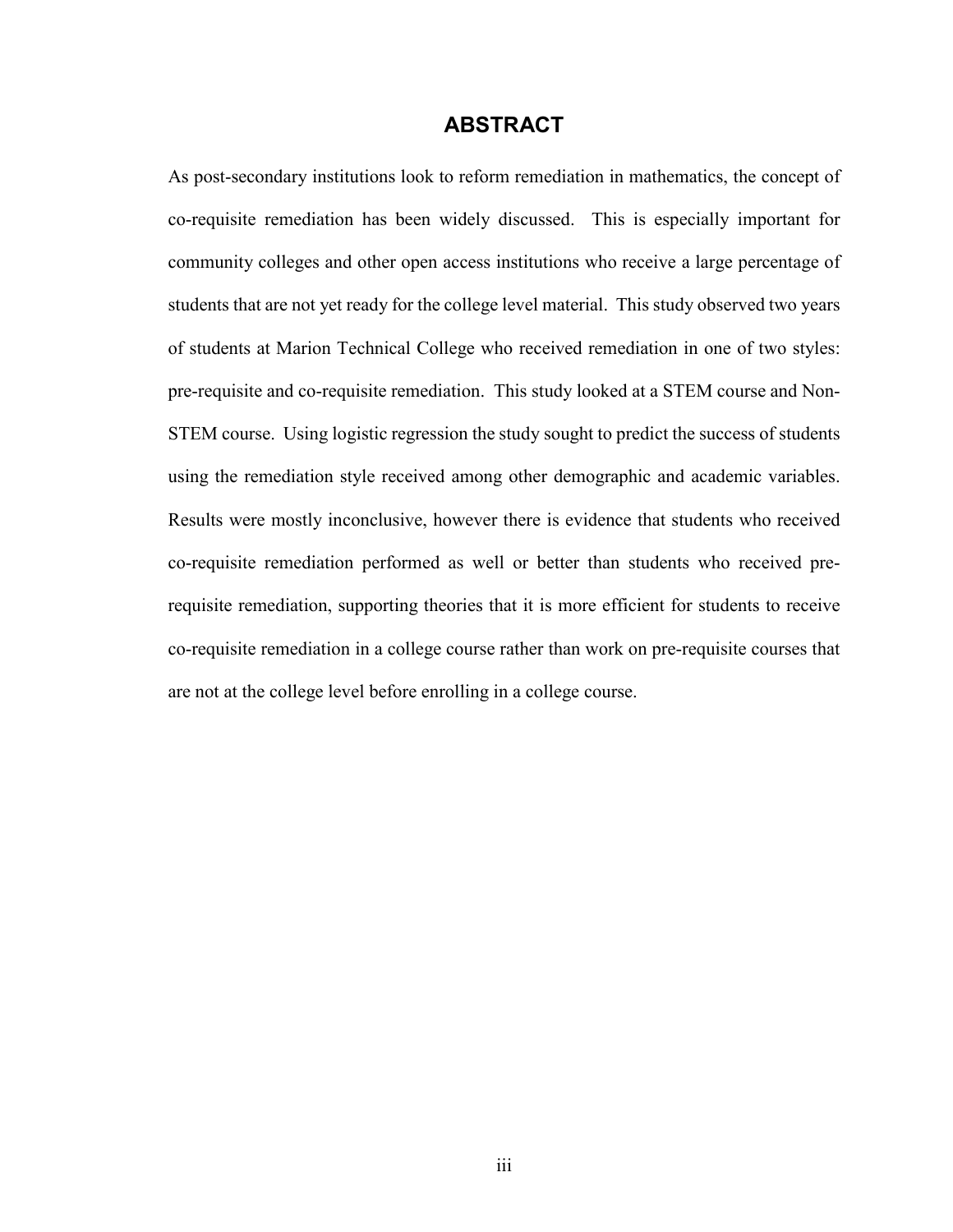# ABSTRACT

As post-secondary institutions look to reform remediation in mathematics, the concept of co-requisite remediation has been widely discussed. This is especially important for community colleges and other open access institutions who receive a large percentage of students that are not yet ready for the college level material. This study observed two years of students at Marion Technical College who received remediation in one of two styles: pre-requisite and co-requisite remediation. This study looked at a STEM course and Non-STEM course. Using logistic regression the study sought to predict the success of students using the remediation style received among other demographic and academic variables. Results were mostly inconclusive, however there is evidence that students who received co-requisite remediation performed as well or better than students who received pre-requisite remediation, supporting theories that it is more efficient for students to receive co-requisite remediation in a college course rather than work on pre-requisite courses that are not at the college level before enrolling in a college course.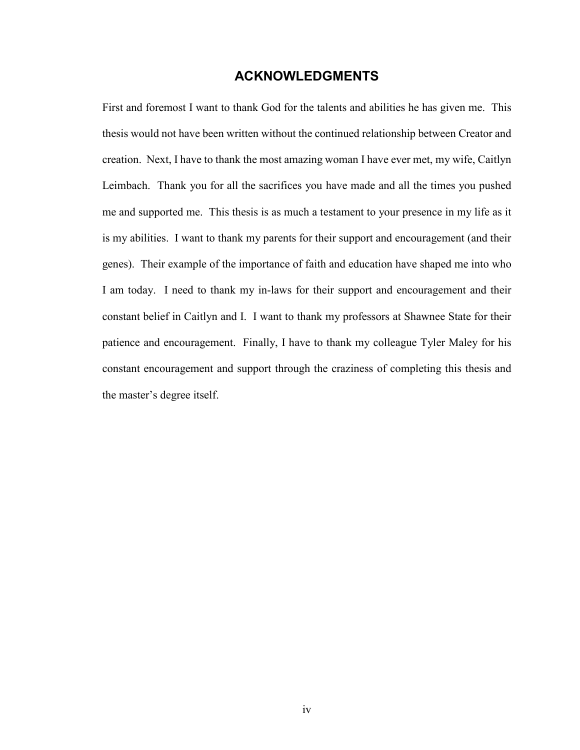# ACKNOWLEDGMENTS

First and foremost I want to thank God for the talents and abilities he has given me. This thesis would not have been written without the continued relationship between Creator and creation. Next, I have to thank the most amazing woman I have ever met, my wife, Caitlyn Leimbach. Thank you for all the sacrifices you have made and all the times you pushed me and supported me. This thesis is as much a testament to your presence in my life as it is my abilities. I want to thank my parents for their support and encouragement (and their genes). Their example of the importance of faith and education have shaped me into who I am today. I need to thank my in-laws for their support and encouragement and their constant belief in Caitlyn and I. I want to thank my professors at Shawnee State for their patience and encouragement. Finally, I have to thank my colleague Tyler Maley for his constant encouragement and support through the craziness of completing this thesis and the master's degree itself.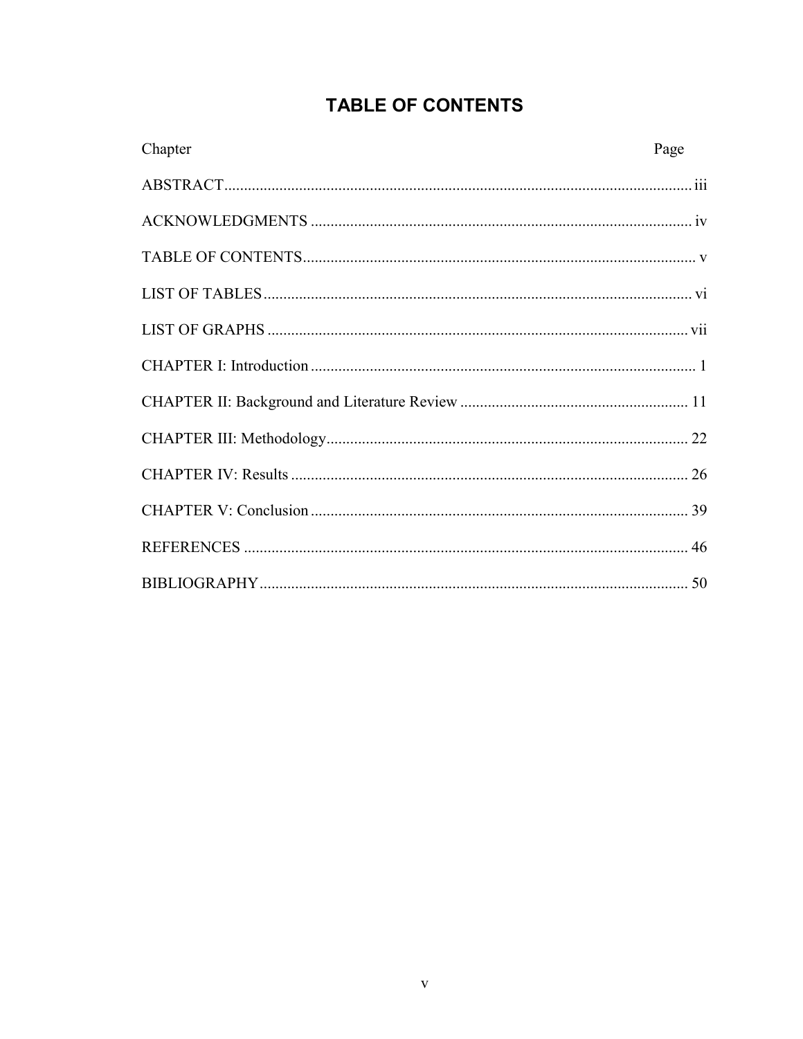# TABLE OF CONTENTS

| Chapter | Page |
| --- | --- |
| ABSTRACT | iii |
| ACKNOWLEDGMENTS | iv |
| TABLE OF CONTENTS | v |
| LIST OF TABLES | vi |
| LIST OF GRAPHS | vii |
| CHAPTER I: Introduction | 1 |
| CHAPTER II: Background and Literature Review | 11 |
| CHAPTER III: Methodology | 22 |
| CHAPTER IV: Results | 26 |
| CHAPTER V: Conclusion | 39 |
| REFERENCES | 46 |
| BIBLIOGRAPHY | 50 |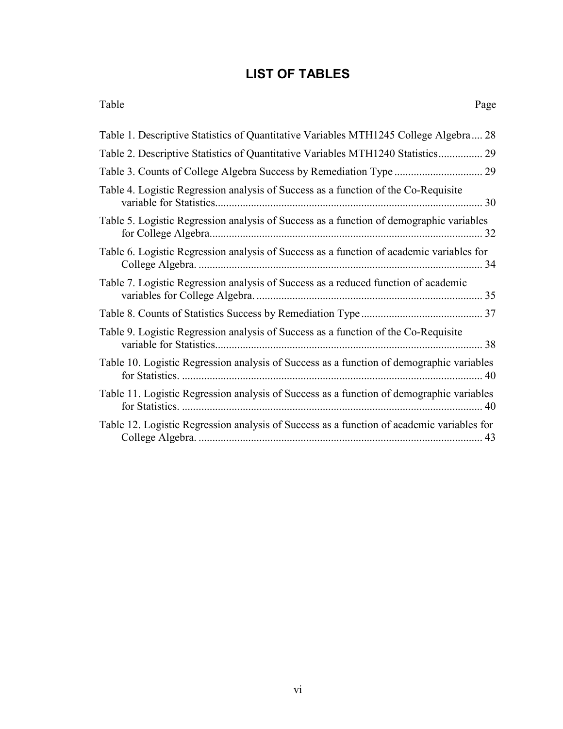# LIST OF TABLES

| Table | Page |
|---|---|
| Table 1. Descriptive Statistics of Quantitative Variables MTH1245 College Algebra | 28 |
| Table 2. Descriptive Statistics of Quantitative Variables MTH1240 Statistics | 29 |
| Table 3. Counts of College Algebra Success by Remediation Type | 29 |
| Table 4. Logistic Regression analysis of Success as a function of the Co-Requisite variable for Statistics | 30 |
| Table 5. Logistic Regression analysis of Success as a function of demographic variables for College Algebra | 32 |
| Table 6. Logistic Regression analysis of Success as a function of academic variables for College Algebra. | 34 |
| Table 7. Logistic Regression analysis of Success as a reduced function of academic variables for College Algebra. | 35 |
| Table 8. Counts of Statistics Success by Remediation Type | 37 |
| Table 9. Logistic Regression analysis of Success as a function of the Co-Requisite variable for Statistics | 38 |
| Table 10. Logistic Regression analysis of Success as a function of demographic variables for Statistics. | 40 |
| Table 11. Logistic Regression analysis of Success as a function of demographic variables for Statistics. | 40 |
| Table 12. Logistic Regression analysis of Success as a function of academic variables for College Algebra. | 43 |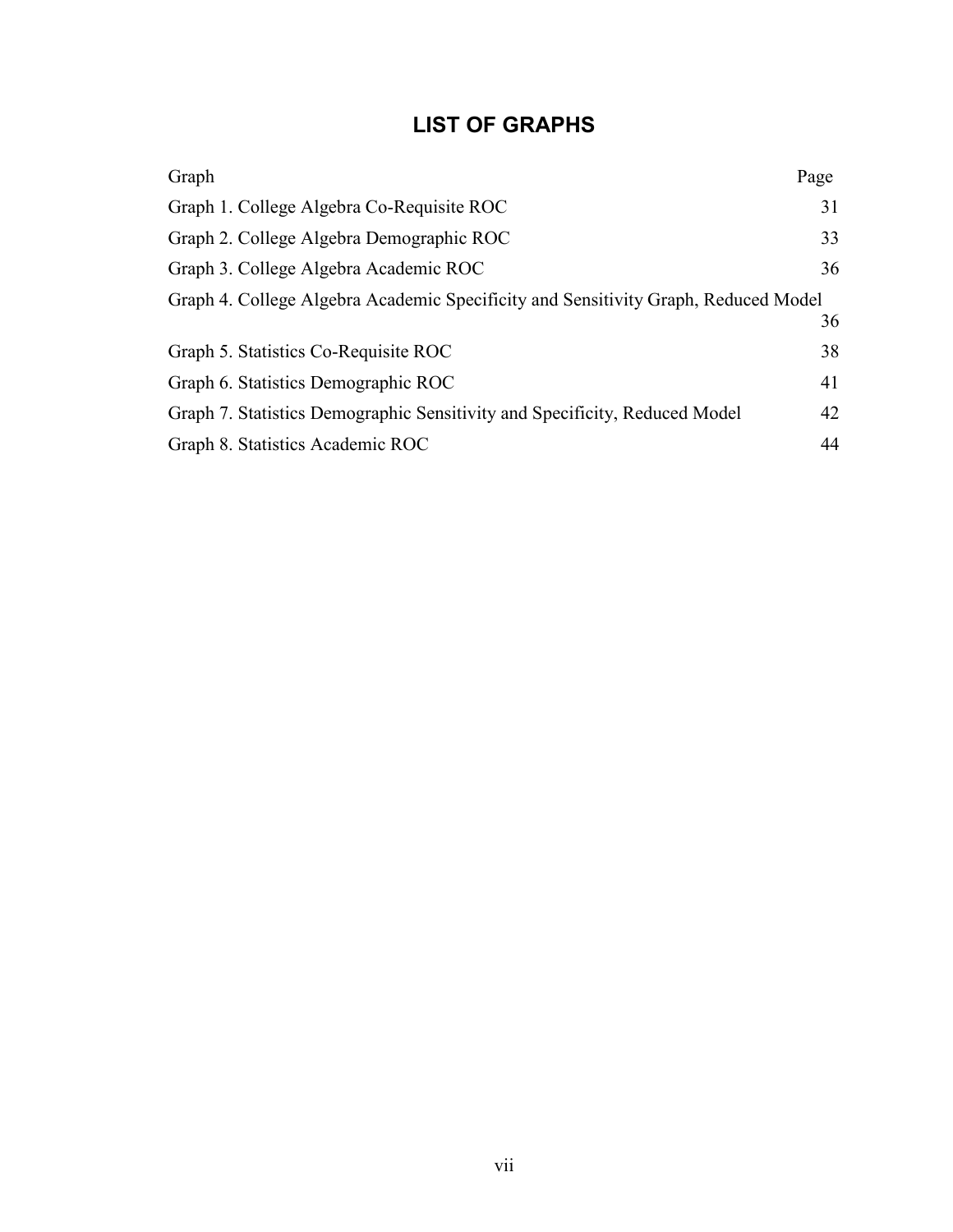# LIST OF GRAPHS

| Graph | Page |
|---|---|
| Graph 1. College Algebra Co-Requisite ROC | 31 |
| Graph 2. College Algebra Demographic ROC | 33 |
| Graph 3. College Algebra Academic ROC | 36 |
| Graph 4. College Algebra Academic Specificity and Sensitivity Graph, Reduced Model | 36 |
| Graph 5. Statistics Co-Requisite ROC | 38 |
| Graph 6. Statistics Demographic ROC | 41 |
| Graph 7. Statistics Demographic Sensitivity and Specificity, Reduced Model | 42 |
| Graph 8. Statistics Academic ROC | 44 |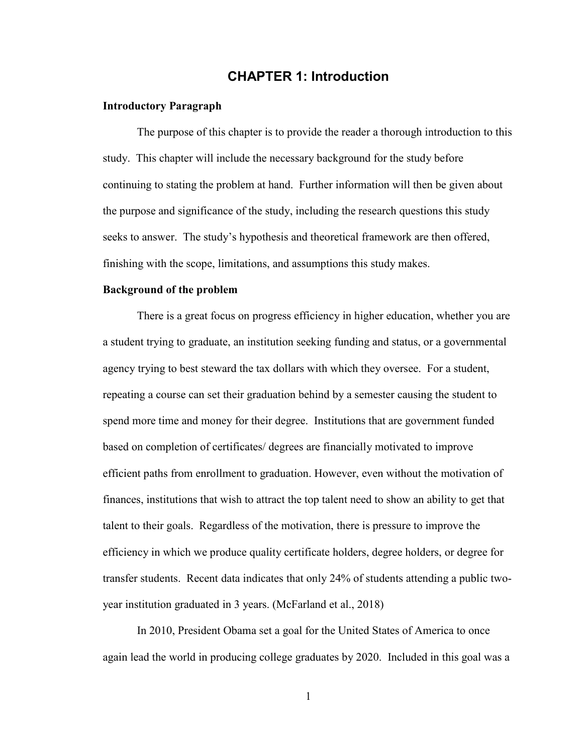# CHAPTER 1: Introduction

### Introductory Paragraph

The purpose of this chapter is to provide the reader a thorough introduction to this study. This chapter will include the necessary background for the study before continuing to stating the problem at hand. Further information will then be given about the purpose and significance of the study, including the research questions this study seeks to answer. The study's hypothesis and theoretical framework are then offered, finishing with the scope, limitations, and assumptions this study makes.

### Background of the problem

There is a great focus on progress efficiency in higher education, whether you are a student trying to graduate, an institution seeking funding and status, or a governmental agency trying to best steward the tax dollars with which they oversee. For a student, repeating a course can set their graduation behind by a semester causing the student to spend more time and money for their degree. Institutions that are government funded based on completion of certificates/ degrees are financially motivated to improve efficient paths from enrollment to graduation. However, even without the motivation of finances, institutions that wish to attract the top talent need to show an ability to get that talent to their goals. Regardless of the motivation, there is pressure to improve the efficiency in which we produce quality certificate holders, degree holders, or degree for transfer students. Recent data indicates that only 24% of students attending a public two-year institution graduated in 3 years. (McFarland et al., 2018)

In 2010, President Obama set a goal for the United States of America to once again lead the world in producing college graduates by 2020. Included in this goal was a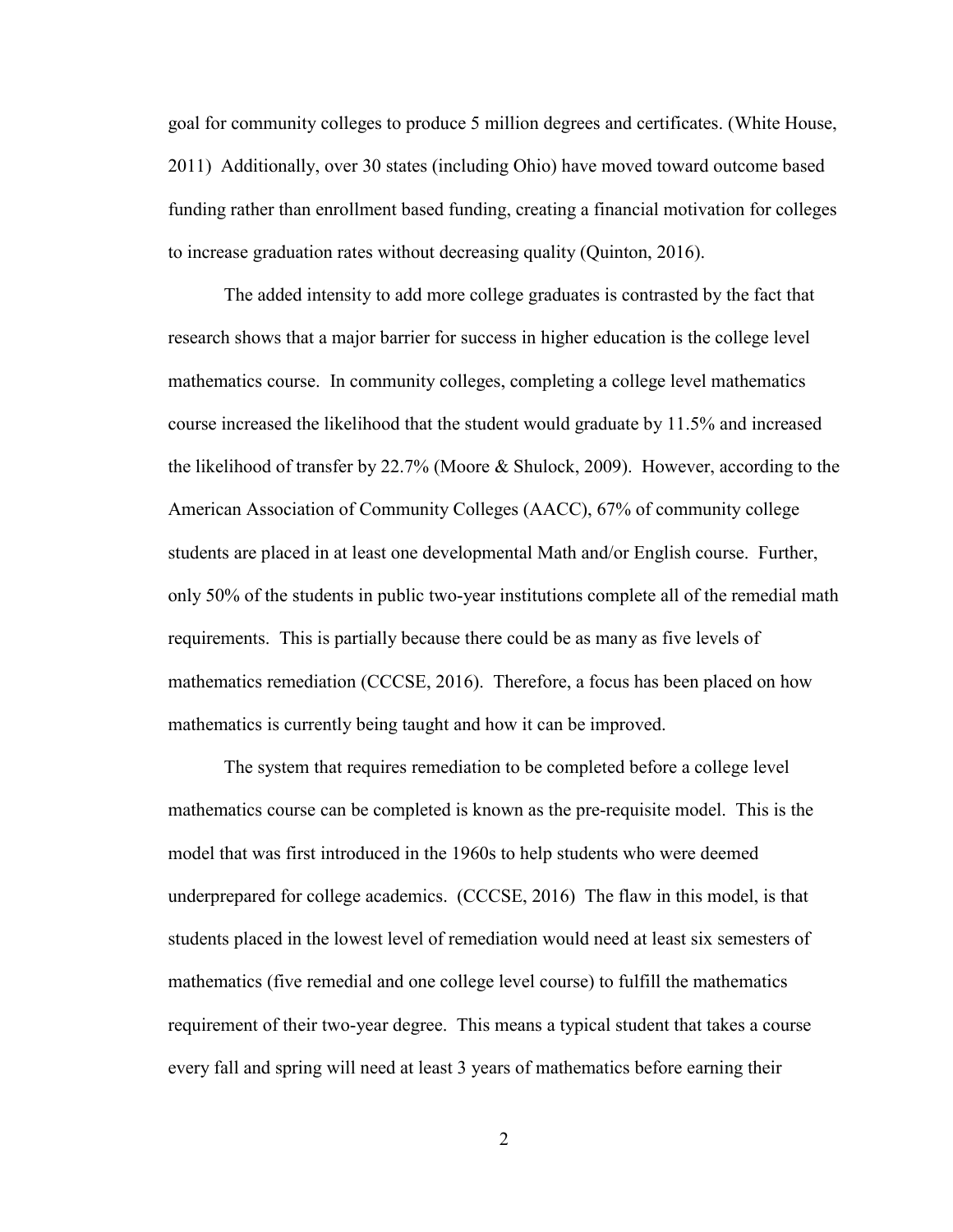goal for community colleges to produce 5 million degrees and certificates. (White House, 2011) Additionally, over 30 states (including Ohio) have moved toward outcome based funding rather than enrollment based funding, creating a financial motivation for colleges to increase graduation rates without decreasing quality (Quinton, 2016).

The added intensity to add more college graduates is contrasted by the fact that research shows that a major barrier for success in higher education is the college level mathematics course. In community colleges, completing a college level mathematics course increased the likelihood that the student would graduate by 11.5% and increased the likelihood of transfer by 22.7% (Moore & Shulock, 2009). However, according to the American Association of Community Colleges (AACC), 67% of community college students are placed in at least one developmental Math and/or English course. Further, only 50% of the students in public two-year institutions complete all of the remedial math requirements. This is partially because there could be as many as five levels of mathematics remediation (CCCSE, 2016). Therefore, a focus has been placed on how mathematics is currently being taught and how it can be improved.

The system that requires remediation to be completed before a college level mathematics course can be completed is known as the pre-requisite model. This is the model that was first introduced in the 1960s to help students who were deemed underprepared for college academics. (CCCSE, 2016) The flaw in this model, is that students placed in the lowest level of remediation would need at least six semesters of mathematics (five remedial and one college level course) to fulfill the mathematics requirement of their two-year degree. This means a typical student that takes a course every fall and spring will need at least 3 years of mathematics before earning their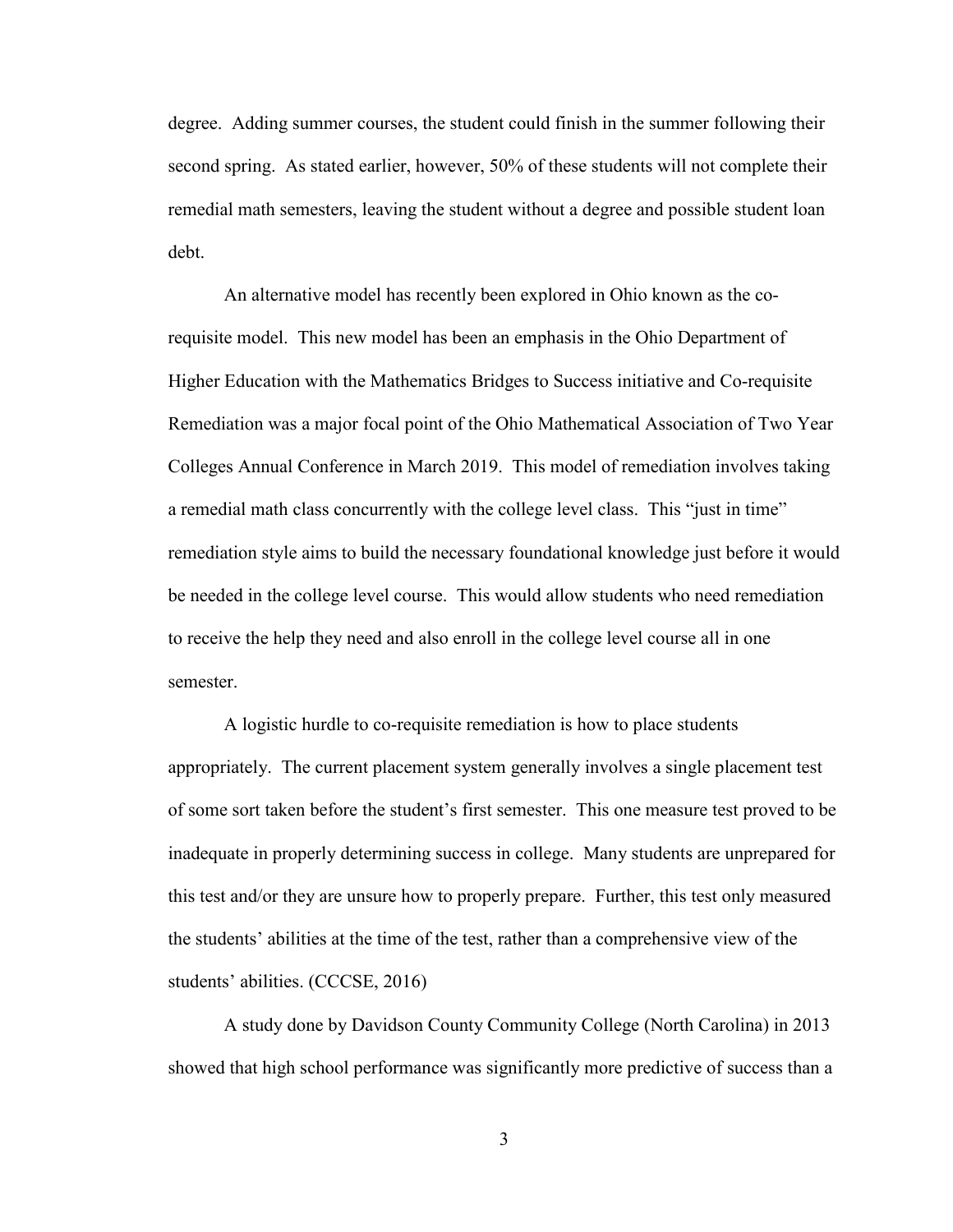degree. Adding summer courses, the student could finish in the summer following their second spring. As stated earlier, however, 50% of these students will not complete their remedial math semesters, leaving the student without a degree and possible student loan debt.

An alternative model has recently been explored in Ohio known as the co-requisite model. This new model has been an emphasis in the Ohio Department of Higher Education with the Mathematics Bridges to Success initiative and Co-requisite Remediation was a major focal point of the Ohio Mathematical Association of Two Year Colleges Annual Conference in March 2019. This model of remediation involves taking a remedial math class concurrently with the college level class. This "just in time" remediation style aims to build the necessary foundational knowledge just before it would be needed in the college level course. This would allow students who need remediation to receive the help they need and also enroll in the college level course all in one semester.

A logistic hurdle to co-requisite remediation is how to place students appropriately. The current placement system generally involves a single placement test of some sort taken before the student's first semester. This one measure test proved to be inadequate in properly determining success in college. Many students are unprepared for this test and/or they are unsure how to properly prepare. Further, this test only measured the students' abilities at the time of the test, rather than a comprehensive view of the students' abilities. (CCCSE, 2016)

A study done by Davidson County Community College (North Carolina) in 2013 showed that high school performance was significantly more predictive of success than a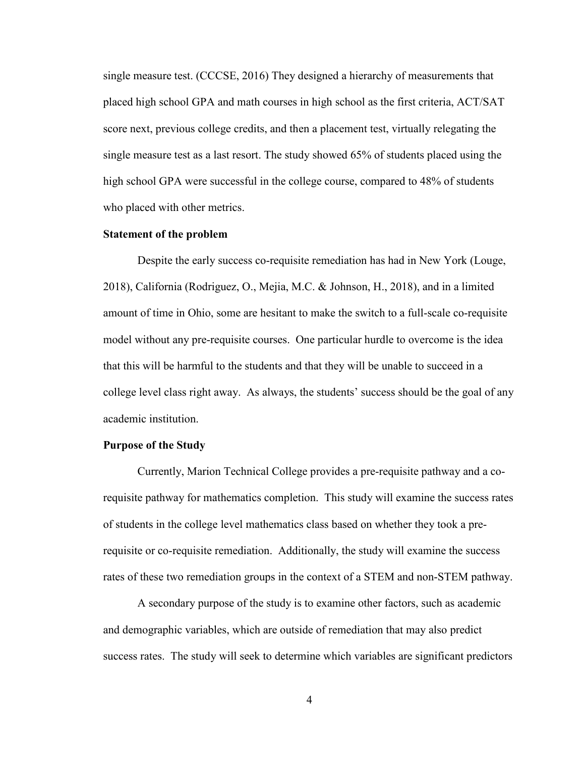single measure test. (CCCSE, 2016) They designed a hierarchy of measurements that placed high school GPA and math courses in high school as the first criteria, ACT/SAT score next, previous college credits, and then a placement test, virtually relegating the single measure test as a last resort. The study showed 65% of students placed using the high school GPA were successful in the college course, compared to 48% of students who placed with other metrics.

**Statement of the problem**

Despite the early success co-requisite remediation has had in New York (Louge, 2018), California (Rodriguez, O., Mejia, M.C. & Johnson, H., 2018), and in a limited amount of time in Ohio, some are hesitant to make the switch to a full-scale co-requisite model without any pre-requisite courses. One particular hurdle to overcome is the idea that this will be harmful to the students and that they will be unable to succeed in a college level class right away. As always, the students' success should be the goal of any academic institution.

**Purpose of the Study**

Currently, Marion Technical College provides a pre-requisite pathway and a co-requisite pathway for mathematics completion. This study will examine the success rates of students in the college level mathematics class based on whether they took a pre-requisite or co-requisite remediation. Additionally, the study will examine the success rates of these two remediation groups in the context of a STEM and non-STEM pathway.

A secondary purpose of the study is to examine other factors, such as academic and demographic variables, which are outside of remediation that may also predict success rates. The study will seek to determine which variables are significant predictors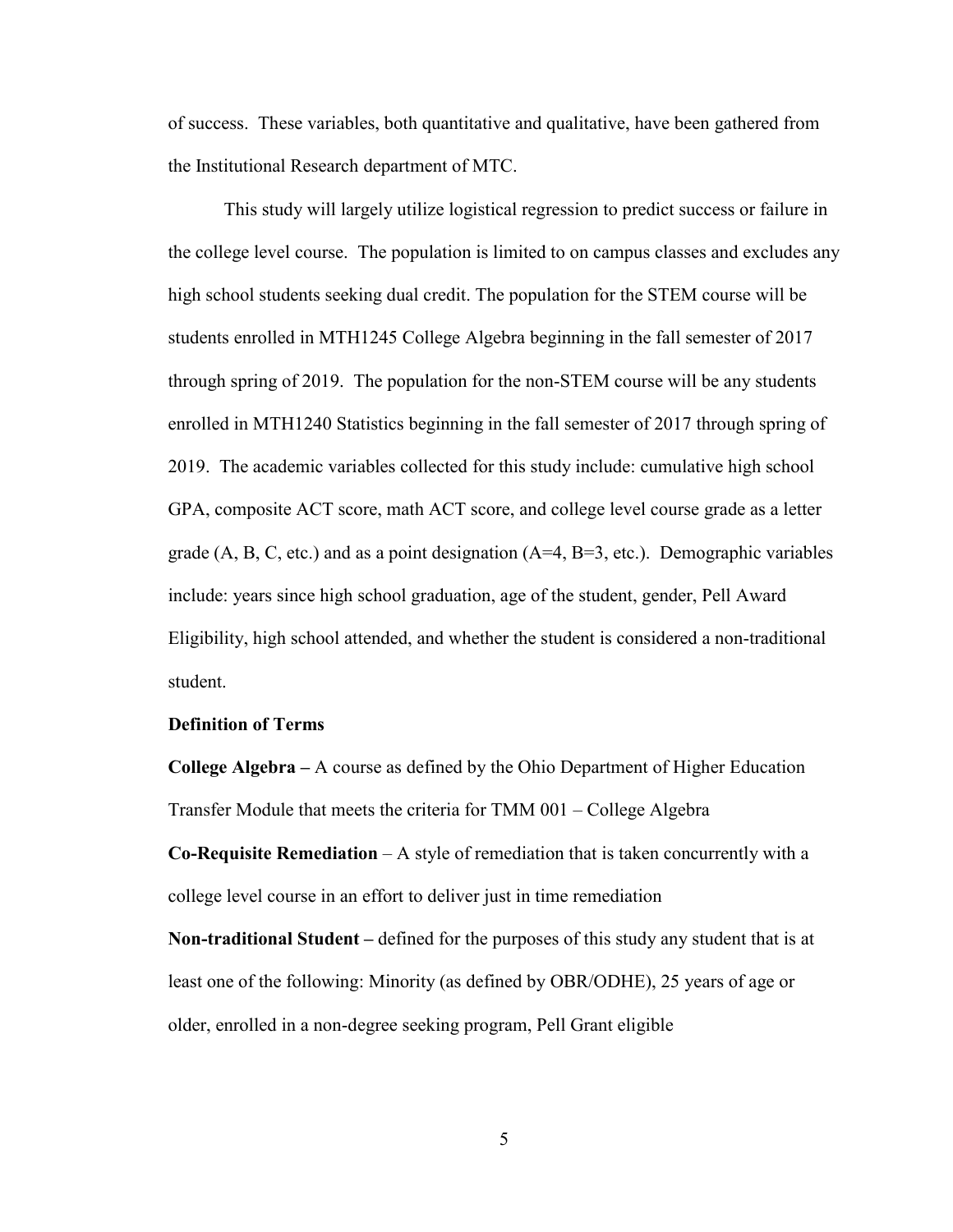of success. These variables, both quantitative and qualitative, have been gathered from the Institutional Research department of MTC.

This study will largely utilize logistical regression to predict success or failure in the college level course. The population is limited to on campus classes and excludes any high school students seeking dual credit. The population for the STEM course will be students enrolled in MTH1245 College Algebra beginning in the fall semester of 2017 through spring of 2019. The population for the non-STEM course will be any students enrolled in MTH1240 Statistics beginning in the fall semester of 2017 through spring of 2019. The academic variables collected for this study include: cumulative high school GPA, composite ACT score, math ACT score, and college level course grade as a letter grade (A, B, C, etc.) and as a point designation (A=4, B=3, etc.). Demographic variables include: years since high school graduation, age of the student, gender, Pell Award Eligibility, high school attended, and whether the student is considered a non-traditional student.

**Definition of Terms**

**College Algebra –** A course as defined by the Ohio Department of Higher Education Transfer Module that meets the criteria for TMM 001 – College Algebra

**Co-Requisite Remediation** – A style of remediation that is taken concurrently with a college level course in an effort to deliver just in time remediation

**Non-traditional Student –** defined for the purposes of this study any student that is at least one of the following: Minority (as defined by OBR/ODHE), 25 years of age or older, enrolled in a non-degree seeking program, Pell Grant eligible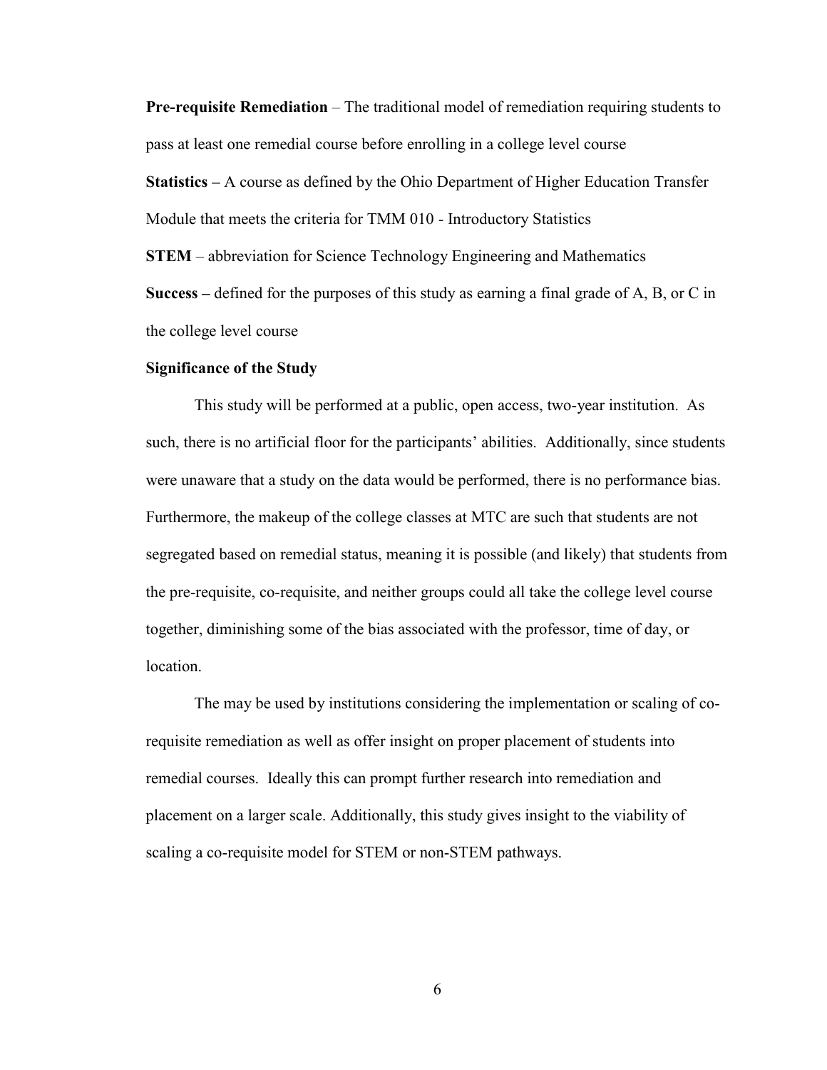**Pre-requisite Remediation** – The traditional model of remediation requiring students to pass at least one remedial course before enrolling in a college level course

**Statistics –** A course as defined by the Ohio Department of Higher Education Transfer Module that meets the criteria for TMM 010 - Introductory Statistics

**STEM** – abbreviation for Science Technology Engineering and Mathematics

**Success –** defined for the purposes of this study as earning a final grade of A, B, or C in the college level course

### Significance of the Study

This study will be performed at a public, open access, two-year institution. As such, there is no artificial floor for the participants' abilities. Additionally, since students were unaware that a study on the data would be performed, there is no performance bias. Furthermore, the makeup of the college classes at MTC are such that students are not segregated based on remedial status, meaning it is possible (and likely) that students from the pre-requisite, co-requisite, and neither groups could all take the college level course together, diminishing some of the bias associated with the professor, time of day, or location.

The may be used by institutions considering the implementation or scaling of co-requisite remediation as well as offer insight on proper placement of students into remedial courses. Ideally this can prompt further research into remediation and placement on a larger scale. Additionally, this study gives insight to the viability of scaling a co-requisite model for STEM or non-STEM pathways.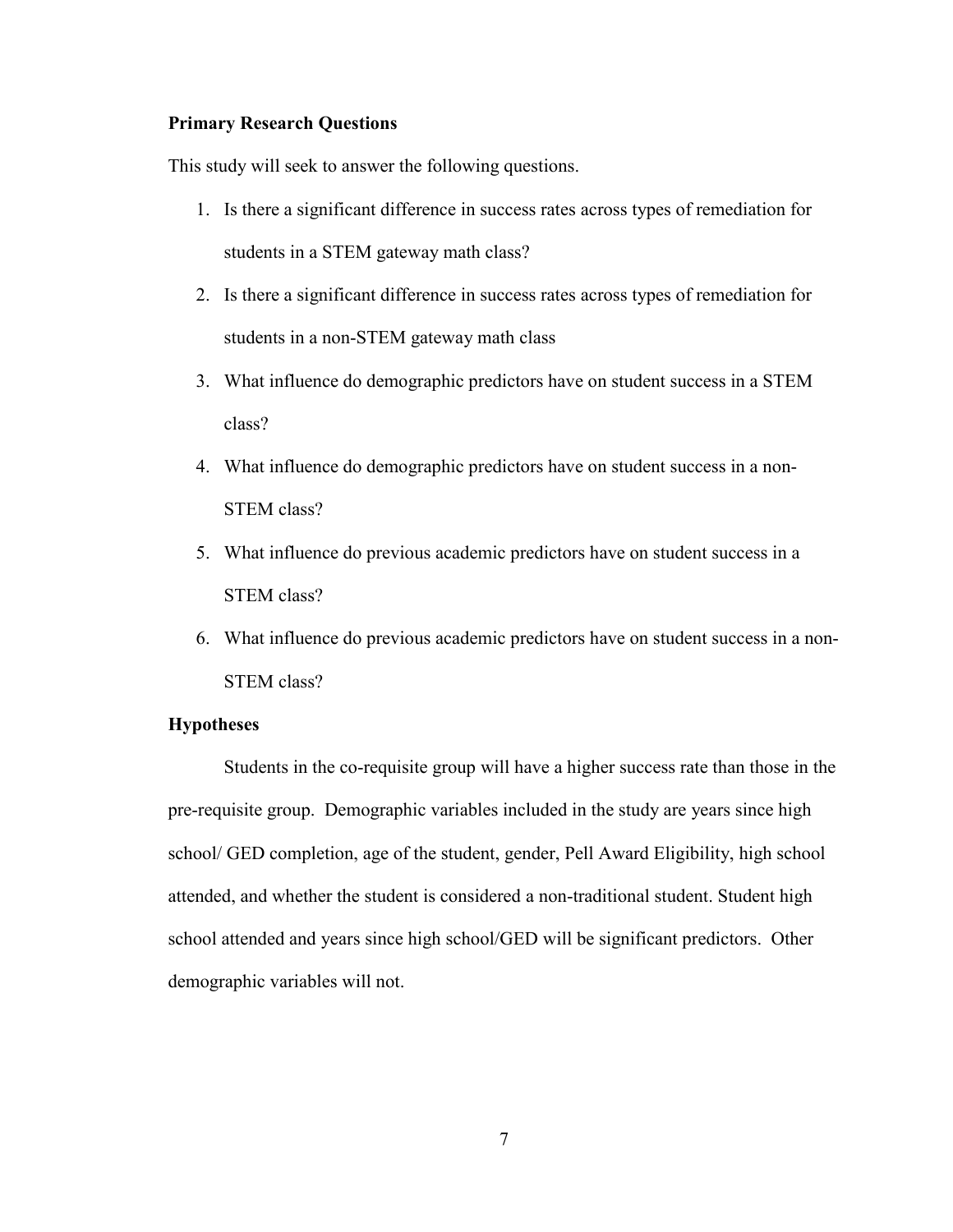### Primary Research Questions

This study will seek to answer the following questions.

1. Is there a significant difference in success rates across types of remediation for students in a STEM gateway math class?
2. Is there a significant difference in success rates across types of remediation for students in a non-STEM gateway math class
3. What influence do demographic predictors have on student success in a STEM class?
4. What influence do demographic predictors have on student success in a non-STEM class?
5. What influence do previous academic predictors have on student success in a STEM class?
6. What influence do previous academic predictors have on student success in a non-STEM class?

### Hypotheses

Students in the co-requisite group will have a higher success rate than those in the pre-requisite group. Demographic variables included in the study are years since high school/ GED completion, age of the student, gender, Pell Award Eligibility, high school attended, and whether the student is considered a non-traditional student. Student high school attended and years since high school/GED will be significant predictors. Other demographic variables will not.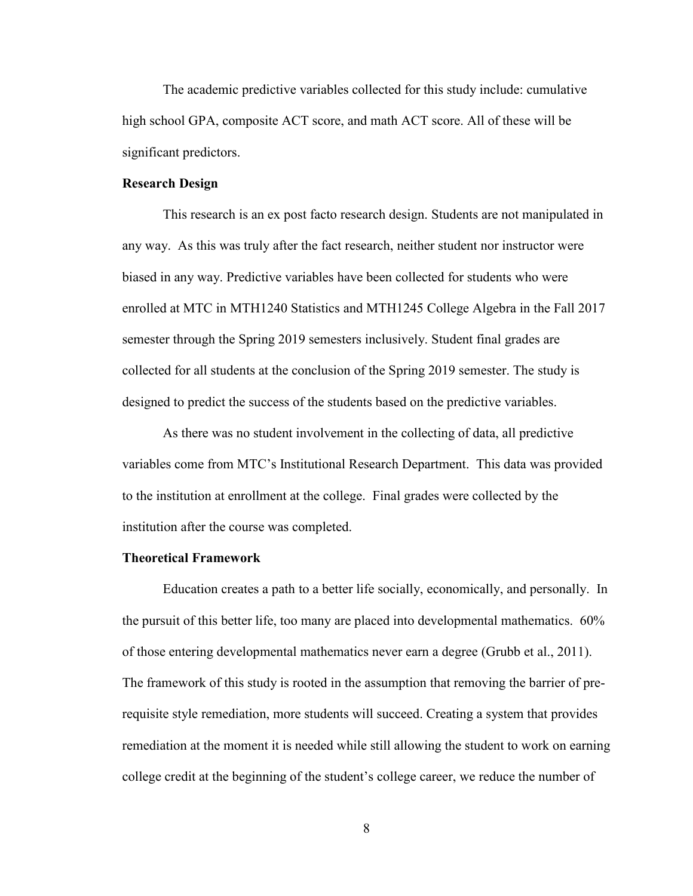The academic predictive variables collected for this study include: cumulative high school GPA, composite ACT score, and math ACT score. All of these will be significant predictors.

**Research Design**

This research is an ex post facto research design. Students are not manipulated in any way. As this was truly after the fact research, neither student nor instructor were biased in any way. Predictive variables have been collected for students who were enrolled at MTC in MTH1240 Statistics and MTH1245 College Algebra in the Fall 2017 semester through the Spring 2019 semesters inclusively. Student final grades are collected for all students at the conclusion of the Spring 2019 semester. The study is designed to predict the success of the students based on the predictive variables.

As there was no student involvement in the collecting of data, all predictive variables come from MTC's Institutional Research Department. This data was provided to the institution at enrollment at the college. Final grades were collected by the institution after the course was completed.

**Theoretical Framework**

Education creates a path to a better life socially, economically, and personally. In the pursuit of this better life, too many are placed into developmental mathematics. 60% of those entering developmental mathematics never earn a degree (Grubb et al., 2011). The framework of this study is rooted in the assumption that removing the barrier of pre-requisite style remediation, more students will succeed. Creating a system that provides remediation at the moment it is needed while still allowing the student to work on earning college credit at the beginning of the student's college career, we reduce the number of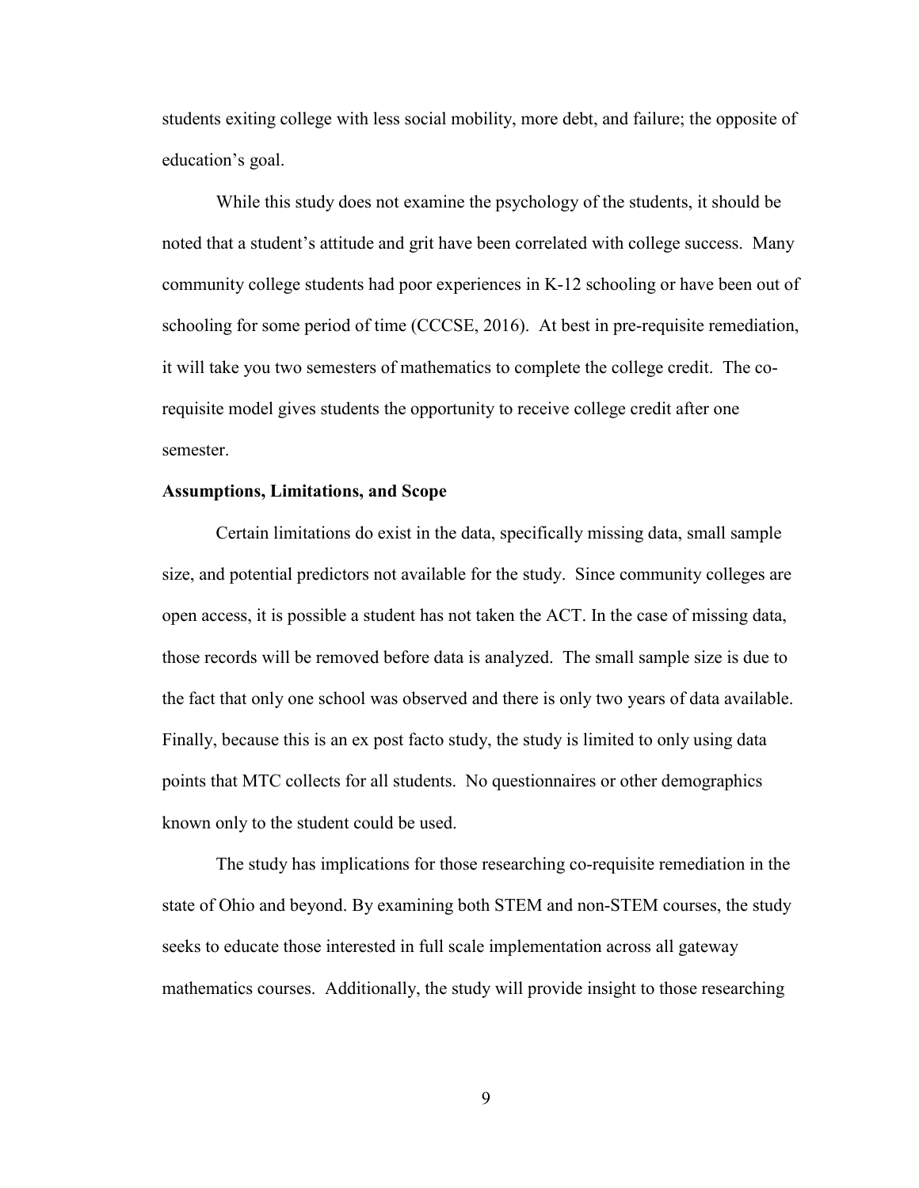students exiting college with less social mobility, more debt, and failure; the opposite of education's goal.

While this study does not examine the psychology of the students, it should be noted that a student's attitude and grit have been correlated with college success. Many community college students had poor experiences in K-12 schooling or have been out of schooling for some period of time (CCCSE, 2016). At best in pre-requisite remediation, it will take you two semesters of mathematics to complete the college credit. The co-requisite model gives students the opportunity to receive college credit after one semester.

**Assumptions, Limitations, and Scope**

Certain limitations do exist in the data, specifically missing data, small sample size, and potential predictors not available for the study. Since community colleges are open access, it is possible a student has not taken the ACT. In the case of missing data, those records will be removed before data is analyzed. The small sample size is due to the fact that only one school was observed and there is only two years of data available. Finally, because this is an ex post facto study, the study is limited to only using data points that MTC collects for all students. No questionnaires or other demographics known only to the student could be used.

The study has implications for those researching co-requisite remediation in the state of Ohio and beyond. By examining both STEM and non-STEM courses, the study seeks to educate those interested in full scale implementation across all gateway mathematics courses. Additionally, the study will provide insight to those researching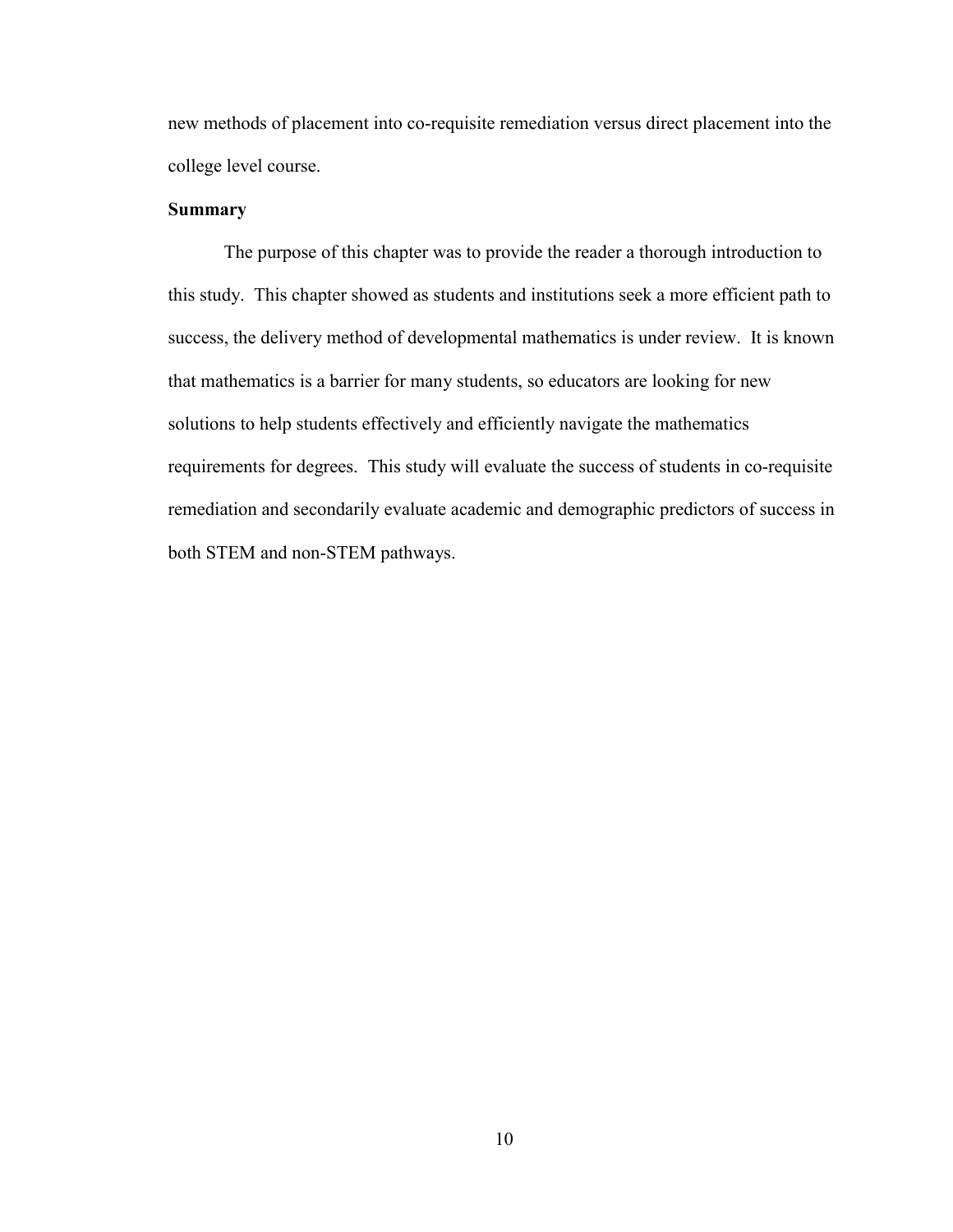new methods of placement into co-requisite remediation versus direct placement into the college level course.

## Summary

The purpose of this chapter was to provide the reader a thorough introduction to this study. This chapter showed as students and institutions seek a more efficient path to success, the delivery method of developmental mathematics is under review. It is known that mathematics is a barrier for many students, so educators are looking for new solutions to help students effectively and efficiently navigate the mathematics requirements for degrees. This study will evaluate the success of students in co-requisite remediation and secondarily evaluate academic and demographic predictors of success in both STEM and non-STEM pathways.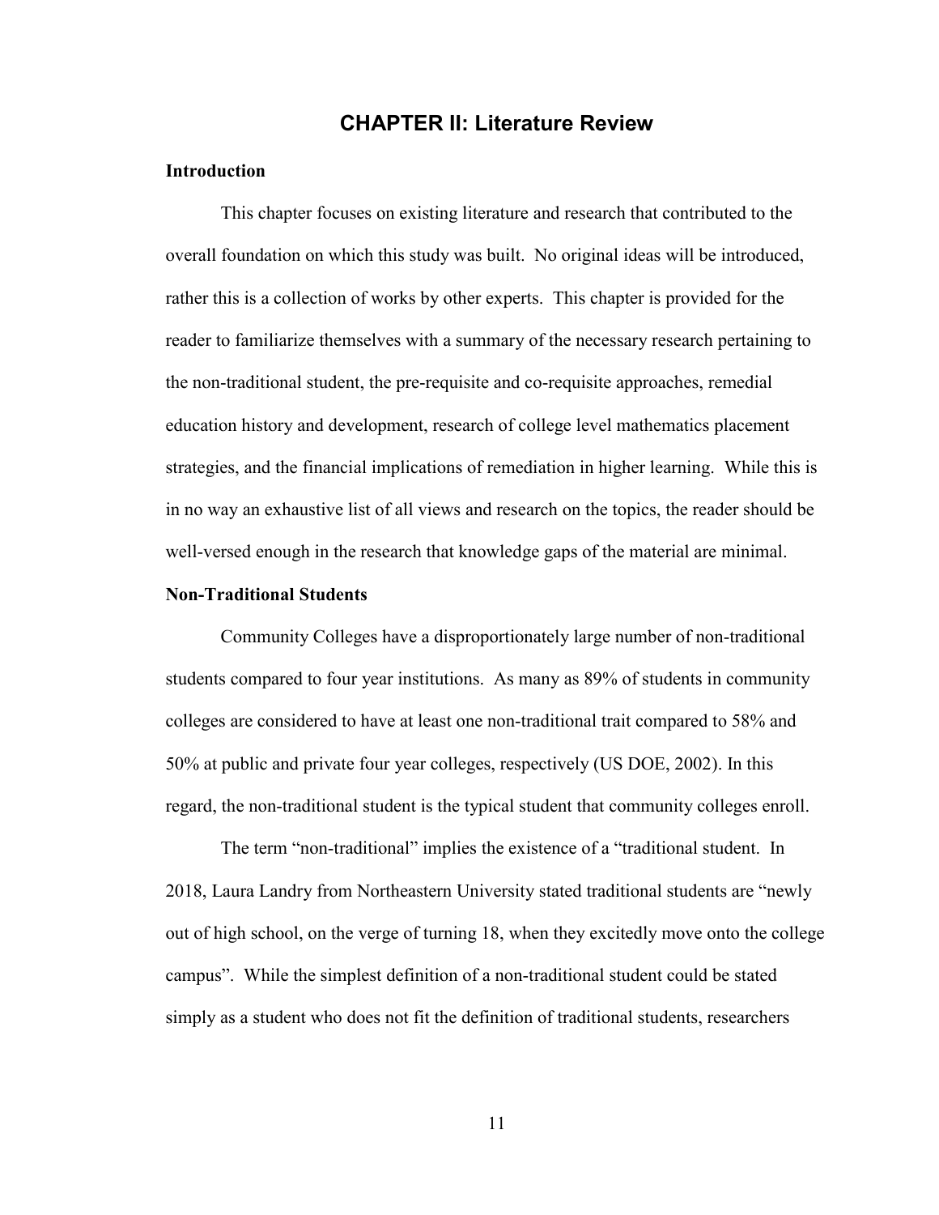# CHAPTER II: Literature Review

## Introduction

This chapter focuses on existing literature and research that contributed to the overall foundation on which this study was built. No original ideas will be introduced, rather this is a collection of works by other experts. This chapter is provided for the reader to familiarize themselves with a summary of the necessary research pertaining to the non-traditional student, the pre-requisite and co-requisite approaches, remedial education history and development, research of college level mathematics placement strategies, and the financial implications of remediation in higher learning. While this is in no way an exhaustive list of all views and research on the topics, the reader should be well-versed enough in the research that knowledge gaps of the material are minimal.

## Non-Traditional Students

Community Colleges have a disproportionately large number of non-traditional students compared to four year institutions. As many as 89% of students in community colleges are considered to have at least one non-traditional trait compared to 58% and 50% at public and private four year colleges, respectively (US DOE, 2002). In this regard, the non-traditional student is the typical student that community colleges enroll.

The term "non-traditional" implies the existence of a "traditional student. In 2018, Laura Landry from Northeastern University stated traditional students are "newly out of high school, on the verge of turning 18, when they excitedly move onto the college campus". While the simplest definition of a non-traditional student could be stated simply as a student who does not fit the definition of traditional students, researchers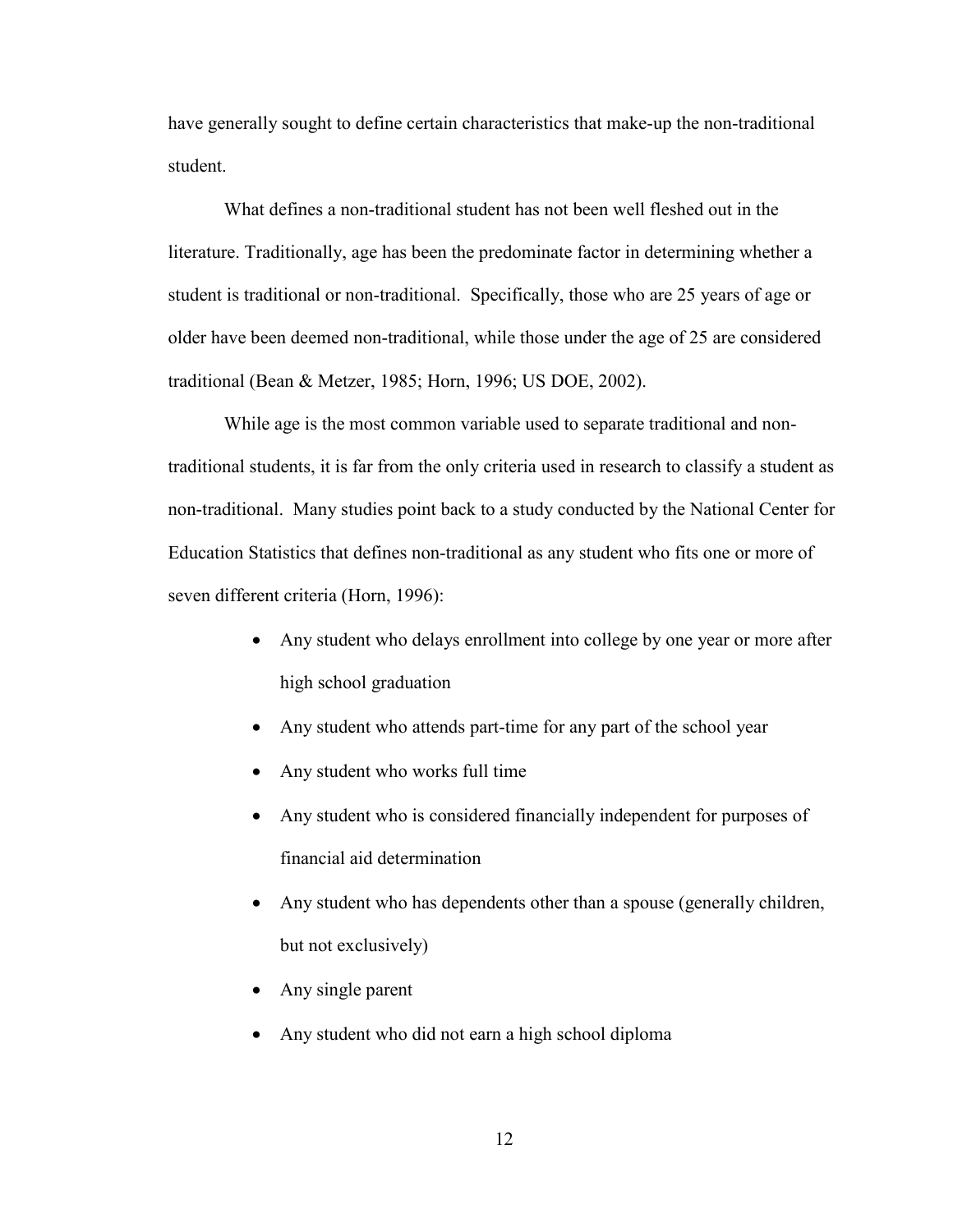have generally sought to define certain characteristics that make-up the non-traditional student.

What defines a non-traditional student has not been well fleshed out in the literature. Traditionally, age has been the predominate factor in determining whether a student is traditional or non-traditional. Specifically, those who are 25 years of age or older have been deemed non-traditional, while those under the age of 25 are considered traditional (Bean & Metzer, 1985; Horn, 1996; US DOE, 2002).

While age is the most common variable used to separate traditional and non-traditional students, it is far from the only criteria used in research to classify a student as non-traditional. Many studies point back to a study conducted by the National Center for Education Statistics that defines non-traditional as any student who fits one or more of seven different criteria (Horn, 1996):

- Any student who delays enrollment into college by one year or more after high school graduation
- Any student who attends part-time for any part of the school year
- Any student who works full time
- Any student who is considered financially independent for purposes of financial aid determination
- Any student who has dependents other than a spouse (generally children, but not exclusively)
- Any single parent
- Any student who did not earn a high school diploma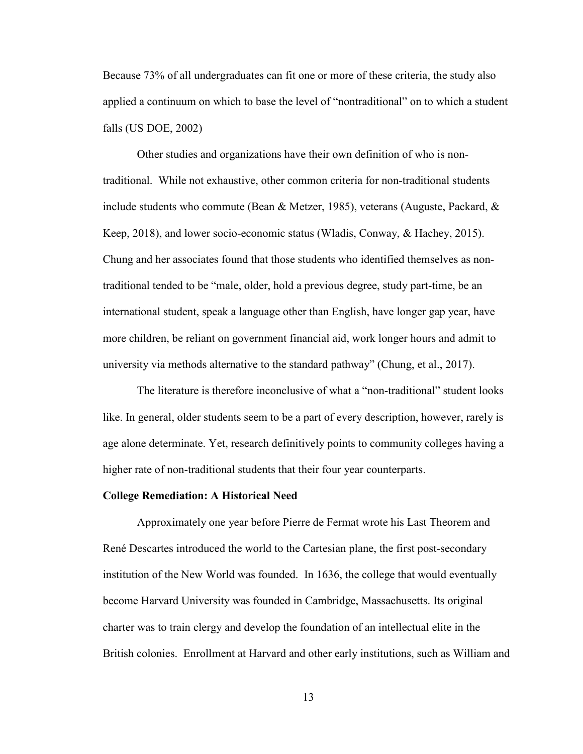Because 73% of all undergraduates can fit one or more of these criteria, the study also applied a continuum on which to base the level of "nontraditional" on to which a student falls (US DOE, 2002)

Other studies and organizations have their own definition of who is non-traditional. While not exhaustive, other common criteria for non-traditional students include students who commute (Bean & Metzer, 1985), veterans (Auguste, Packard, & Keep, 2018), and lower socio-economic status (Wladis, Conway, & Hachey, 2015). Chung and her associates found that those students who identified themselves as non-traditional tended to be "male, older, hold a previous degree, study part-time, be an international student, speak a language other than English, have longer gap year, have more children, be reliant on government financial aid, work longer hours and admit to university via methods alternative to the standard pathway" (Chung, et al., 2017).

The literature is therefore inconclusive of what a "non-traditional" student looks like. In general, older students seem to be a part of every description, however, rarely is age alone determinate. Yet, research definitively points to community colleges having a higher rate of non-traditional students that their four year counterparts.

**College Remediation: A Historical Need**

Approximately one year before Pierre de Fermat wrote his Last Theorem and René Descartes introduced the world to the Cartesian plane, the first post-secondary institution of the New World was founded. In 1636, the college that would eventually become Harvard University was founded in Cambridge, Massachusetts. Its original charter was to train clergy and develop the foundation of an intellectual elite in the British colonies. Enrollment at Harvard and other early institutions, such as William and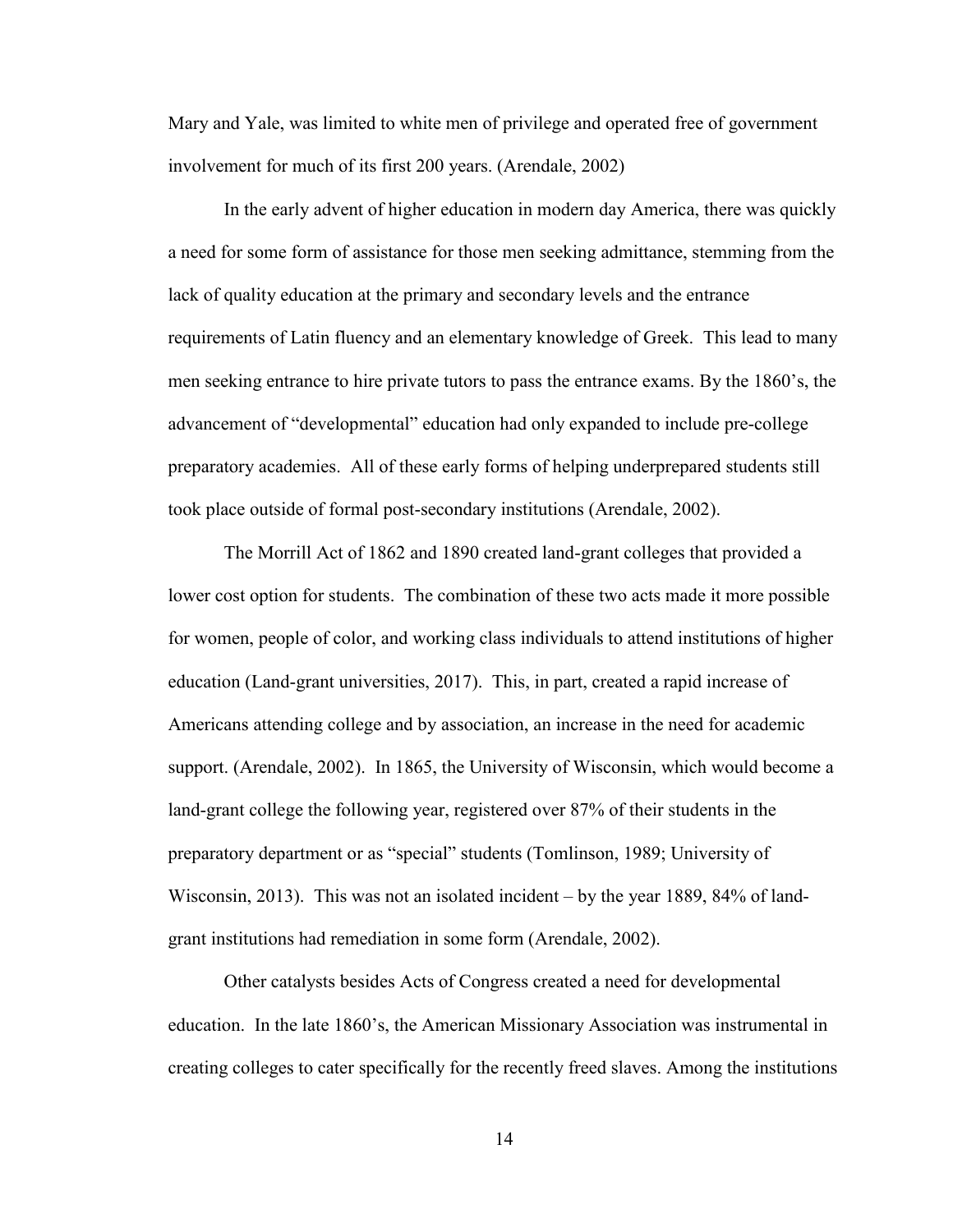Mary and Yale, was limited to white men of privilege and operated free of government involvement for much of its first 200 years. (Arendale, 2002)

In the early advent of higher education in modern day America, there was quickly a need for some form of assistance for those men seeking admittance, stemming from the lack of quality education at the primary and secondary levels and the entrance requirements of Latin fluency and an elementary knowledge of Greek. This lead to many men seeking entrance to hire private tutors to pass the entrance exams. By the 1860's, the advancement of "developmental" education had only expanded to include pre-college preparatory academies. All of these early forms of helping underprepared students still took place outside of formal post-secondary institutions (Arendale, 2002).

The Morrill Act of 1862 and 1890 created land-grant colleges that provided a lower cost option for students. The combination of these two acts made it more possible for women, people of color, and working class individuals to attend institutions of higher education (Land-grant universities, 2017). This, in part, created a rapid increase of Americans attending college and by association, an increase in the need for academic support. (Arendale, 2002). In 1865, the University of Wisconsin, which would become a land-grant college the following year, registered over 87% of their students in the preparatory department or as "special" students (Tomlinson, 1989; University of Wisconsin, 2013). This was not an isolated incident – by the year 1889, 84% of land-grant institutions had remediation in some form (Arendale, 2002).

Other catalysts besides Acts of Congress created a need for developmental education. In the late 1860's, the American Missionary Association was instrumental in creating colleges to cater specifically for the recently freed slaves. Among the institutions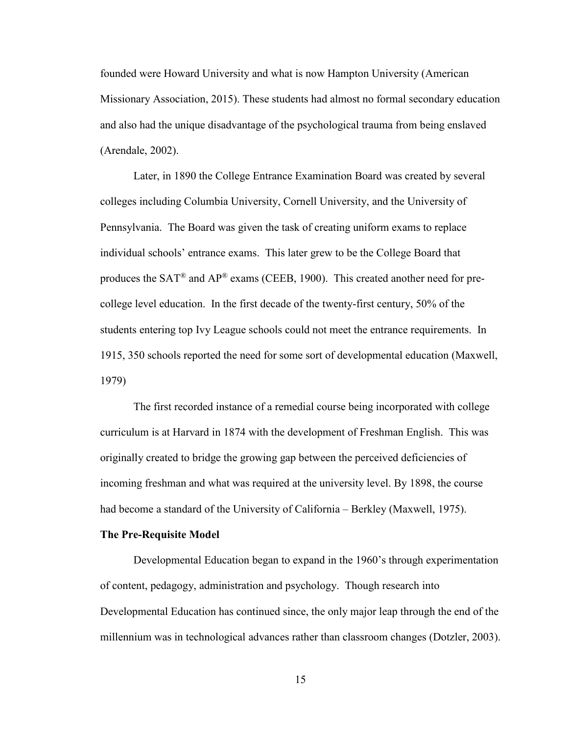founded were Howard University and what is now Hampton University (American Missionary Association, 2015). These students had almost no formal secondary education and also had the unique disadvantage of the psychological trauma from being enslaved (Arendale, 2002).

Later, in 1890 the College Entrance Examination Board was created by several colleges including Columbia University, Cornell University, and the University of Pennsylvania. The Board was given the task of creating uniform exams to replace individual schools' entrance exams. This later grew to be the College Board that produces the SAT® and AP® exams (CEEB, 1900). This created another need for pre-college level education. In the first decade of the twenty-first century, 50% of the students entering top Ivy League schools could not meet the entrance requirements. In 1915, 350 schools reported the need for some sort of developmental education (Maxwell, 1979)

The first recorded instance of a remedial course being incorporated with college curriculum is at Harvard in 1874 with the development of Freshman English. This was originally created to bridge the growing gap between the perceived deficiencies of incoming freshman and what was required at the university level. By 1898, the course had become a standard of the University of California – Berkley (Maxwell, 1975).

**The Pre-Requisite Model**

Developmental Education began to expand in the 1960's through experimentation of content, pedagogy, administration and psychology. Though research into Developmental Education has continued since, the only major leap through the end of the millennium was in technological advances rather than classroom changes (Dotzler, 2003).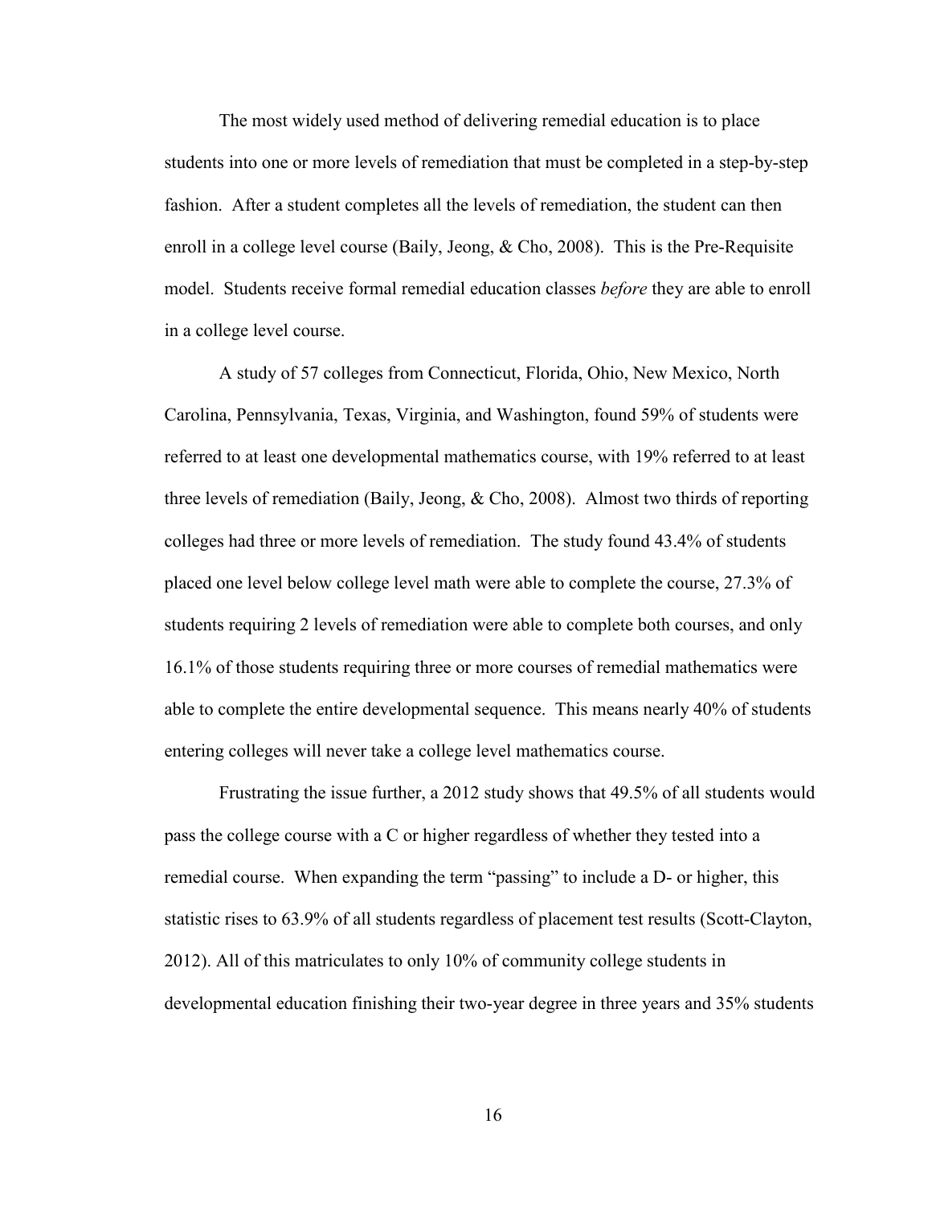The most widely used method of delivering remedial education is to place students into one or more levels of remediation that must be completed in a step-by-step fashion. After a student completes all the levels of remediation, the student can then enroll in a college level course (Baily, Jeong, & Cho, 2008). This is the Pre-Requisite model. Students receive formal remedial education classes *before* they are able to enroll in a college level course.

A study of 57 colleges from Connecticut, Florida, Ohio, New Mexico, North Carolina, Pennsylvania, Texas, Virginia, and Washington, found 59% of students were referred to at least one developmental mathematics course, with 19% referred to at least three levels of remediation (Baily, Jeong, & Cho, 2008). Almost two thirds of reporting colleges had three or more levels of remediation. The study found 43.4% of students placed one level below college level math were able to complete the course, 27.3% of students requiring 2 levels of remediation were able to complete both courses, and only 16.1% of those students requiring three or more courses of remedial mathematics were able to complete the entire developmental sequence. This means nearly 40% of students entering colleges will never take a college level mathematics course.

Frustrating the issue further, a 2012 study shows that 49.5% of all students would pass the college course with a C or higher regardless of whether they tested into a remedial course. When expanding the term "passing" to include a D- or higher, this statistic rises to 63.9% of all students regardless of placement test results (Scott-Clayton, 2012). All of this matriculates to only 10% of community college students in developmental education finishing their two-year degree in three years and 35% students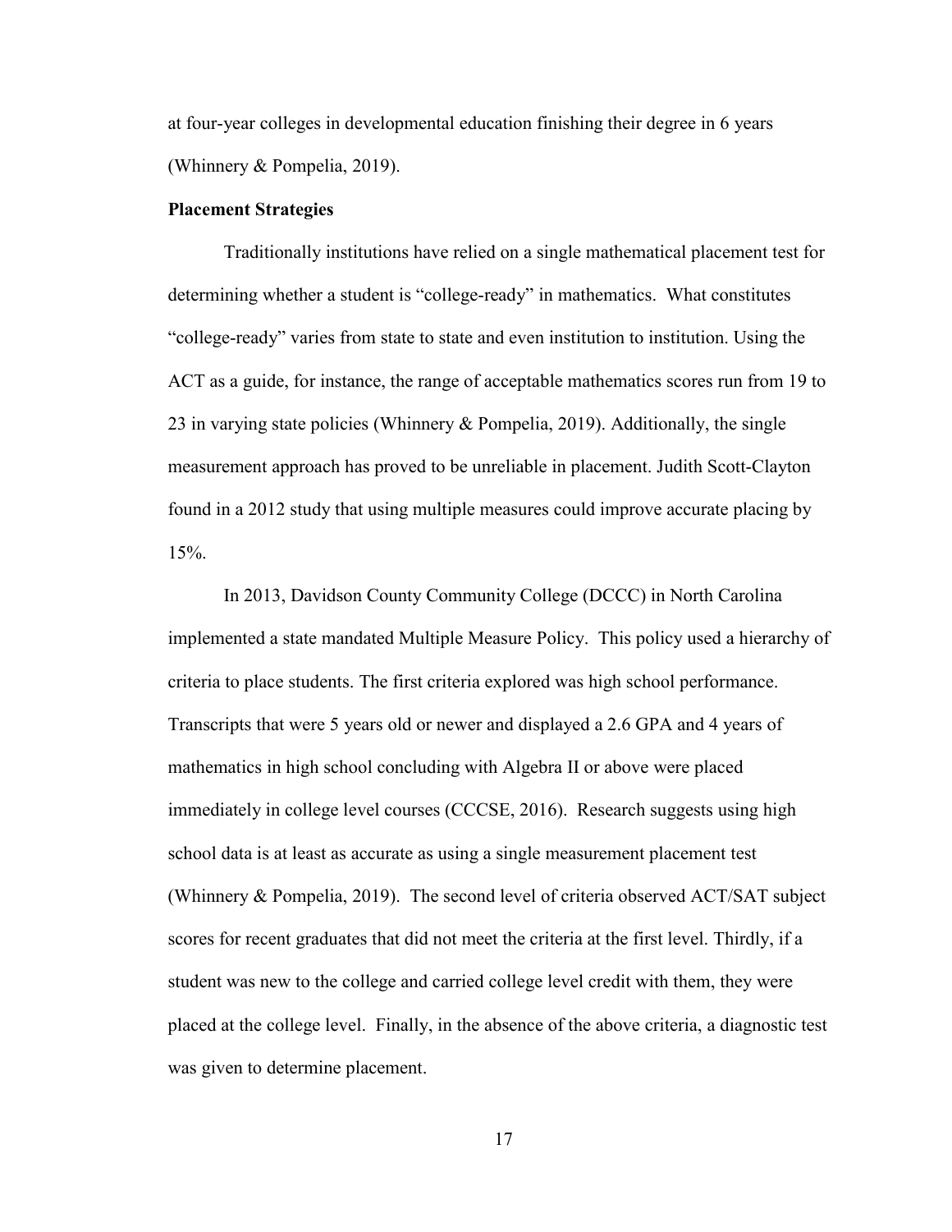at four-year colleges in developmental education finishing their degree in 6 years (Whinnery & Pompelia, 2019).

**Placement Strategies**

Traditionally institutions have relied on a single mathematical placement test for determining whether a student is "college-ready" in mathematics. What constitutes "college-ready" varies from state to state and even institution to institution. Using the ACT as a guide, for instance, the range of acceptable mathematics scores run from 19 to 23 in varying state policies (Whinnery & Pompelia, 2019). Additionally, the single measurement approach has proved to be unreliable in placement. Judith Scott-Clayton found in a 2012 study that using multiple measures could improve accurate placing by 15%.

In 2013, Davidson County Community College (DCCC) in North Carolina implemented a state mandated Multiple Measure Policy. This policy used a hierarchy of criteria to place students. The first criteria explored was high school performance. Transcripts that were 5 years old or newer and displayed a 2.6 GPA and 4 years of mathematics in high school concluding with Algebra II or above were placed immediately in college level courses (CCCSE, 2016). Research suggests using high school data is at least as accurate as using a single measurement placement test (Whinnery & Pompelia, 2019). The second level of criteria observed ACT/SAT subject scores for recent graduates that did not meet the criteria at the first level. Thirdly, if a student was new to the college and carried college level credit with them, they were placed at the college level. Finally, in the absence of the above criteria, a diagnostic test was given to determine placement.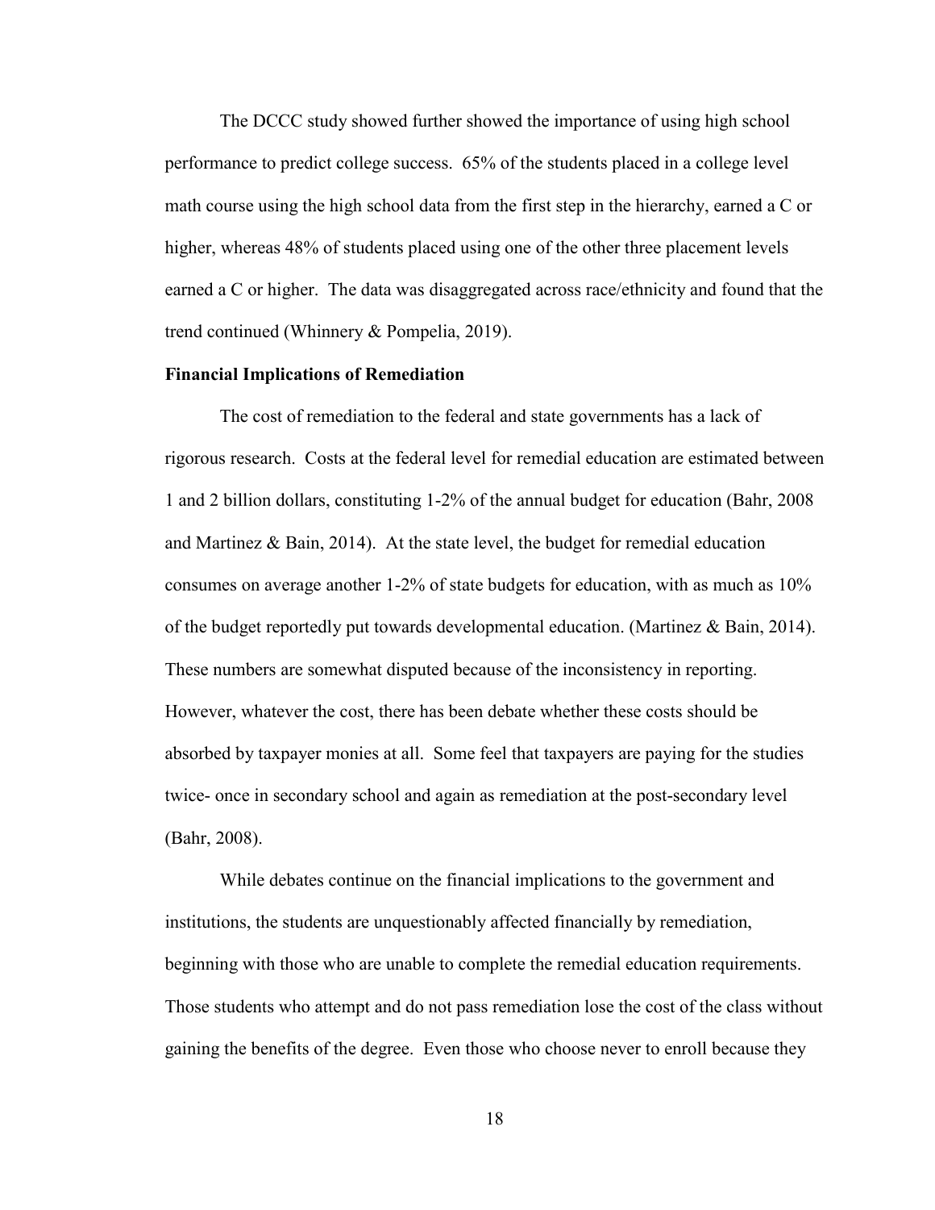The DCCC study showed further showed the importance of using high school performance to predict college success. 65% of the students placed in a college level math course using the high school data from the first step in the hierarchy, earned a C or higher, whereas 48% of students placed using one of the other three placement levels earned a C or higher. The data was disaggregated across race/ethnicity and found that the trend continued (Whinnery & Pompelia, 2019).

### Financial Implications of Remediation

The cost of remediation to the federal and state governments has a lack of rigorous research. Costs at the federal level for remedial education are estimated between 1 and 2 billion dollars, constituting 1-2% of the annual budget for education (Bahr, 2008 and Martinez & Bain, 2014). At the state level, the budget for remedial education consumes on average another 1-2% of state budgets for education, with as much as 10% of the budget reportedly put towards developmental education. (Martinez & Bain, 2014). These numbers are somewhat disputed because of the inconsistency in reporting. However, whatever the cost, there has been debate whether these costs should be absorbed by taxpayer monies at all. Some feel that taxpayers are paying for the studies twice- once in secondary school and again as remediation at the post-secondary level (Bahr, 2008).

While debates continue on the financial implications to the government and institutions, the students are unquestionably affected financially by remediation, beginning with those who are unable to complete the remedial education requirements. Those students who attempt and do not pass remediation lose the cost of the class without gaining the benefits of the degree. Even those who choose never to enroll because they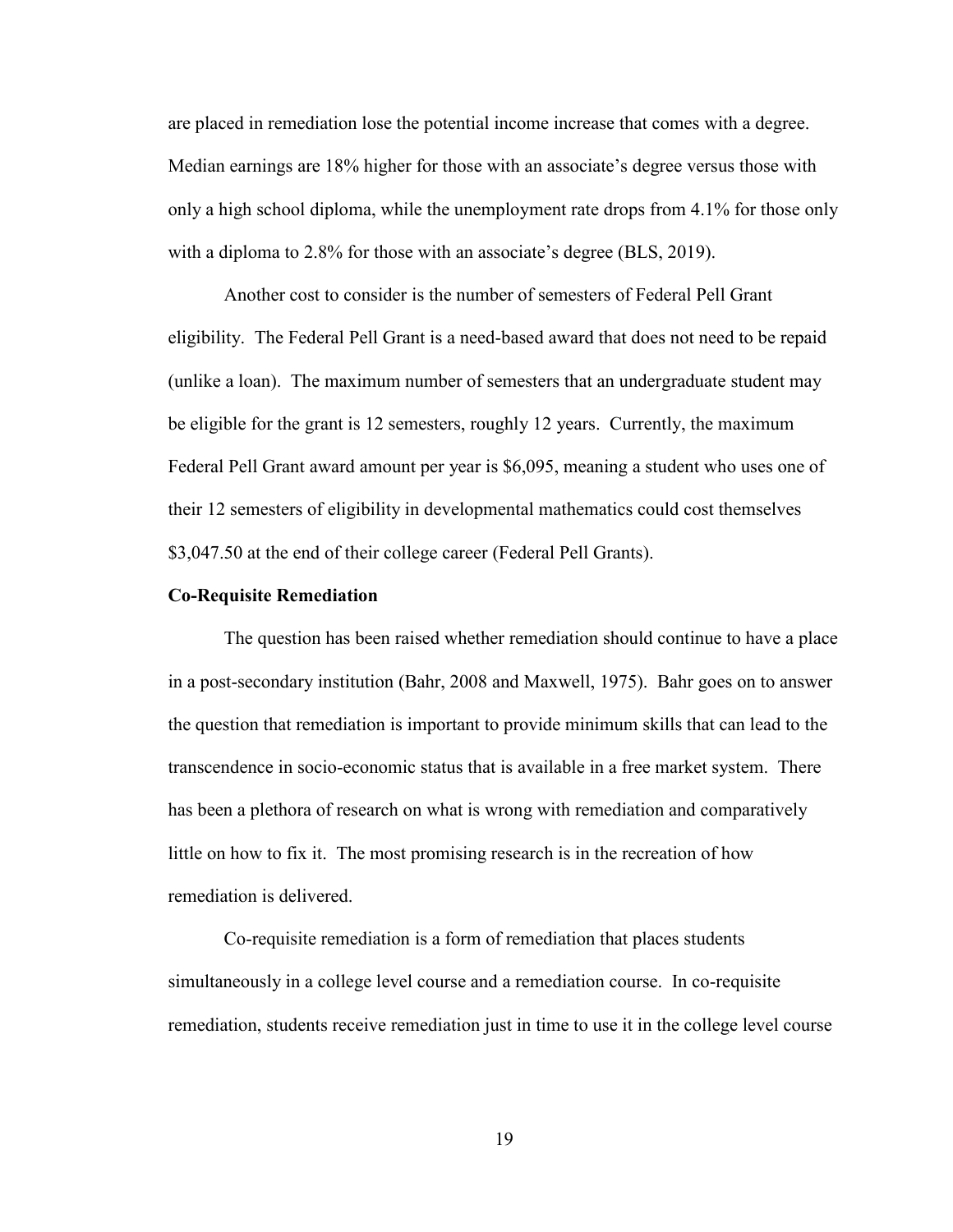are placed in remediation lose the potential income increase that comes with a degree. Median earnings are 18% higher for those with an associate's degree versus those with only a high school diploma, while the unemployment rate drops from 4.1% for those only with a diploma to 2.8% for those with an associate's degree (BLS, 2019).

Another cost to consider is the number of semesters of Federal Pell Grant eligibility. The Federal Pell Grant is a need-based award that does not need to be repaid (unlike a loan). The maximum number of semesters that an undergraduate student may be eligible for the grant is 12 semesters, roughly 12 years. Currently, the maximum Federal Pell Grant award amount per year is $6,095, meaning a student who uses one of their 12 semesters of eligibility in developmental mathematics could cost themselves $3,047.50 at the end of their college career (Federal Pell Grants).

**Co-Requisite Remediation**

The question has been raised whether remediation should continue to have a place in a post-secondary institution (Bahr, 2008 and Maxwell, 1975). Bahr goes on to answer the question that remediation is important to provide minimum skills that can lead to the transcendence in socio-economic status that is available in a free market system. There has been a plethora of research on what is wrong with remediation and comparatively little on how to fix it. The most promising research is in the recreation of how remediation is delivered.

Co-requisite remediation is a form of remediation that places students simultaneously in a college level course and a remediation course. In co-requisite remediation, students receive remediation just in time to use it in the college level course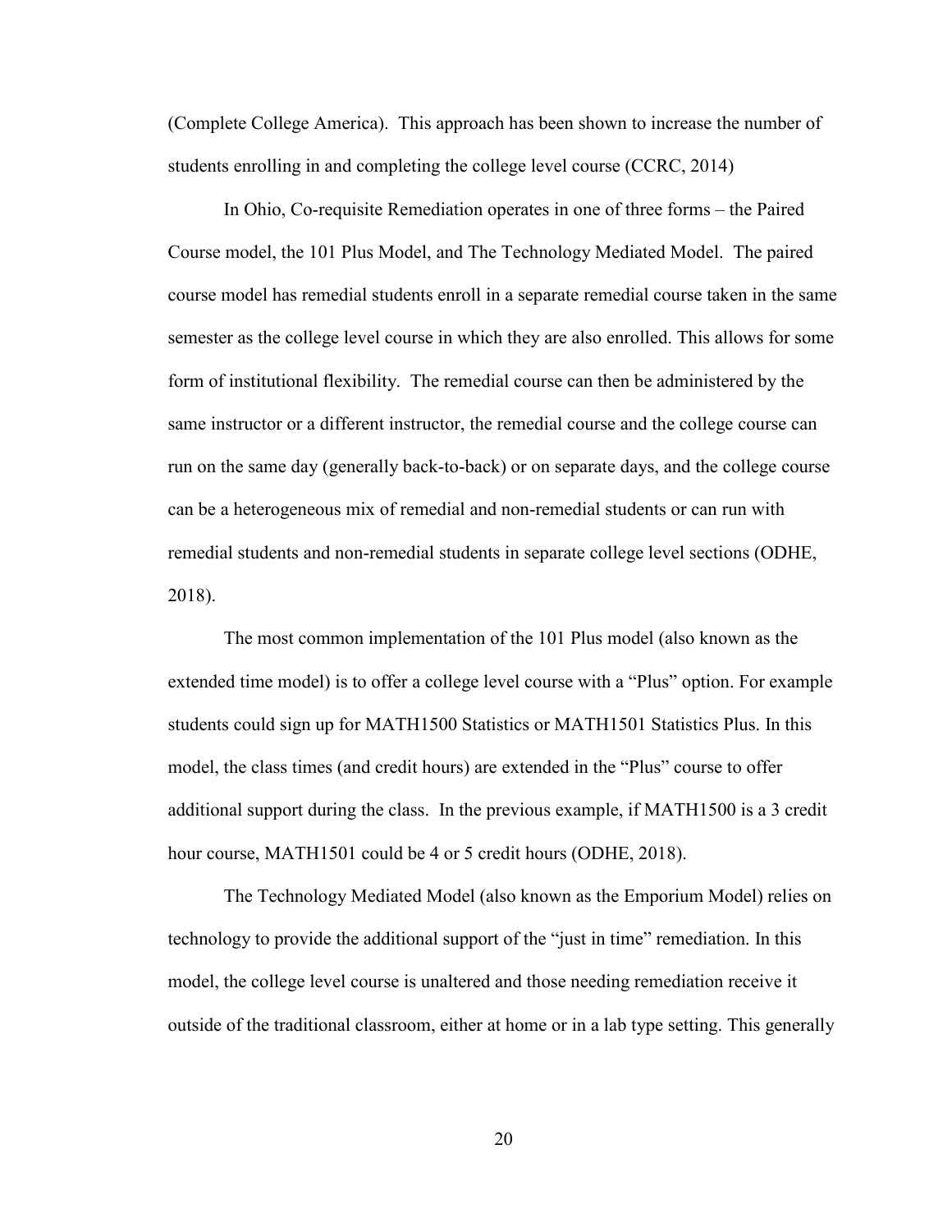(Complete College America). This approach has been shown to increase the number of students enrolling in and completing the college level course (CCRC, 2014)

In Ohio, Co-requisite Remediation operates in one of three forms – the Paired Course model, the 101 Plus Model, and The Technology Mediated Model. The paired course model has remedial students enroll in a separate remedial course taken in the same semester as the college level course in which they are also enrolled. This allows for some form of institutional flexibility. The remedial course can then be administered by the same instructor or a different instructor, the remedial course and the college course can run on the same day (generally back-to-back) or on separate days, and the college course can be a heterogeneous mix of remedial and non-remedial students or can run with remedial students and non-remedial students in separate college level sections (ODHE, 2018).

The most common implementation of the 101 Plus model (also known as the extended time model) is to offer a college level course with a "Plus" option. For example students could sign up for MATH1500 Statistics or MATH1501 Statistics Plus. In this model, the class times (and credit hours) are extended in the "Plus" course to offer additional support during the class. In the previous example, if MATH1500 is a 3 credit hour course, MATH1501 could be 4 or 5 credit hours (ODHE, 2018).

The Technology Mediated Model (also known as the Emporium Model) relies on technology to provide the additional support of the "just in time" remediation. In this model, the college level course is unaltered and those needing remediation receive it outside of the traditional classroom, either at home or in a lab type setting. This generally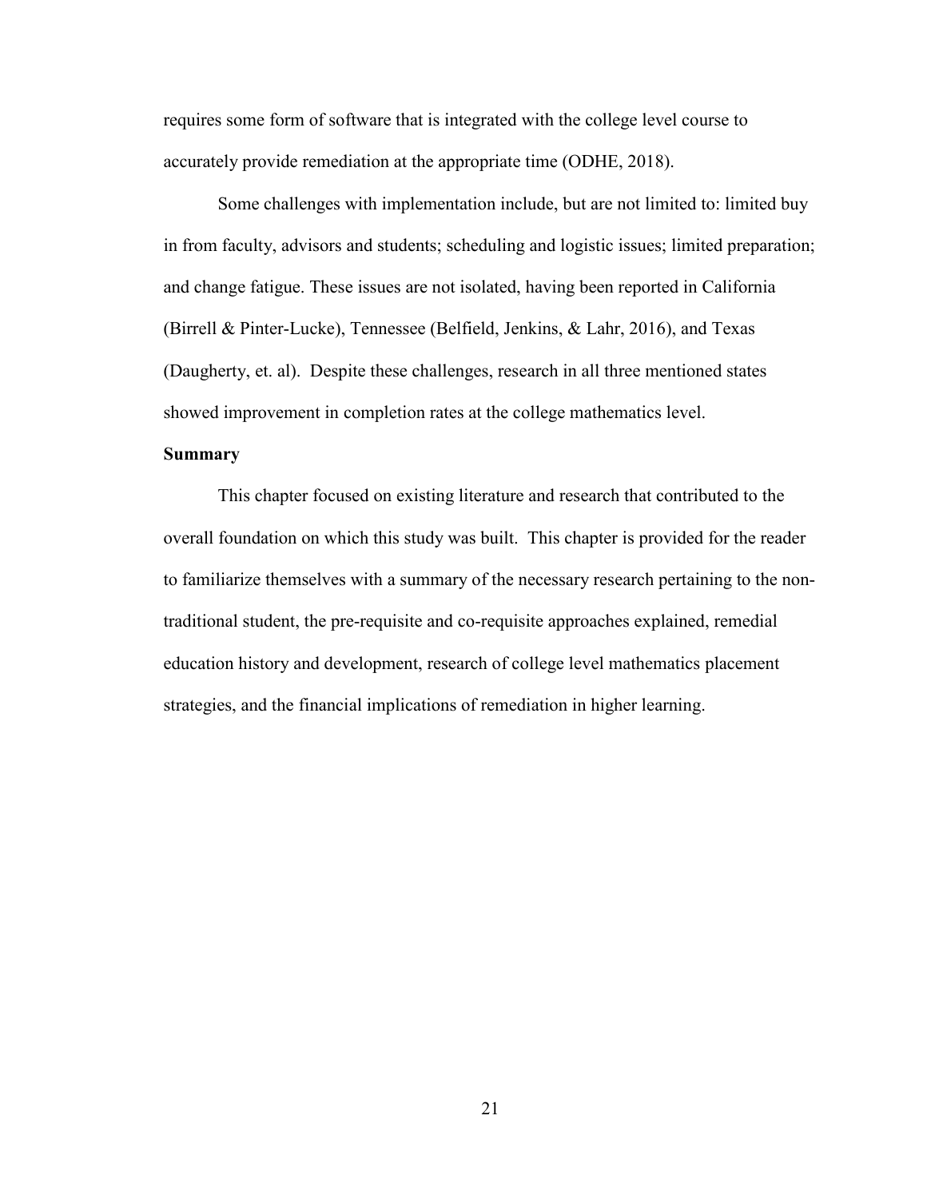requires some form of software that is integrated with the college level course to accurately provide remediation at the appropriate time (ODHE, 2018).

Some challenges with implementation include, but are not limited to: limited buy in from faculty, advisors and students; scheduling and logistic issues; limited preparation; and change fatigue. These issues are not isolated, having been reported in California (Birrell & Pinter-Lucke), Tennessee (Belfield, Jenkins, & Lahr, 2016), and Texas (Daugherty, et. al). Despite these challenges, research in all three mentioned states showed improvement in completion rates at the college mathematics level.

**Summary**

This chapter focused on existing literature and research that contributed to the overall foundation on which this study was built. This chapter is provided for the reader to familiarize themselves with a summary of the necessary research pertaining to the non-traditional student, the pre-requisite and co-requisite approaches explained, remedial education history and development, research of college level mathematics placement strategies, and the financial implications of remediation in higher learning.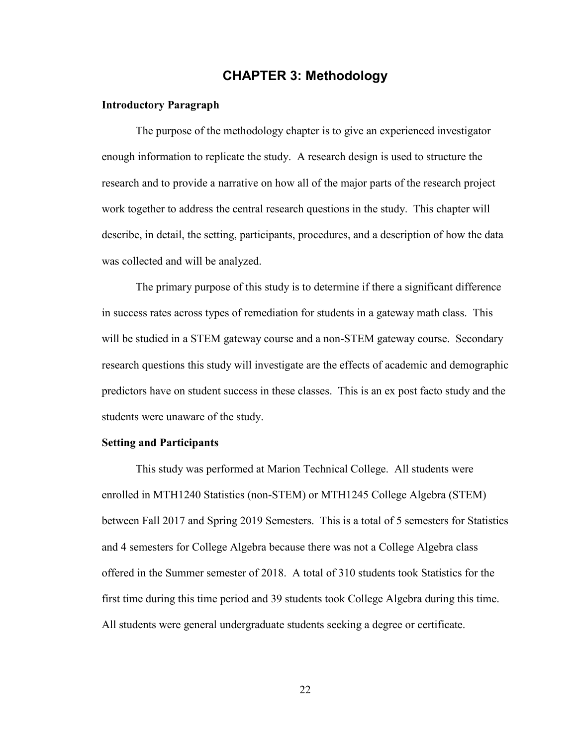# CHAPTER 3: Methodology

### Introductory Paragraph

The purpose of the methodology chapter is to give an experienced investigator enough information to replicate the study. A research design is used to structure the research and to provide a narrative on how all of the major parts of the research project work together to address the central research questions in the study. This chapter will describe, in detail, the setting, participants, procedures, and a description of how the data was collected and will be analyzed.

The primary purpose of this study is to determine if there a significant difference in success rates across types of remediation for students in a gateway math class. This will be studied in a STEM gateway course and a non-STEM gateway course. Secondary research questions this study will investigate are the effects of academic and demographic predictors have on student success in these classes. This is an ex post facto study and the students were unaware of the study.

### Setting and Participants

This study was performed at Marion Technical College. All students were enrolled in MTH1240 Statistics (non-STEM) or MTH1245 College Algebra (STEM) between Fall 2017 and Spring 2019 Semesters. This is a total of 5 semesters for Statistics and 4 semesters for College Algebra because there was not a College Algebra class offered in the Summer semester of 2018. A total of 310 students took Statistics for the first time during this time period and 39 students took College Algebra during this time. All students were general undergraduate students seeking a degree or certificate.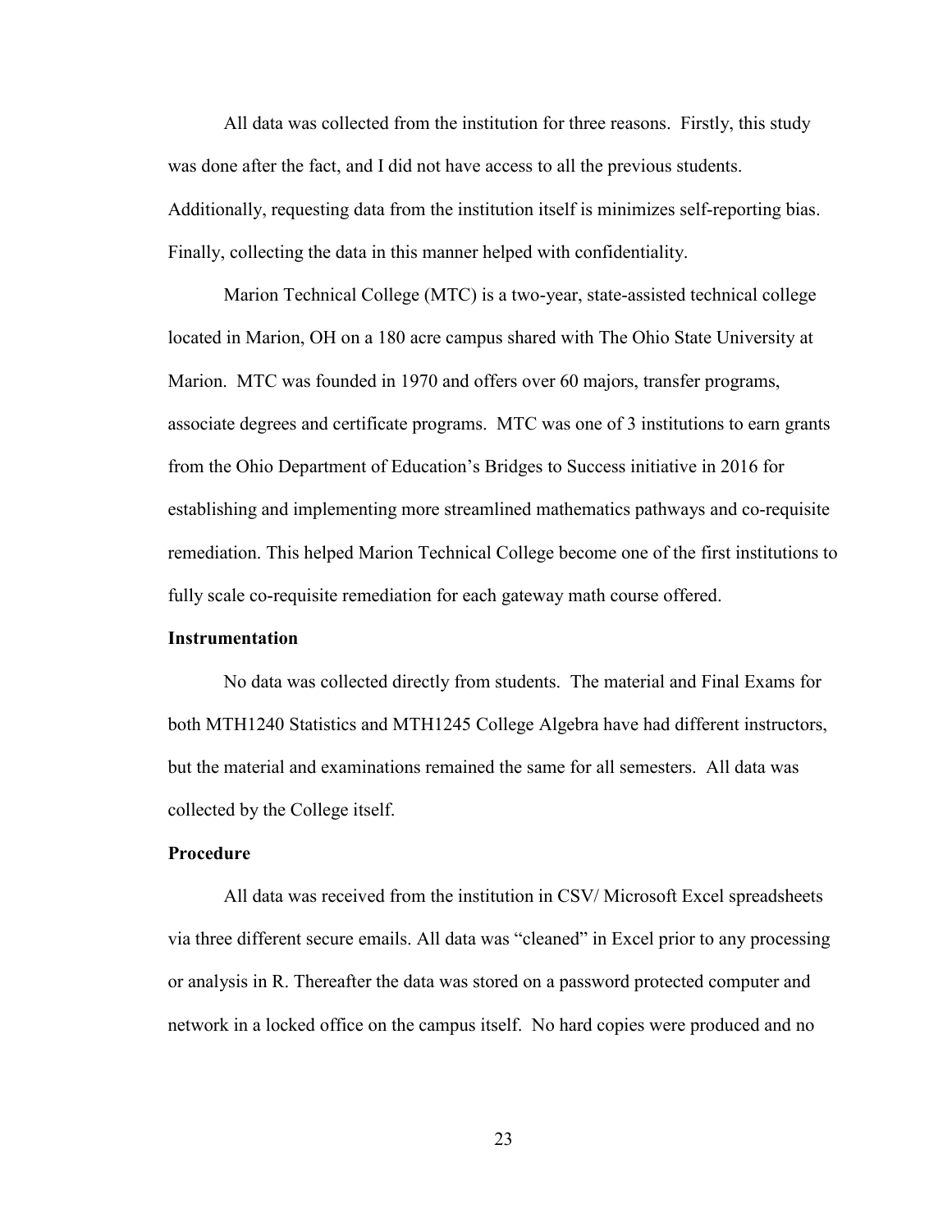All data was collected from the institution for three reasons. Firstly, this study was done after the fact, and I did not have access to all the previous students. Additionally, requesting data from the institution itself is minimizes self-reporting bias. Finally, collecting the data in this manner helped with confidentiality.

Marion Technical College (MTC) is a two-year, state-assisted technical college located in Marion, OH on a 180 acre campus shared with The Ohio State University at Marion. MTC was founded in 1970 and offers over 60 majors, transfer programs, associate degrees and certificate programs. MTC was one of 3 institutions to earn grants from the Ohio Department of Education's Bridges to Success initiative in 2016 for establishing and implementing more streamlined mathematics pathways and co-requisite remediation. This helped Marion Technical College become one of the first institutions to fully scale co-requisite remediation for each gateway math course offered.

**Instrumentation**

No data was collected directly from students. The material and Final Exams for both MTH1240 Statistics and MTH1245 College Algebra have had different instructors, but the material and examinations remained the same for all semesters. All data was collected by the College itself.

**Procedure**

All data was received from the institution in CSV/ Microsoft Excel spreadsheets via three different secure emails. All data was "cleaned" in Excel prior to any processing or analysis in R. Thereafter the data was stored on a password protected computer and network in a locked office on the campus itself. No hard copies were produced and no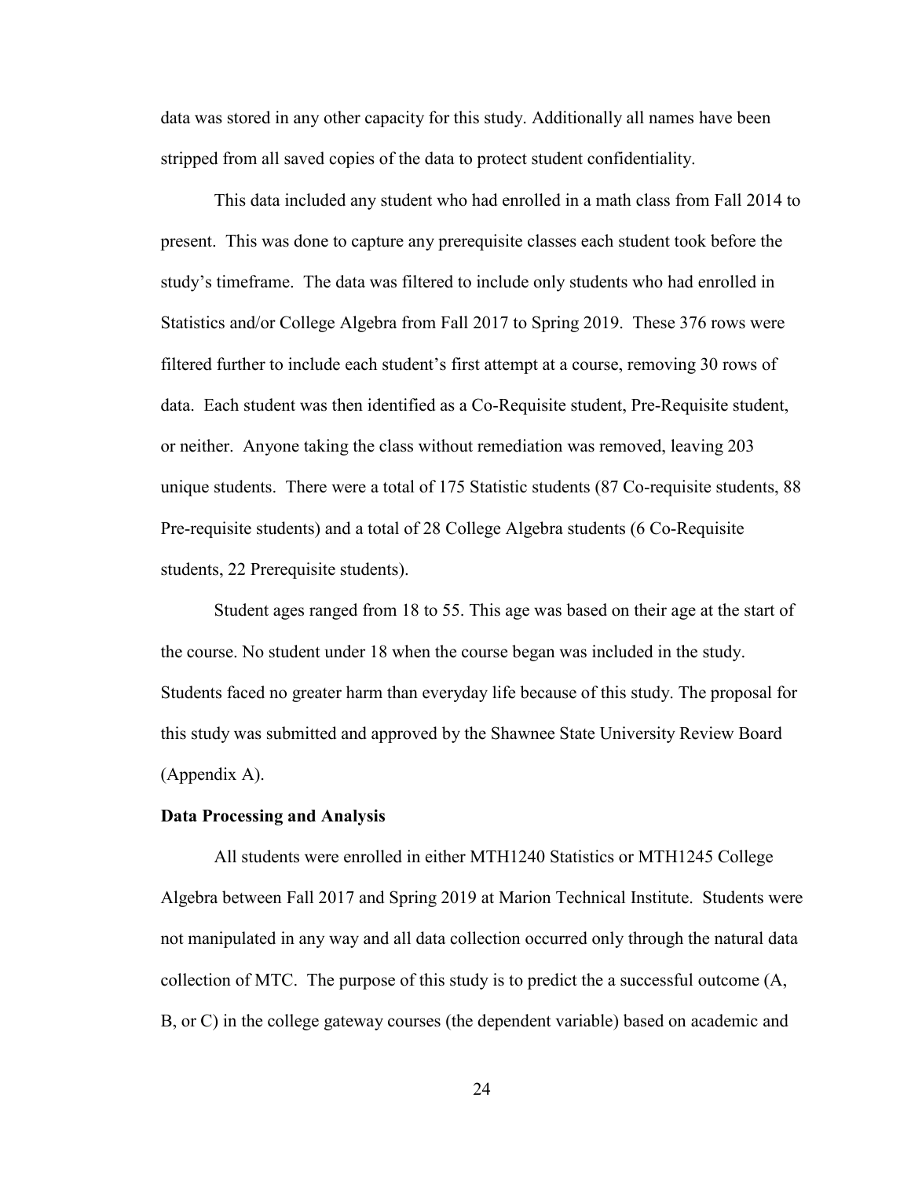data was stored in any other capacity for this study. Additionally all names have been stripped from all saved copies of the data to protect student confidentiality.

This data included any student who had enrolled in a math class from Fall 2014 to present. This was done to capture any prerequisite classes each student took before the study's timeframe. The data was filtered to include only students who had enrolled in Statistics and/or College Algebra from Fall 2017 to Spring 2019. These 376 rows were filtered further to include each student's first attempt at a course, removing 30 rows of data. Each student was then identified as a Co-Requisite student, Pre-Requisite student, or neither. Anyone taking the class without remediation was removed, leaving 203 unique students. There were a total of 175 Statistic students (87 Co-requisite students, 88 Pre-requisite students) and a total of 28 College Algebra students (6 Co-Requisite students, 22 Prerequisite students).

Student ages ranged from 18 to 55. This age was based on their age at the start of the course. No student under 18 when the course began was included in the study. Students faced no greater harm than everyday life because of this study. The proposal for this study was submitted and approved by the Shawnee State University Review Board (Appendix A).

**Data Processing and Analysis**

All students were enrolled in either MTH1240 Statistics or MTH1245 College Algebra between Fall 2017 and Spring 2019 at Marion Technical Institute. Students were not manipulated in any way and all data collection occurred only through the natural data collection of MTC. The purpose of this study is to predict the a successful outcome (A, B, or C) in the college gateway courses (the dependent variable) based on academic and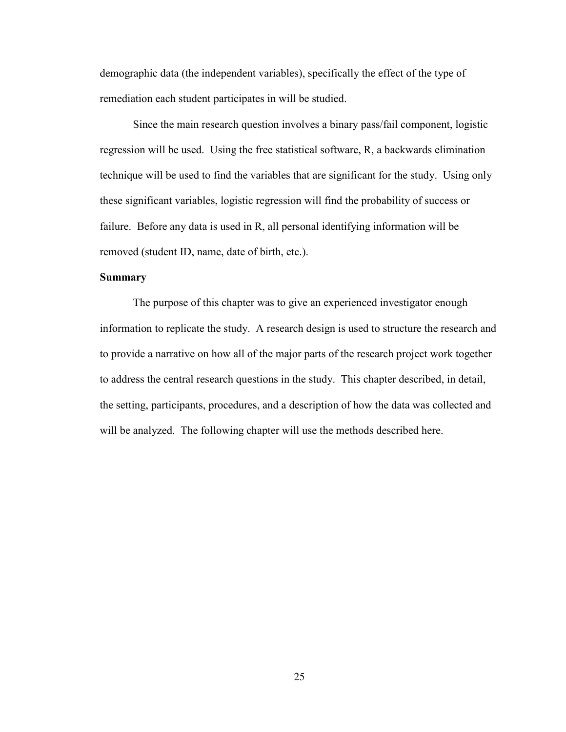demographic data (the independent variables), specifically the effect of the type of remediation each student participates in will be studied.

Since the main research question involves a binary pass/fail component, logistic regression will be used. Using the free statistical software, R, a backwards elimination technique will be used to find the variables that are significant for the study. Using only these significant variables, logistic regression will find the probability of success or failure. Before any data is used in R, all personal identifying information will be removed (student ID, name, date of birth, etc.).

**Summary**

The purpose of this chapter was to give an experienced investigator enough information to replicate the study. A research design is used to structure the research and to provide a narrative on how all of the major parts of the research project work together to address the central research questions in the study. This chapter described, in detail, the setting, participants, procedures, and a description of how the data was collected and will be analyzed. The following chapter will use the methods described here.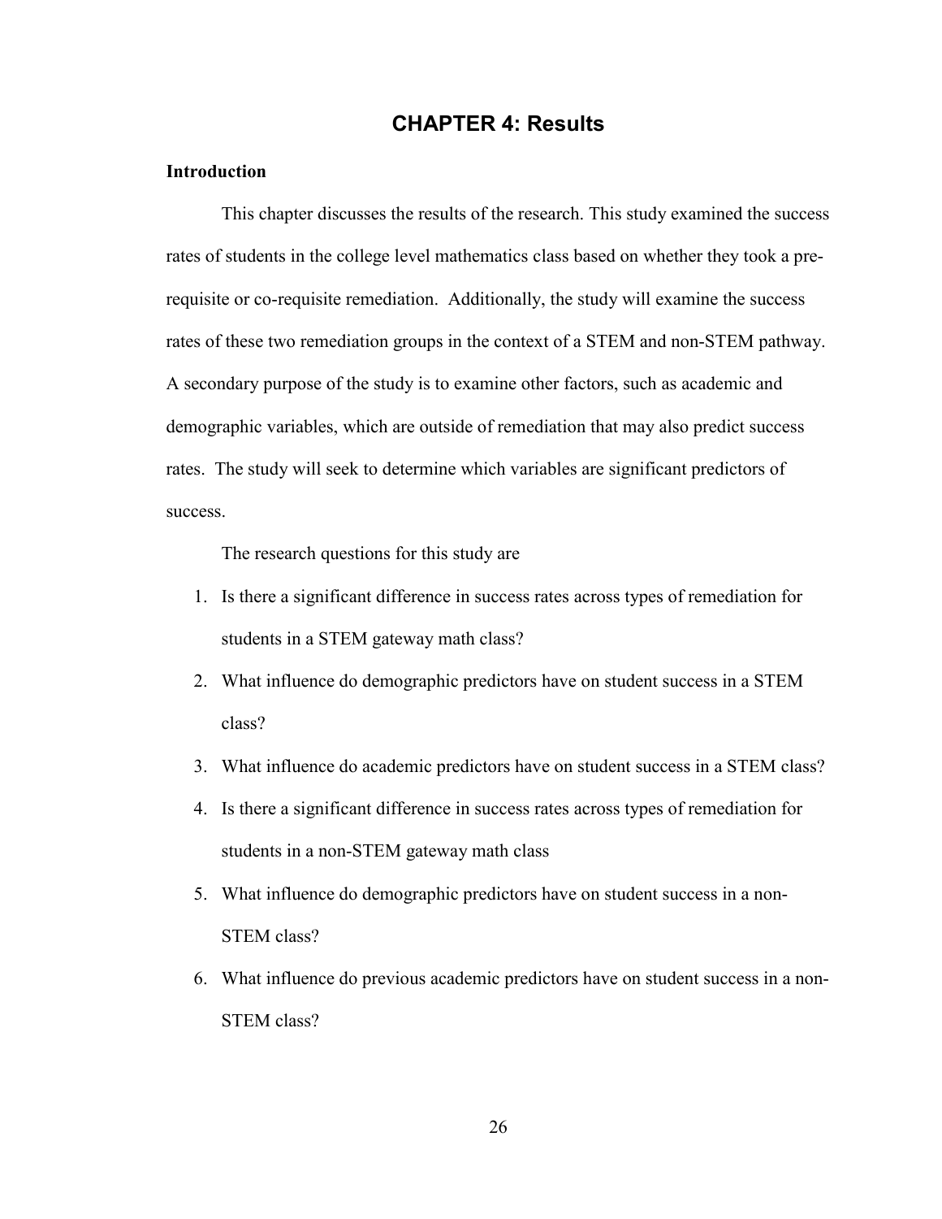# CHAPTER 4: Results

## Introduction

This chapter discusses the results of the research. This study examined the success rates of students in the college level mathematics class based on whether they took a pre-requisite or co-requisite remediation. Additionally, the study will examine the success rates of these two remediation groups in the context of a STEM and non-STEM pathway. A secondary purpose of the study is to examine other factors, such as academic and demographic variables, which are outside of remediation that may also predict success rates. The study will seek to determine which variables are significant predictors of success.

The research questions for this study are

1. Is there a significant difference in success rates across types of remediation for students in a STEM gateway math class?
2. What influence do demographic predictors have on student success in a STEM class?
3. What influence do academic predictors have on student success in a STEM class?
4. Is there a significant difference in success rates across types of remediation for students in a non-STEM gateway math class
5. What influence do demographic predictors have on student success in a non-STEM class?
6. What influence do previous academic predictors have on student success in a non-STEM class?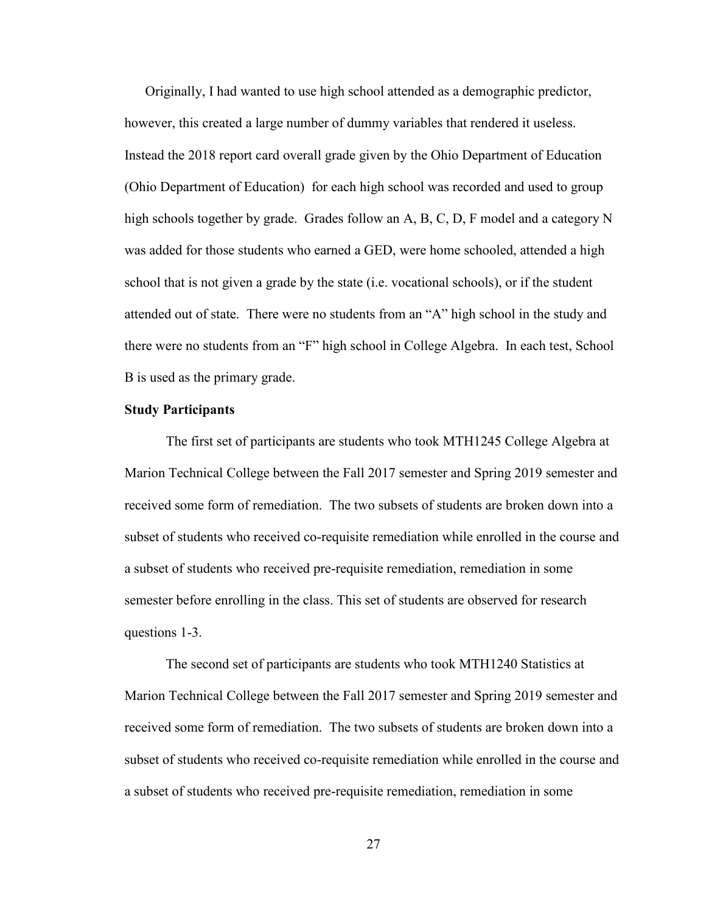Originally, I had wanted to use high school attended as a demographic predictor, however, this created a large number of dummy variables that rendered it useless. Instead the 2018 report card overall grade given by the Ohio Department of Education (Ohio Department of Education) for each high school was recorded and used to group high schools together by grade. Grades follow an A, B, C, D, F model and a category N was added for those students who earned a GED, were home schooled, attended a high school that is not given a grade by the state (i.e. vocational schools), or if the student attended out of state. There were no students from an "A" high school in the study and there were no students from an "F" high school in College Algebra. In each test, School B is used as the primary grade.

**Study Participants**

The first set of participants are students who took MTH1245 College Algebra at Marion Technical College between the Fall 2017 semester and Spring 2019 semester and received some form of remediation. The two subsets of students are broken down into a subset of students who received co-requisite remediation while enrolled in the course and a subset of students who received pre-requisite remediation, remediation in some semester before enrolling in the class. This set of students are observed for research questions 1-3.

The second set of participants are students who took MTH1240 Statistics at Marion Technical College between the Fall 2017 semester and Spring 2019 semester and received some form of remediation. The two subsets of students are broken down into a subset of students who received co-requisite remediation while enrolled in the course and a subset of students who received pre-requisite remediation, remediation in some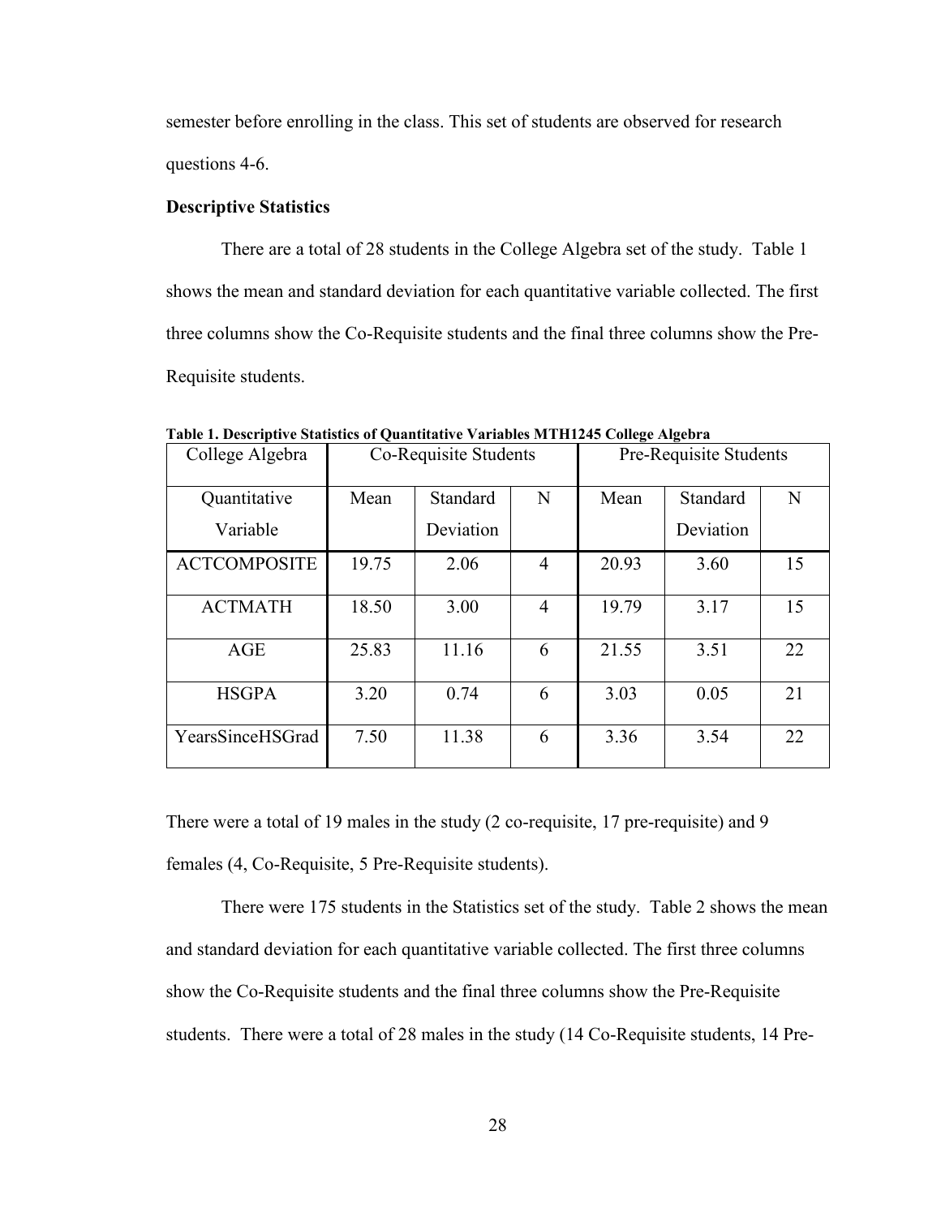semester before enrolling in the class. This set of students are observed for research questions 4-6.

**Descriptive Statistics**

There are a total of 28 students in the College Algebra set of the study. Table 1 shows the mean and standard deviation for each quantitative variable collected. The first three columns show the Co-Requisite students and the final three columns show the Pre-Requisite students.

**Table 1. Descriptive Statistics of Quantitative Variables MTH1245 College Algebra**

| College Algebra | Co-Requisite Students | | | Pre-Requisite Students | | |
|---|---|---|---|---|---|---|
| Quantitative Variable | Mean | Standard Deviation | N | Mean | Standard Deviation | N |
| ACTCOMPOSITE | 19.75 | 2.06 | 4 | 20.93 | 3.60 | 15 |
| ACTMATH | 18.50 | 3.00 | 4 | 19.79 | 3.17 | 15 |
| AGE | 25.83 | 11.16 | 6 | 21.55 | 3.51 | 22 |
| HSGPA | 3.20 | 0.74 | 6 | 3.03 | 0.05 | 21 |
| YearsSinceHSGrad | 7.50 | 11.38 | 6 | 3.36 | 3.54 | 22 |

There were a total of 19 males in the study (2 co-requisite, 17 pre-requisite) and 9 females (4, Co-Requisite, 5 Pre-Requisite students).

There were 175 students in the Statistics set of the study. Table 2 shows the mean and standard deviation for each quantitative variable collected. The first three columns show the Co-Requisite students and the final three columns show the Pre-Requisite students. There were a total of 28 males in the study (14 Co-Requisite students, 14 Pre-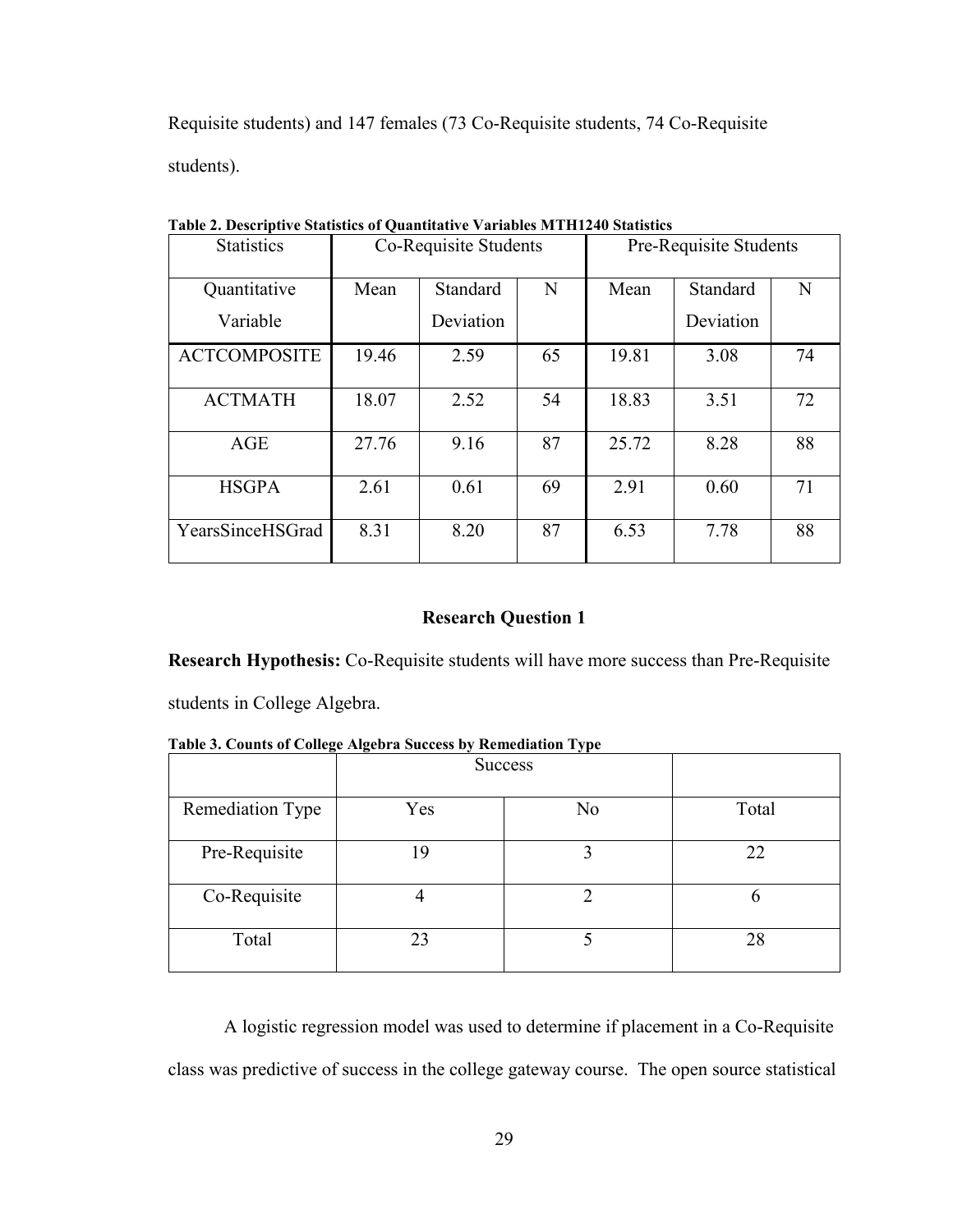Requisite students) and 147 females (73 Co-Requisite students, 74 Co-Requisite students).

**Table 2. Descriptive Statistics of Quantitative Variables MTH1240 Statistics**

| Statistics | Co-Requisite Students | | | Pre-Requisite Students | | |
|---|---|---|---|---|---|---|
| Quantitative Variable | Mean | Standard Deviation | N | Mean | Standard Deviation | N |
| ACTCOMPOSITE | 19.46 | 2.59 | 65 | 19.81 | 3.08 | 74 |
| ACTMATH | 18.07 | 2.52 | 54 | 18.83 | 3.51 | 72 |
| AGE | 27.76 | 9.16 | 87 | 25.72 | 8.28 | 88 |
| HSGPA | 2.61 | 0.61 | 69 | 2.91 | 0.60 | 71 |
| YearsSinceHSGrad | 8.31 | 8.20 | 87 | 6.53 | 7.78 | 88 |

## Research Question 1

**Research Hypothesis:** Co-Requisite students will have more success than Pre-Requisite students in College Algebra.

**Table 3. Counts of College Algebra Success by Remediation Type**

| | Success | | |
|---|---|---|---|
| Remediation Type | Yes | No | Total |
| Pre-Requisite | 19 | 3 | 22 |
| Co-Requisite | 4 | 2 | 6 |
| Total | 23 | 5 | 28 |

A logistic regression model was used to determine if placement in a Co-Requisite class was predictive of success in the college gateway course. The open source statistical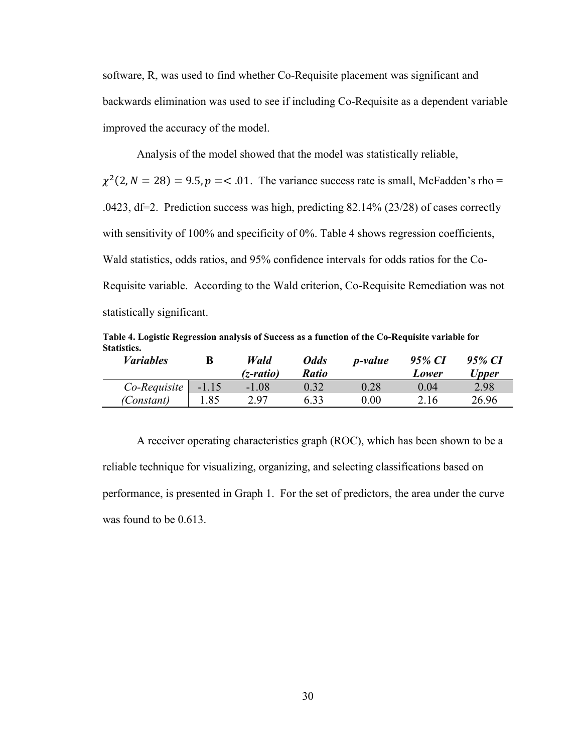software, R, was used to find whether Co-Requisite placement was significant and backwards elimination was used to see if including Co-Requisite as a dependent variable improved the accuracy of the model.

Analysis of the model showed that the model was statistically reliable, $\chi^2(2, N = 28) = 9.5, p =< .01$. The variance success rate is small, McFadden's rho = .0423, df=2. Prediction success was high, predicting 82.14% (23/28) of cases correctly with sensitivity of 100% and specificity of 0%. Table 4 shows regression coefficients, Wald statistics, odds ratios, and 95% confidence intervals for odds ratios for the Co-Requisite variable. According to the Wald criterion, Co-Requisite Remediation was not statistically significant.

**Table 4. Logistic Regression analysis of Success as a function of the Co-Requisite variable for Statistics.**

| *Variables* | **B** | *Wald (z-ratio)* | *Odds Ratio* | *p-value* | *95% CI Lower* | *95% CI Upper* |
|---|---|---|---|---|---|---|
| *Co-Requisite* | -1.15 | -1.08 | 0.32 | 0.28 | 0.04 | 2.98 |
| *(Constant)* | 1.85 | 2.97 | 6.33 | 0.00 | 2.16 | 26.96 |

A receiver operating characteristics graph (ROC), which has been shown to be a reliable technique for visualizing, organizing, and selecting classifications based on performance, is presented in Graph 1. For the set of predictors, the area under the curve was found to be 0.613.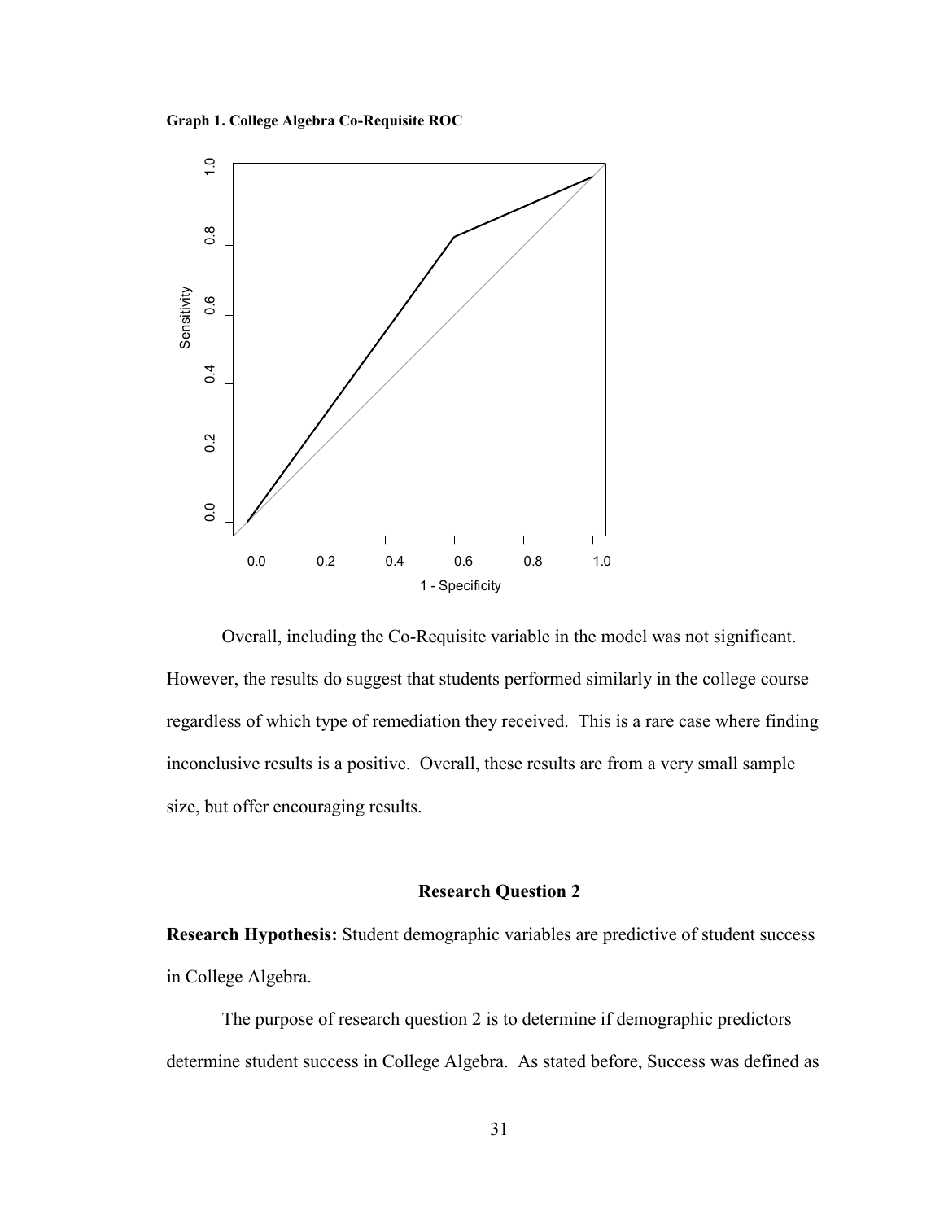**Graph 1. College Algebra Co-Requisite ROC**

Overall, including the Co-Requisite variable in the model was not significant. However, the results do suggest that students performed similarly in the college course regardless of which type of remediation they received. This is a rare case where finding inconclusive results is a positive. Overall, these results are from a very small sample size, but offer encouraging results.

### Research Question 2

**Research Hypothesis:** Student demographic variables are predictive of student success in College Algebra.

The purpose of research question 2 is to determine if demographic predictors determine student success in College Algebra. As stated before, Success was defined as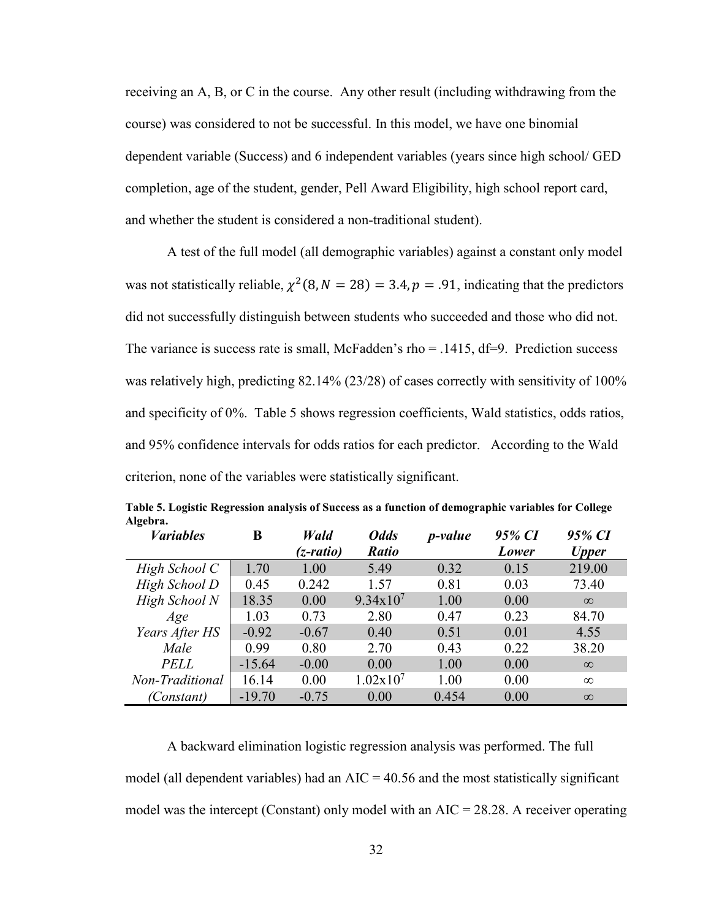receiving an A, B, or C in the course. Any other result (including withdrawing from the course) was considered to not be successful. In this model, we have one binomial dependent variable (Success) and 6 independent variables (years since high school/ GED completion, age of the student, gender, Pell Award Eligibility, high school report card, and whether the student is considered a non-traditional student).

A test of the full model (all demographic variables) against a constant only model was not statistically reliable, $\chi^2(8, N = 28) = 3.4, p = .91$, indicating that the predictors did not successfully distinguish between students who succeeded and those who did not. The variance is success rate is small, McFadden's rho = .1415, df=9. Prediction success was relatively high, predicting 82.14% (23/28) of cases correctly with sensitivity of 100% and specificity of 0%. Table 5 shows regression coefficients, Wald statistics, odds ratios, and 95% confidence intervals for odds ratios for each predictor. According to the Wald criterion, none of the variables were statistically significant.

**Table 5. Logistic Regression analysis of Success as a function of demographic variables for College Algebra.**

| *Variables* | **B** | *Wald (z-ratio)* | *Odds Ratio* | *p-value* | *95% CI Lower* | *95% CI Upper* |
|---|---|---|---|---|---|---|
| *High School C* | 1.70 | 1.00 | 5.49 | 0.32 | 0.15 | 219.00 |
| *High School D* | 0.45 | 0.242 | 1.57 | 0.81 | 0.03 | 73.40 |
| *High School N* | 18.35 | 0.00 | $9.34 \times 10^7$ | 1.00 | 0.00 | ∞ |
| *Age* | 1.03 | 0.73 | 2.80 | 0.47 | 0.23 | 84.70 |
| *Years After HS* | -0.92 | -0.67 | 0.40 | 0.51 | 0.01 | 4.55 |
| *Male* | 0.99 | 0.80 | 2.70 | 0.43 | 0.22 | 38.20 |
| *PELL* | -15.64 | -0.00 | 0.00 | 1.00 | 0.00 | ∞ |
| *Non-Traditional* | 16.14 | 0.00 | $1.02 \times 10^7$ | 1.00 | 0.00 | ∞ |
| *(Constant)* | -19.70 | -0.75 | 0.00 | 0.454 | 0.00 | ∞ |

A backward elimination logistic regression analysis was performed. The full model (all dependent variables) had an AIC = 40.56 and the most statistically significant model was the intercept (Constant) only model with an AIC = 28.28. A receiver operating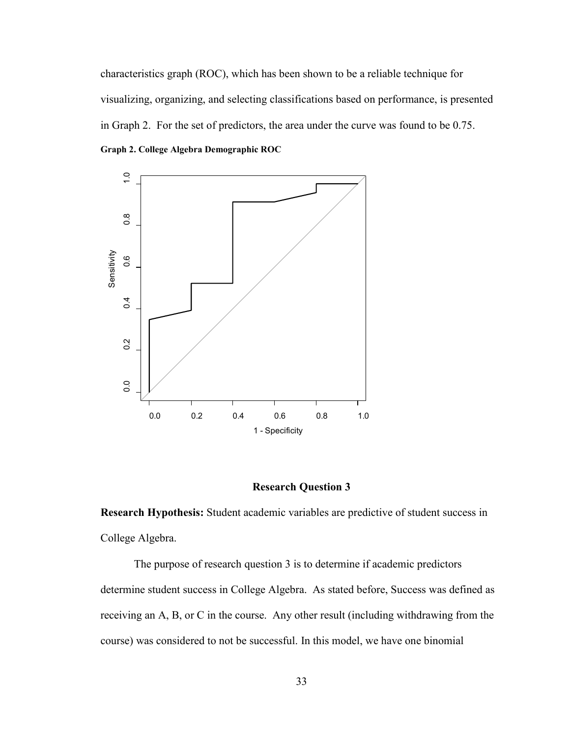characteristics graph (ROC), which has been shown to be a reliable technique for visualizing, organizing, and selecting classifications based on performance, is presented in Graph 2. For the set of predictors, the area under the curve was found to be 0.75.

**Graph 2. College Algebra Demographic ROC**

## Research Question 3

**Research Hypothesis:** Student academic variables are predictive of student success in College Algebra.

The purpose of research question 3 is to determine if academic predictors determine student success in College Algebra. As stated before, Success was defined as receiving an A, B, or C in the course. Any other result (including withdrawing from the course) was considered to not be successful. In this model, we have one binomial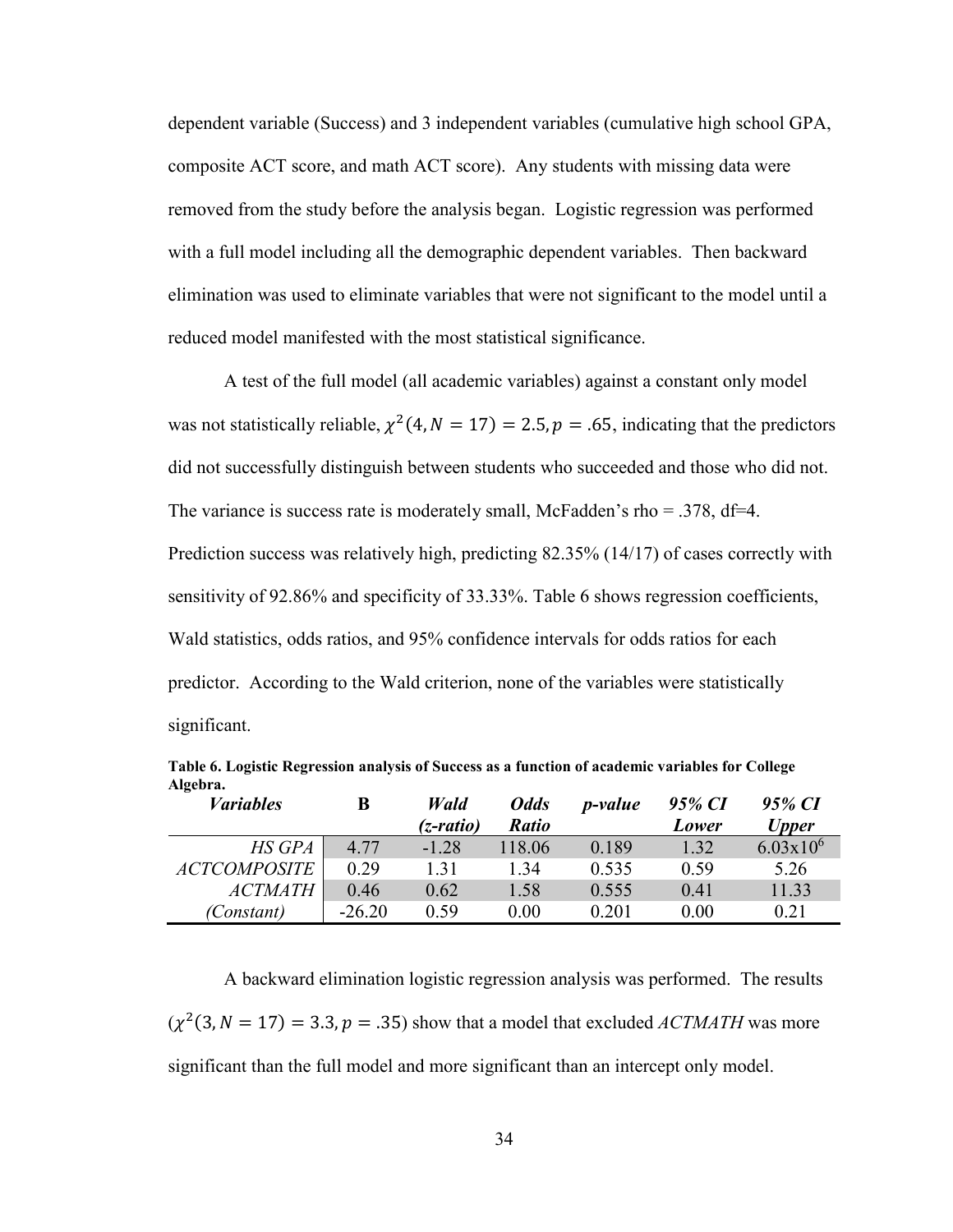dependent variable (Success) and 3 independent variables (cumulative high school GPA, composite ACT score, and math ACT score). Any students with missing data were removed from the study before the analysis began. Logistic regression was performed with a full model including all the demographic dependent variables. Then backward elimination was used to eliminate variables that were not significant to the model until a reduced model manifested with the most statistical significance.

A test of the full model (all academic variables) against a constant only model was not statistically reliable, $\chi^2(4, N = 17) = 2.5, p = .65$, indicating that the predictors did not successfully distinguish between students who succeeded and those who did not. The variance is success rate is moderately small, McFadden's rho = .378, df=4. Prediction success was relatively high, predicting 82.35% (14/17) of cases correctly with sensitivity of 92.86% and specificity of 33.33%. Table 6 shows regression coefficients, Wald statistics, odds ratios, and 95% confidence intervals for odds ratios for each predictor. According to the Wald criterion, none of the variables were statistically significant.

**Table 6. Logistic Regression analysis of Success as a function of academic variables for College Algebra.**

| *Variables* | **B** | *Wald (z-ratio)* | *Odds Ratio* | *p-value* | *95% CI Lower* | *95% CI Upper* |
|---|---|---|---|---|---|---|
| *HS GPA* | 4.77 | -1.28 | 118.06 | 0.189 | 1.32 | $6.03\text{x}10^6$ |
| *ACTCOMPOSITE* | 0.29 | 1.31 | 1.34 | 0.535 | 0.59 | 5.26 |
| *ACTMATH* | 0.46 | 0.62 | 1.58 | 0.555 | 0.41 | 11.33 |
| *(Constant)* | -26.20 | 0.59 | 0.00 | 0.201 | 0.00 | 0.21 |

A backward elimination logistic regression analysis was performed. The results ($\chi^2(3, N = 17) = 3.3, p = .35$) show that a model that excluded *ACTMATH* was more significant than the full model and more significant than an intercept only model.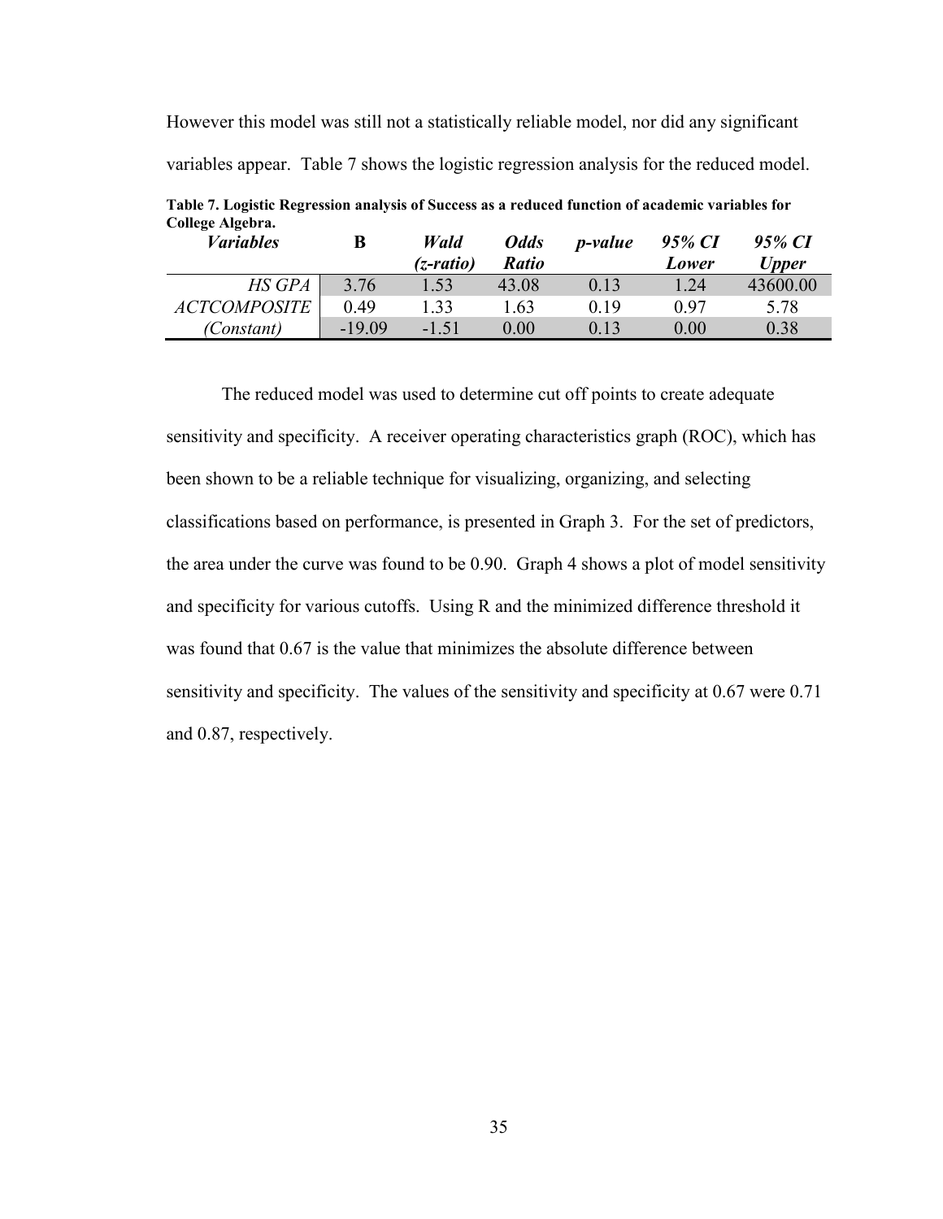However this model was still not a statistically reliable model, nor did any significant variables appear. Table 7 shows the logistic regression analysis for the reduced model.

**Table 7. Logistic Regression analysis of Success as a reduced function of academic variables for College Algebra.**

| *Variables* | **B** | *Wald (z-ratio)* | *Odds Ratio* | *p-value* | *95% CI Lower* | *95% CI Upper* |
|---|---|---|---|---|---|---|
| *HS GPA* | 3.76 | 1.53 | 43.08 | 0.13 | 1.24 | 43600.00 |
| *ACTCOMPOSITE* | 0.49 | 1.33 | 1.63 | 0.19 | 0.97 | 5.78 |
| *(Constant)* | -19.09 | -1.51 | 0.00 | 0.13 | 0.00 | 0.38 |

The reduced model was used to determine cut off points to create adequate sensitivity and specificity. A receiver operating characteristics graph (ROC), which has been shown to be a reliable technique for visualizing, organizing, and selecting classifications based on performance, is presented in Graph 3. For the set of predictors, the area under the curve was found to be 0.90. Graph 4 shows a plot of model sensitivity and specificity for various cutoffs. Using R and the minimized difference threshold it was found that 0.67 is the value that minimizes the absolute difference between sensitivity and specificity. The values of the sensitivity and specificity at 0.67 were 0.71 and 0.87, respectively.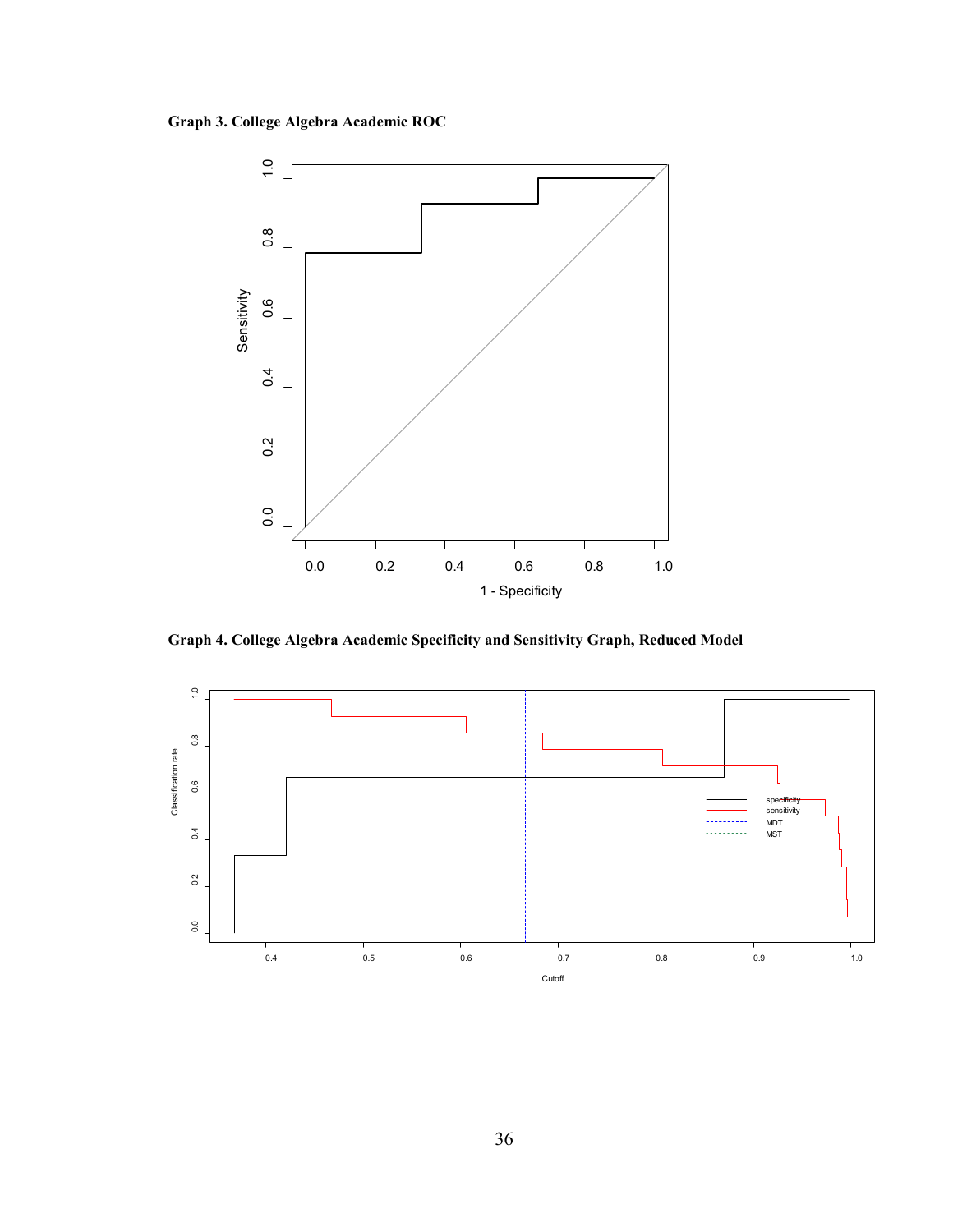**Graph 3. College Algebra Academic ROC**

**Graph 4. College Algebra Academic Specificity and Sensitivity Graph, Reduced Model**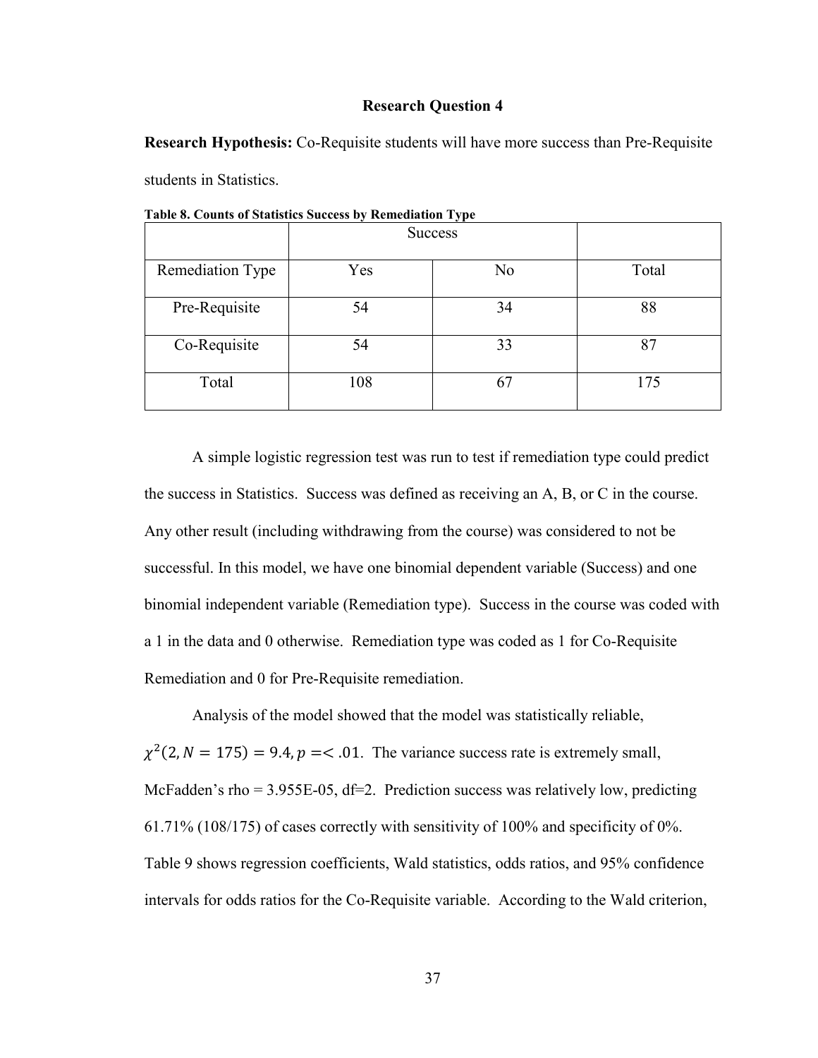### Research Question 4

**Research Hypothesis:** Co-Requisite students will have more success than Pre-Requisite students in Statistics.

**Table 8. Counts of Statistics Success by Remediation Type**

| | Success | | |
|---|---|---|---|
| Remediation Type | Yes | No | Total |
| Pre-Requisite | 54 | 34 | 88 |
| Co-Requisite | 54 | 33 | 87 |
| Total | 108 | 67 | 175 |

A simple logistic regression test was run to test if remediation type could predict the success in Statistics. Success was defined as receiving an A, B, or C in the course. Any other result (including withdrawing from the course) was considered to not be successful. In this model, we have one binomial dependent variable (Success) and one binomial independent variable (Remediation type). Success in the course was coded with a 1 in the data and 0 otherwise. Remediation type was coded as 1 for Co-Requisite Remediation and 0 for Pre-Requisite remediation.

Analysis of the model showed that the model was statistically reliable, $\chi^2(2, N = 175) = 9.4, p =< .01$. The variance success rate is extremely small, McFadden's rho = 3.955E-05, df=2. Prediction success was relatively low, predicting 61.71% (108/175) of cases correctly with sensitivity of 100% and specificity of 0%. Table 9 shows regression coefficients, Wald statistics, odds ratios, and 95% confidence intervals for odds ratios for the Co-Requisite variable. According to the Wald criterion,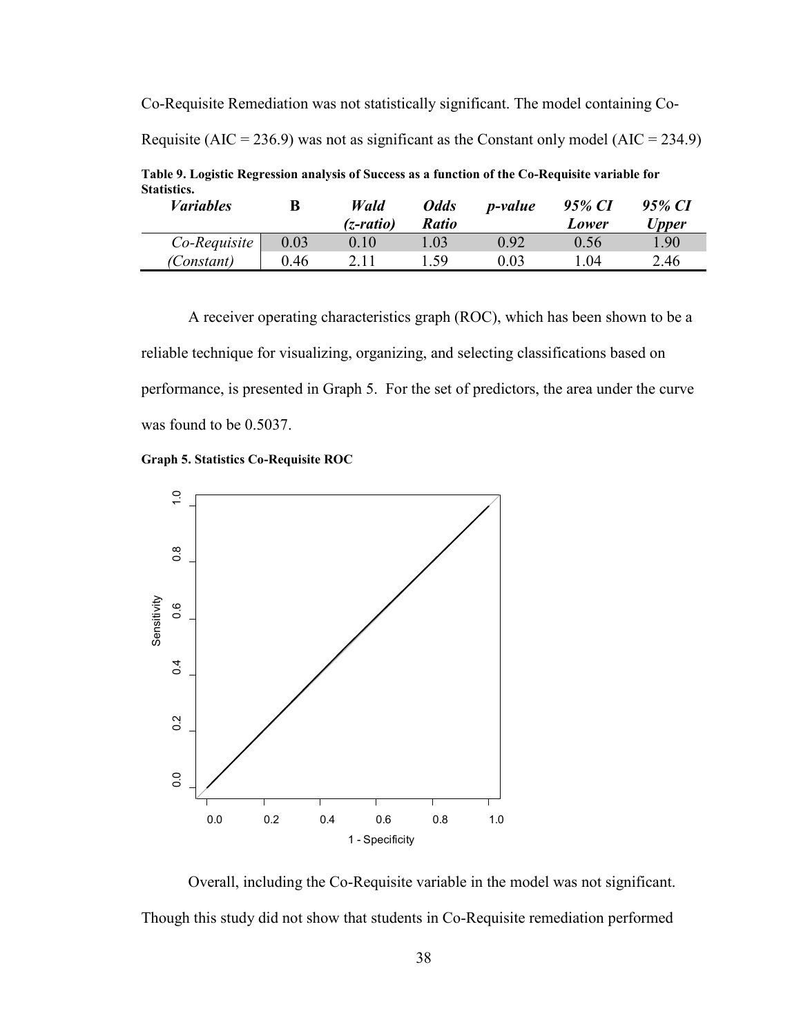Co-Requisite Remediation was not statistically significant. The model containing Co-Requisite (AIC = 236.9) was not as significant as the Constant only model (AIC = 234.9)

**Table 9. Logistic Regression analysis of Success as a function of the Co-Requisite variable for Statistics.**

| *Variables* | **B** | *Wald (z-ratio)* | *Odds Ratio* | *p-value* | *95% CI Lower* | *95% CI Upper* |
|---|---|---|---|---|---|---|
| *Co-Requisite* | 0.03 | 0.10 | 1.03 | 0.92 | 0.56 | 1.90 |
| *(Constant)* | 0.46 | 2.11 | 1.59 | 0.03 | 1.04 | 2.46 |

A receiver operating characteristics graph (ROC), which has been shown to be a reliable technique for visualizing, organizing, and selecting classifications based on performance, is presented in Graph 5. For the set of predictors, the area under the curve was found to be 0.5037.

**Graph 5. Statistics Co-Requisite ROC**

Overall, including the Co-Requisite variable in the model was not significant. Though this study did not show that students in Co-Requisite remediation performed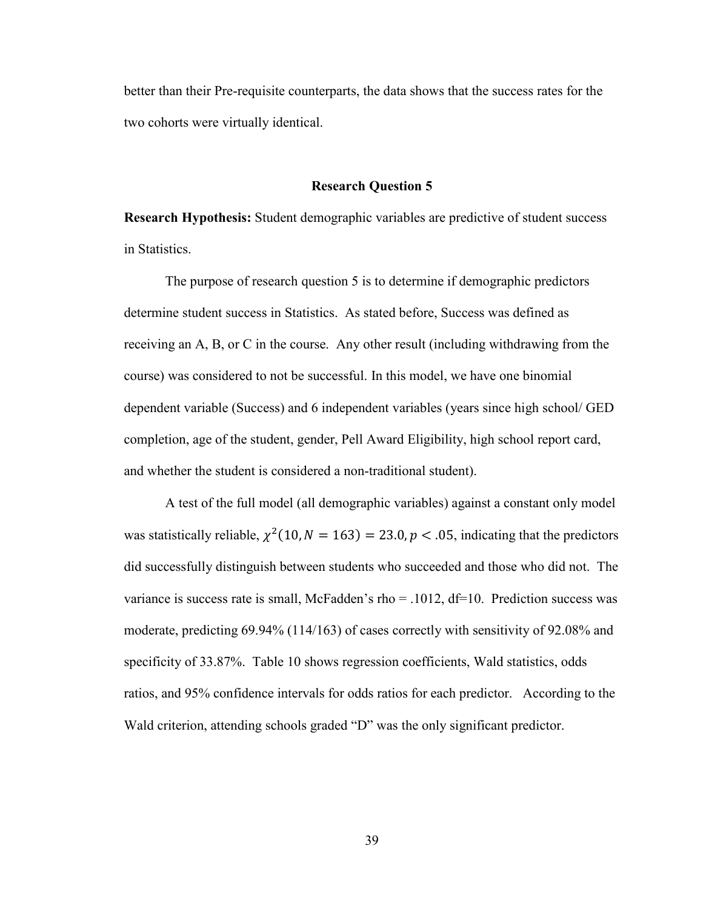better than their Pre-requisite counterparts, the data shows that the success rates for the two cohorts were virtually identical.

## Research Question 5

**Research Hypothesis:** Student demographic variables are predictive of student success in Statistics.

The purpose of research question 5 is to determine if demographic predictors determine student success in Statistics. As stated before, Success was defined as receiving an A, B, or C in the course. Any other result (including withdrawing from the course) was considered to not be successful. In this model, we have one binomial dependent variable (Success) and 6 independent variables (years since high school/ GED completion, age of the student, gender, Pell Award Eligibility, high school report card, and whether the student is considered a non-traditional student).

A test of the full model (all demographic variables) against a constant only model was statistically reliable, $\chi^2(10, N = 163) = 23.0, p < .05$, indicating that the predictors did successfully distinguish between students who succeeded and those who did not. The variance is success rate is small, McFadden's rho = .1012, df=10. Prediction success was moderate, predicting 69.94% (114/163) of cases correctly with sensitivity of 92.08% and specificity of 33.87%. Table 10 shows regression coefficients, Wald statistics, odds ratios, and 95% confidence intervals for odds ratios for each predictor. According to the Wald criterion, attending schools graded "D" was the only significant predictor.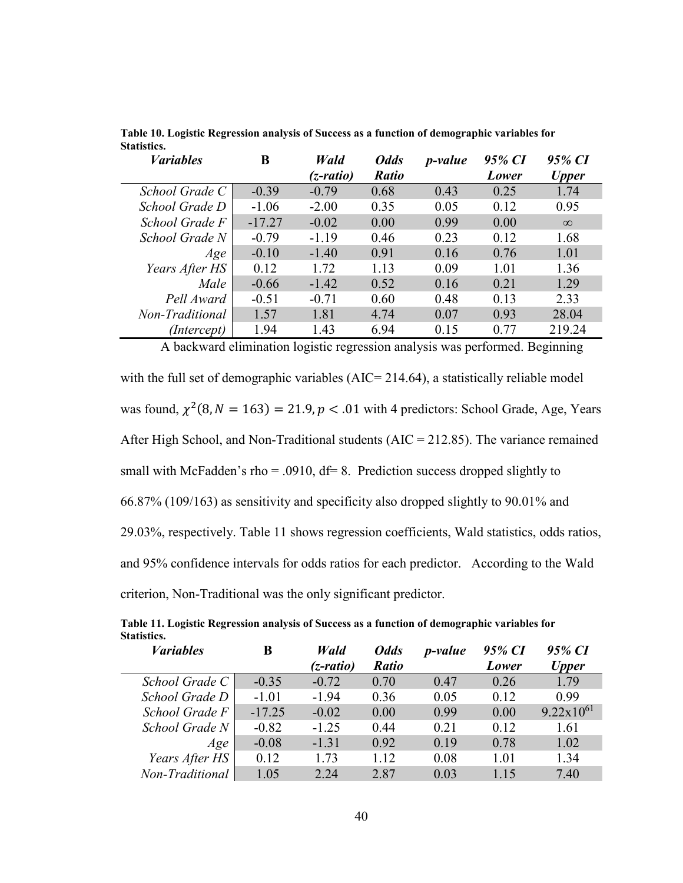**Table 10. Logistic Regression analysis of Success as a function of demographic variables for Statistics.**

| *Variables* | **B** | *Wald (z-ratio)* | *Odds Ratio* | *p-value* | *95% CI Lower* | *95% CI Upper* |
|---|---|---|---|---|---|---|
| *School Grade C* | -0.39 | -0.79 | 0.68 | 0.43 | 0.25 | 1.74 |
| *School Grade D* | -1.06 | -2.00 | 0.35 | 0.05 | 0.12 | 0.95 |
| *School Grade F* | -17.27 | -0.02 | 0.00 | 0.99 | 0.00 | ∞ |
| *School Grade N* | -0.79 | -1.19 | 0.46 | 0.23 | 0.12 | 1.68 |
| *Age* | -0.10 | -1.40 | 0.91 | 0.16 | 0.76 | 1.01 |
| *Years After HS* | 0.12 | 1.72 | 1.13 | 0.09 | 1.01 | 1.36 |
| *Male* | -0.66 | -1.42 | 0.52 | 0.16 | 0.21 | 1.29 |
| *Pell Award* | -0.51 | -0.71 | 0.60 | 0.48 | 0.13 | 2.33 |
| *Non-Traditional* | 1.57 | 1.81 | 4.74 | 0.07 | 0.93 | 28.04 |
| *(Intercept)* | 1.94 | 1.43 | 6.94 | 0.15 | 0.77 | 219.24 |

A backward elimination logistic regression analysis was performed. Beginning with the full set of demographic variables (AIC= 214.64), a statistically reliable model was found, $\chi^2(8, N = 163) = 21.9, p < .01$ with 4 predictors: School Grade, Age, Years After High School, and Non-Traditional students (AIC = 212.85). The variance remained small with McFadden's rho = .0910, df= 8. Prediction success dropped slightly to 66.87% (109/163) as sensitivity and specificity also dropped slightly to 90.01% and 29.03%, respectively. Table 11 shows regression coefficients, Wald statistics, odds ratios, and 95% confidence intervals for odds ratios for each predictor. According to the Wald criterion, Non-Traditional was the only significant predictor.

**Table 11. Logistic Regression analysis of Success as a function of demographic variables for Statistics.**

| *Variables* | **B** | *Wald (z-ratio)* | *Odds Ratio* | *p-value* | *95% CI Lower* | *95% CI Upper* |
|---|---|---|---|---|---|---|
| *School Grade C* | -0.35 | -0.72 | 0.70 | 0.47 | 0.26 | 1.79 |
| *School Grade D* | -1.01 | -1.94 | 0.36 | 0.05 | 0.12 | 0.99 |
| *School Grade F* | -17.25 | -0.02 | 0.00 | 0.99 | 0.00 | $9.22 \times 10^{61}$ |
| *School Grade N* | -0.82 | -1.25 | 0.44 | 0.21 | 0.12 | 1.61 |
| *Age* | -0.08 | -1.31 | 0.92 | 0.19 | 0.78 | 1.02 |
| *Years After HS* | 0.12 | 1.73 | 1.12 | 0.08 | 1.01 | 1.34 |
| *Non-Traditional* | 1.05 | 2.24 | 2.87 | 0.03 | 1.15 | 7.40 |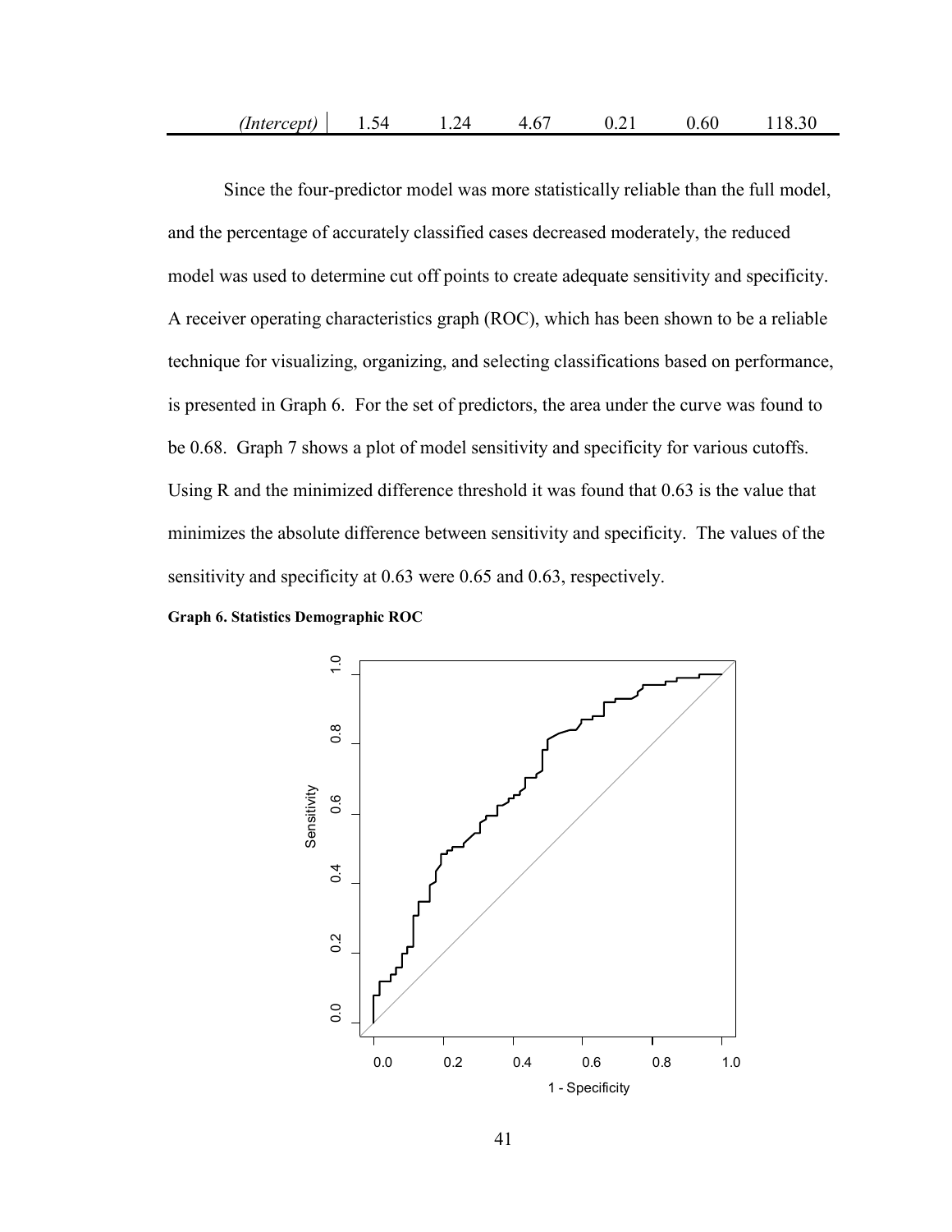| *(Intercept)* | 1.54 | 1.24 | 4.67 | 0.21 | 0.60 | 118.30 |
|---|---|---|---|---|---|---|

Since the four-predictor model was more statistically reliable than the full model, and the percentage of accurately classified cases decreased moderately, the reduced model was used to determine cut off points to create adequate sensitivity and specificity. A receiver operating characteristics graph (ROC), which has been shown to be a reliable technique for visualizing, organizing, and selecting classifications based on performance, is presented in Graph 6. For the set of predictors, the area under the curve was found to be 0.68. Graph 7 shows a plot of model sensitivity and specificity for various cutoffs. Using R and the minimized difference threshold it was found that 0.63 is the value that minimizes the absolute difference between sensitivity and specificity. The values of the sensitivity and specificity at 0.63 were 0.65 and 0.63, respectively.

**Graph 6. Statistics Demographic ROC**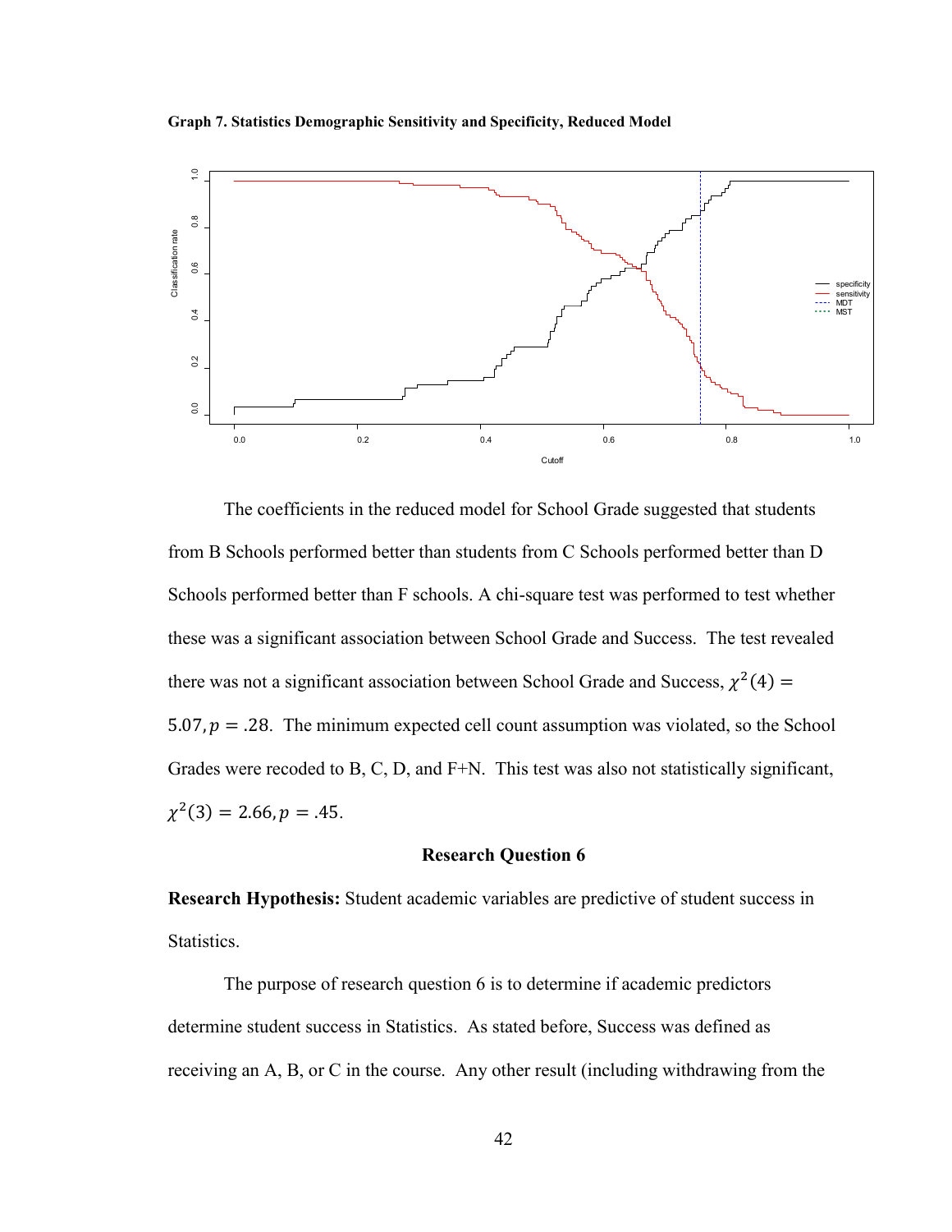**Graph 7. Statistics Demographic Sensitivity and Specificity, Reduced Model**

The coefficients in the reduced model for School Grade suggested that students from B Schools performed better than students from C Schools performed better than D Schools performed better than F schools. A chi-square test was performed to test whether these was a significant association between School Grade and Success. The test revealed there was not a significant association between School Grade and Success, $\chi^2(4) = 5.07, p = .28$. The minimum expected cell count assumption was violated, so the School Grades were recoded to B, C, D, and F+N. This test was also not statistically significant, $\chi^2(3) = 2.66, p = .45$.

## Research Question 6

**Research Hypothesis:** Student academic variables are predictive of student success in Statistics.

The purpose of research question 6 is to determine if academic predictors determine student success in Statistics. As stated before, Success was defined as receiving an A, B, or C in the course. Any other result (including withdrawing from the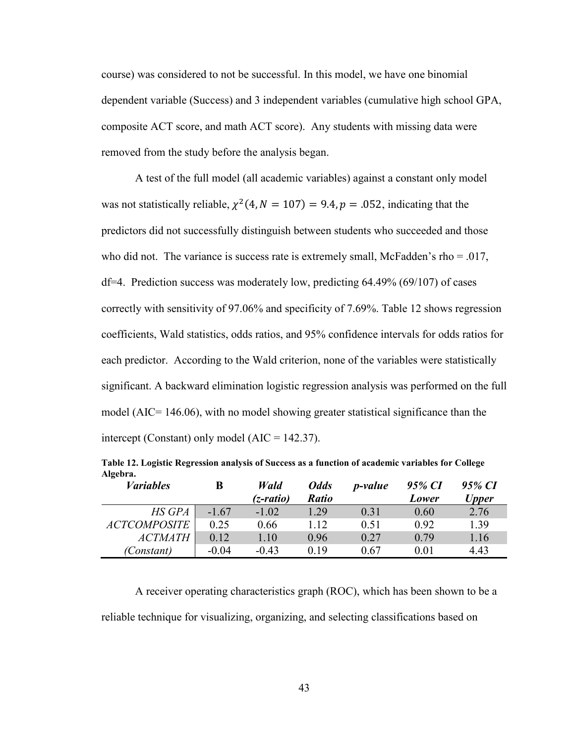course) was considered to not be successful. In this model, we have one binomial dependent variable (Success) and 3 independent variables (cumulative high school GPA, composite ACT score, and math ACT score). Any students with missing data were removed from the study before the analysis began.

A test of the full model (all academic variables) against a constant only model was not statistically reliable, $\chi^2(4, N = 107) = 9.4, p = .052$, indicating that the predictors did not successfully distinguish between students who succeeded and those who did not. The variance is success rate is extremely small, McFadden's rho = .017, df=4. Prediction success was moderately low, predicting 64.49% (69/107) of cases correctly with sensitivity of 97.06% and specificity of 7.69%. Table 12 shows regression coefficients, Wald statistics, odds ratios, and 95% confidence intervals for odds ratios for each predictor. According to the Wald criterion, none of the variables were statistically significant. A backward elimination logistic regression analysis was performed on the full model (AIC= 146.06), with no model showing greater statistical significance than the intercept (Constant) only model (AIC = 142.37).

**Table 12. Logistic Regression analysis of Success as a function of academic variables for College Algebra.**

| *Variables* | **B** | *Wald (z-ratio)* | *Odds Ratio* | *p-value* | *95% CI Lower* | *95% CI Upper* |
|---|---|---|---|---|---|---|
| *HS GPA* | -1.67 | -1.02 | 1.29 | 0.31 | 0.60 | 2.76 |
| *ACTCOMPOSITE* | 0.25 | 0.66 | 1.12 | 0.51 | 0.92 | 1.39 |
| *ACTMATH* | 0.12 | 1.10 | 0.96 | 0.27 | 0.79 | 1.16 |
| *(Constant)* | -0.04 | -0.43 | 0.19 | 0.67 | 0.01 | 4.43 |

A receiver operating characteristics graph (ROC), which has been shown to be a reliable technique for visualizing, organizing, and selecting classifications based on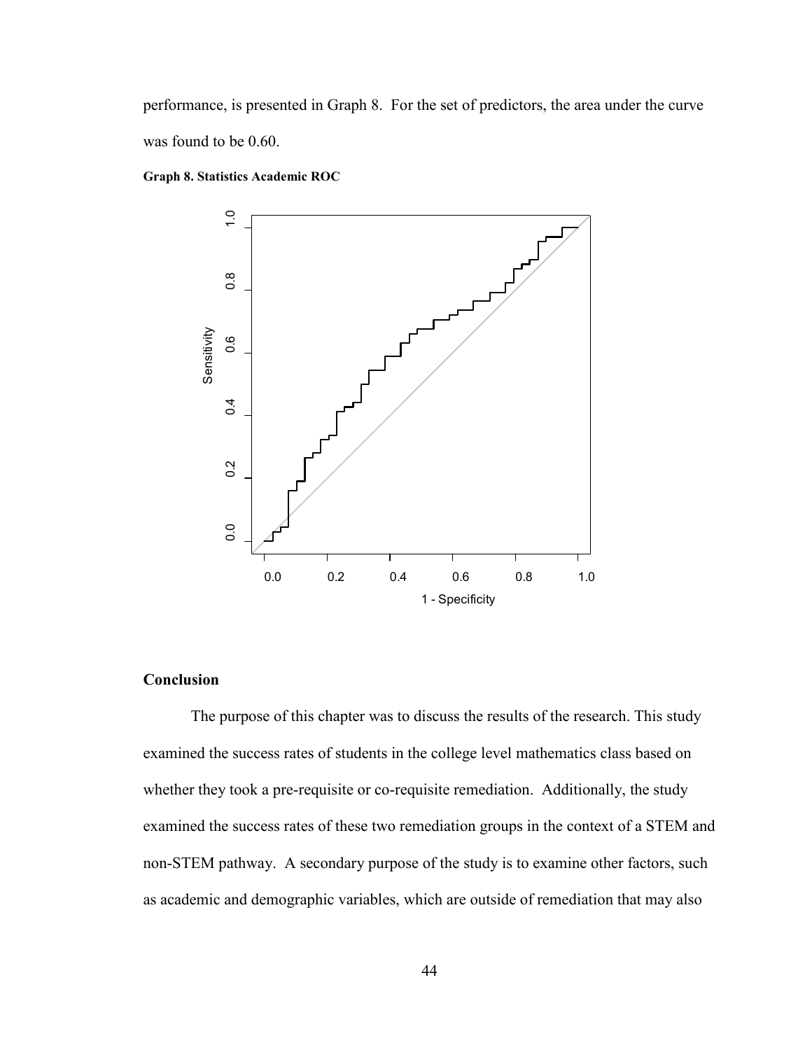performance, is presented in Graph 8. For the set of predictors, the area under the curve was found to be 0.60.

**Graph 8. Statistics Academic ROC**

## Conclusion

The purpose of this chapter was to discuss the results of the research. This study examined the success rates of students in the college level mathematics class based on whether they took a pre-requisite or co-requisite remediation. Additionally, the study examined the success rates of these two remediation groups in the context of a STEM and non-STEM pathway. A secondary purpose of the study is to examine other factors, such as academic and demographic variables, which are outside of remediation that may also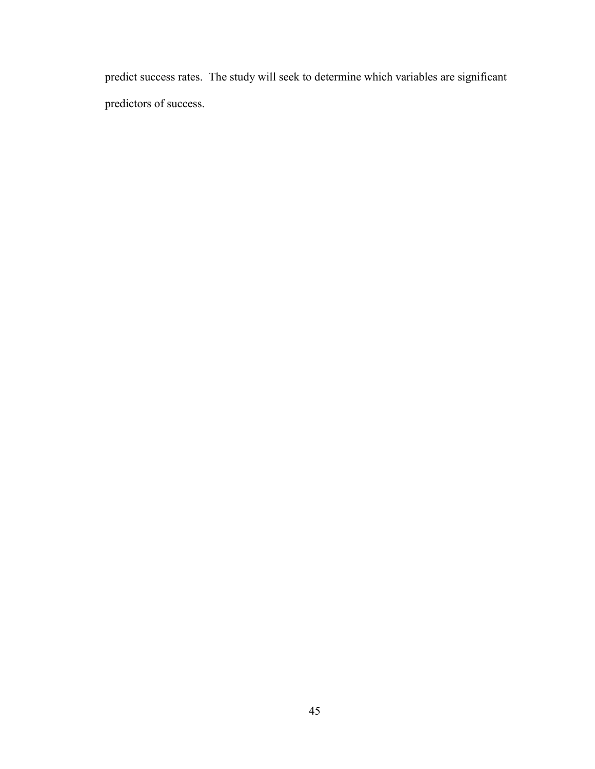predict success rates. The study will seek to determine which variables are significant predictors of success.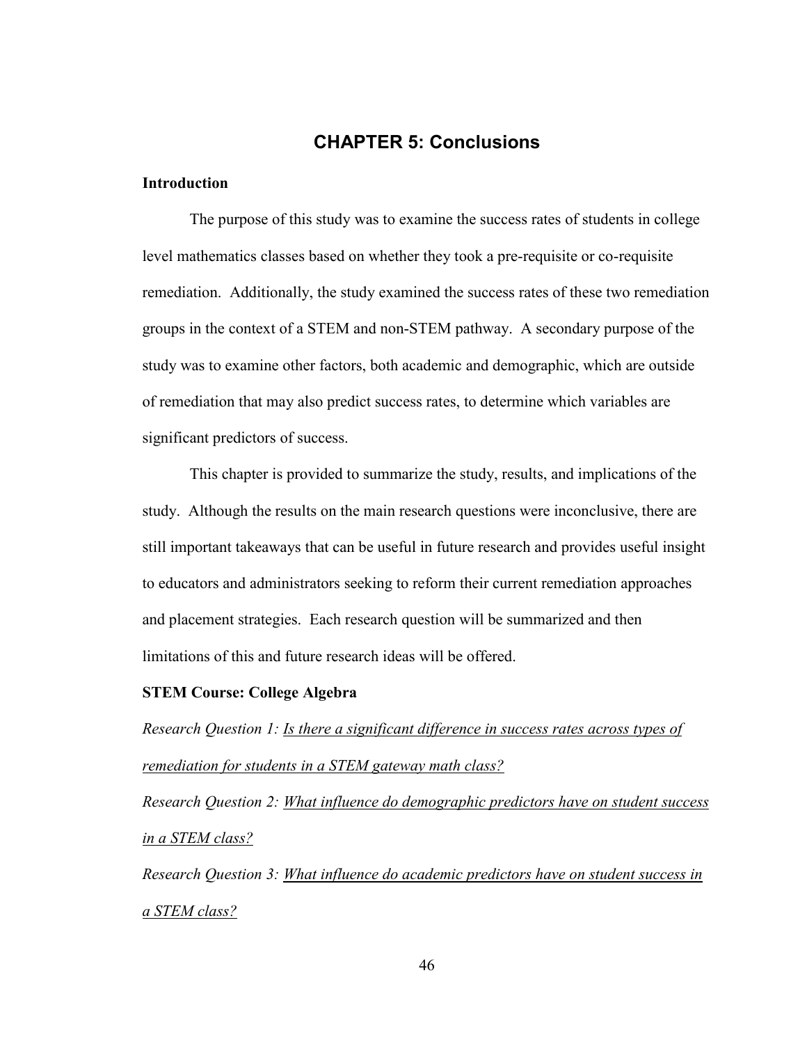# CHAPTER 5: Conclusions

### Introduction

The purpose of this study was to examine the success rates of students in college level mathematics classes based on whether they took a pre-requisite or co-requisite remediation. Additionally, the study examined the success rates of these two remediation groups in the context of a STEM and non-STEM pathway. A secondary purpose of the study was to examine other factors, both academic and demographic, which are outside of remediation that may also predict success rates, to determine which variables are significant predictors of success.

This chapter is provided to summarize the study, results, and implications of the study. Although the results on the main research questions were inconclusive, there are still important takeaways that can be useful in future research and provides useful insight to educators and administrators seeking to reform their current remediation approaches and placement strategies. Each research question will be summarized and then limitations of this and future research ideas will be offered.

### STEM Course: College Algebra

*Research Question 1: <u>Is there a significant difference in success rates across types of remediation for students in a STEM gateway math class?</u>*

*Research Question 2: <u>What influence do demographic predictors have on student success in a STEM class?</u>*

*Research Question 3: <u>What influence do academic predictors have on student success in a STEM class?</u>*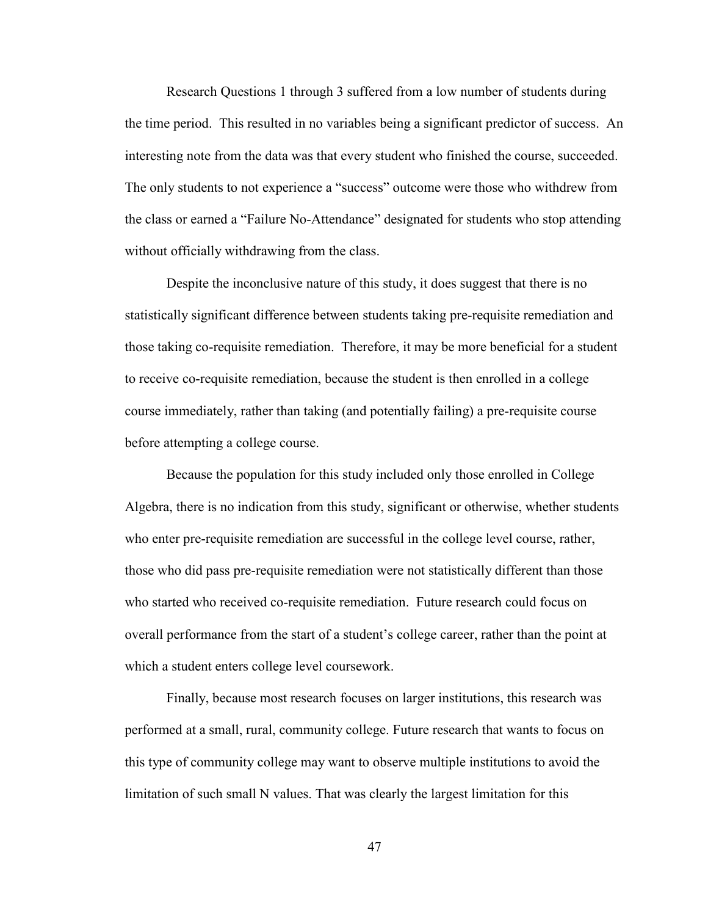Research Questions 1 through 3 suffered from a low number of students during the time period. This resulted in no variables being a significant predictor of success. An interesting note from the data was that every student who finished the course, succeeded. The only students to not experience a "success" outcome were those who withdrew from the class or earned a "Failure No-Attendance" designated for students who stop attending without officially withdrawing from the class.

Despite the inconclusive nature of this study, it does suggest that there is no statistically significant difference between students taking pre-requisite remediation and those taking co-requisite remediation. Therefore, it may be more beneficial for a student to receive co-requisite remediation, because the student is then enrolled in a college course immediately, rather than taking (and potentially failing) a pre-requisite course before attempting a college course.

Because the population for this study included only those enrolled in College Algebra, there is no indication from this study, significant or otherwise, whether students who enter pre-requisite remediation are successful in the college level course, rather, those who did pass pre-requisite remediation were not statistically different than those who started who received co-requisite remediation. Future research could focus on overall performance from the start of a student's college career, rather than the point at which a student enters college level coursework.

Finally, because most research focuses on larger institutions, this research was performed at a small, rural, community college. Future research that wants to focus on this type of community college may want to observe multiple institutions to avoid the limitation of such small N values. That was clearly the largest limitation for this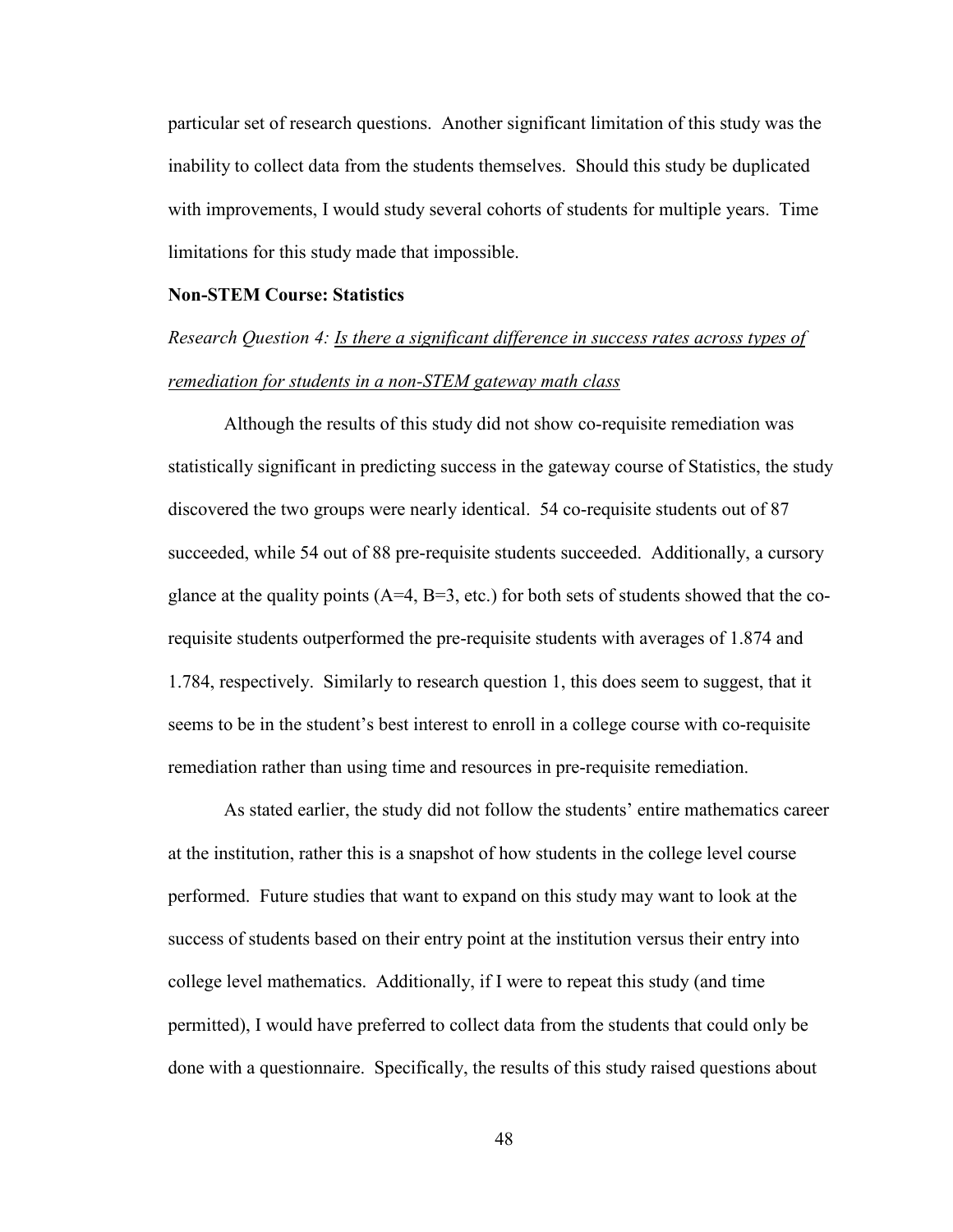particular set of research questions. Another significant limitation of this study was the inability to collect data from the students themselves. Should this study be duplicated with improvements, I would study several cohorts of students for multiple years. Time limitations for this study made that impossible.

**Non-STEM Course: Statistics**

*Research Question 4: Is there a significant difference in success rates across types of remediation for students in a non-STEM gateway math class*

Although the results of this study did not show co-requisite remediation was statistically significant in predicting success in the gateway course of Statistics, the study discovered the two groups were nearly identical. 54 co-requisite students out of 87 succeeded, while 54 out of 88 pre-requisite students succeeded. Additionally, a cursory glance at the quality points (A=4, B=3, etc.) for both sets of students showed that the co-requisite students outperformed the pre-requisite students with averages of 1.874 and 1.784, respectively. Similarly to research question 1, this does seem to suggest, that it seems to be in the student's best interest to enroll in a college course with co-requisite remediation rather than using time and resources in pre-requisite remediation.

As stated earlier, the study did not follow the students' entire mathematics career at the institution, rather this is a snapshot of how students in the college level course performed. Future studies that want to expand on this study may want to look at the success of students based on their entry point at the institution versus their entry into college level mathematics. Additionally, if I were to repeat this study (and time permitted), I would have preferred to collect data from the students that could only be done with a questionnaire. Specifically, the results of this study raised questions about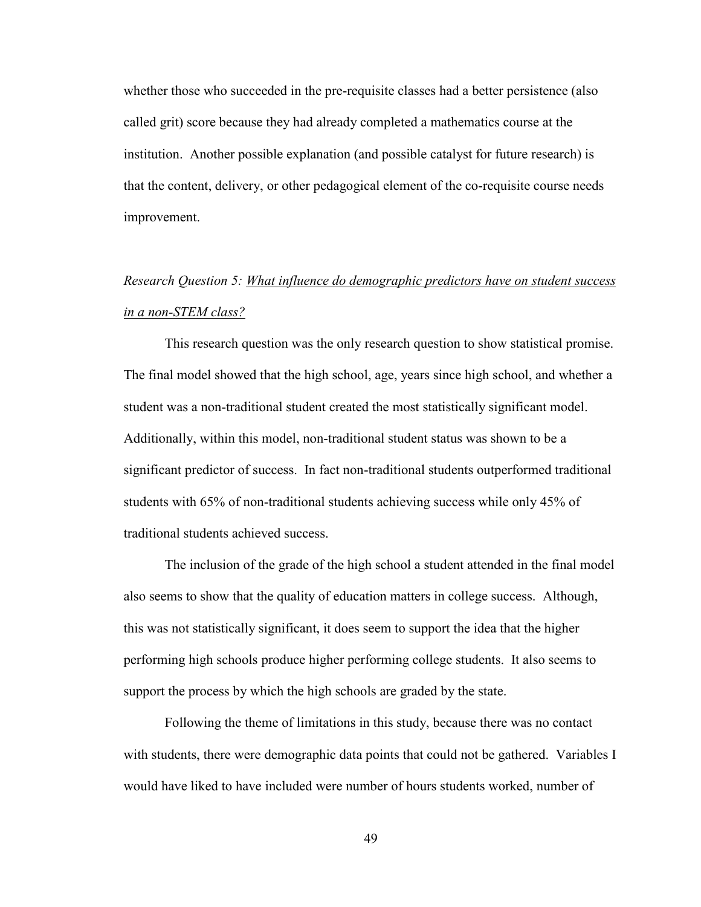whether those who succeeded in the pre-requisite classes had a better persistence (also called grit) score because they had already completed a mathematics course at the institution. Another possible explanation (and possible catalyst for future research) is that the content, delivery, or other pedagogical element of the co-requisite course needs improvement.

*Research Question 5: <u>What influence do demographic predictors have on student success in a non-STEM class?</u>*

This research question was the only research question to show statistical promise. The final model showed that the high school, age, years since high school, and whether a student was a non-traditional student created the most statistically significant model. Additionally, within this model, non-traditional student status was shown to be a significant predictor of success. In fact non-traditional students outperformed traditional students with 65% of non-traditional students achieving success while only 45% of traditional students achieved success.

The inclusion of the grade of the high school a student attended in the final model also seems to show that the quality of education matters in college success. Although, this was not statistically significant, it does seem to support the idea that the higher performing high schools produce higher performing college students. It also seems to support the process by which the high schools are graded by the state.

Following the theme of limitations in this study, because there was no contact with students, there were demographic data points that could not be gathered. Variables I would have liked to have included were number of hours students worked, number of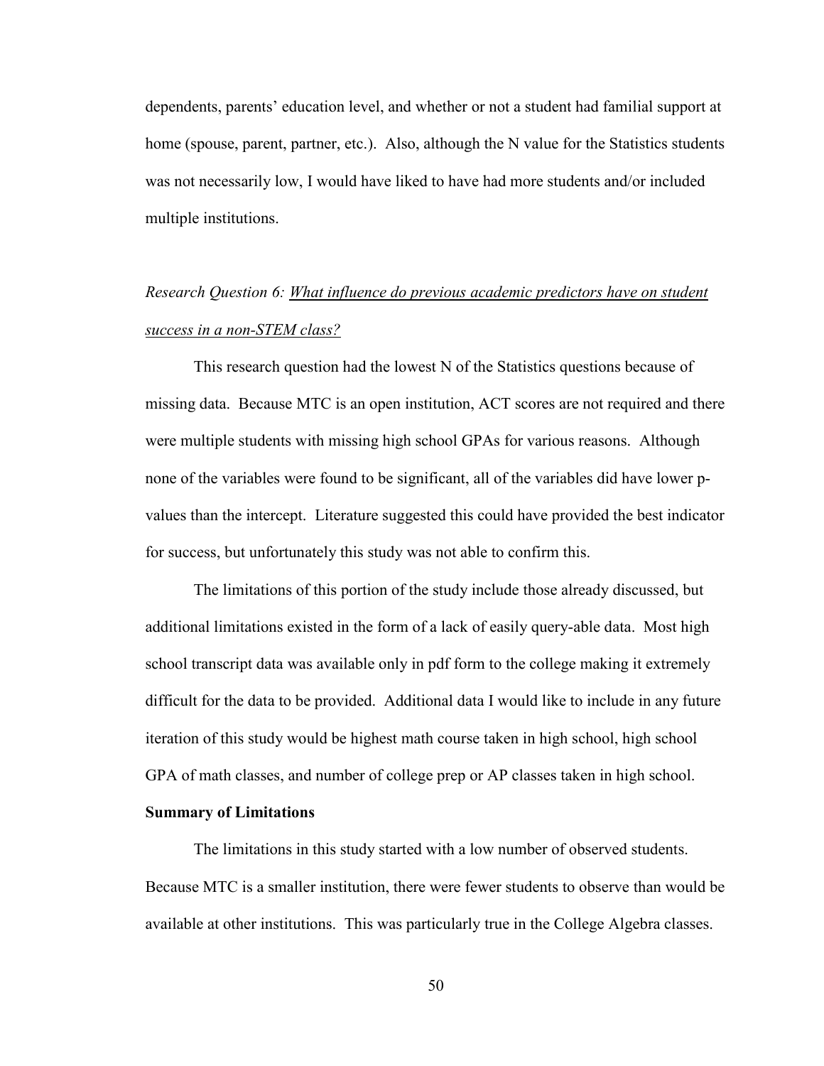dependents, parents' education level, and whether or not a student had familial support at home (spouse, parent, partner, etc.). Also, although the N value for the Statistics students was not necessarily low, I would have liked to have had more students and/or included multiple institutions.

*Research Question 6:* *What influence do previous academic predictors have on student success in a non-STEM class?*

This research question had the lowest N of the Statistics questions because of missing data. Because MTC is an open institution, ACT scores are not required and there were multiple students with missing high school GPAs for various reasons. Although none of the variables were found to be significant, all of the variables did have lower p-values than the intercept. Literature suggested this could have provided the best indicator for success, but unfortunately this study was not able to confirm this.

The limitations of this portion of the study include those already discussed, but additional limitations existed in the form of a lack of easily query-able data. Most high school transcript data was available only in pdf form to the college making it extremely difficult for the data to be provided. Additional data I would like to include in any future iteration of this study would be highest math course taken in high school, high school GPA of math classes, and number of college prep or AP classes taken in high school.

**Summary of Limitations**

The limitations in this study started with a low number of observed students. Because MTC is a smaller institution, there were fewer students to observe than would be available at other institutions. This was particularly true in the College Algebra classes.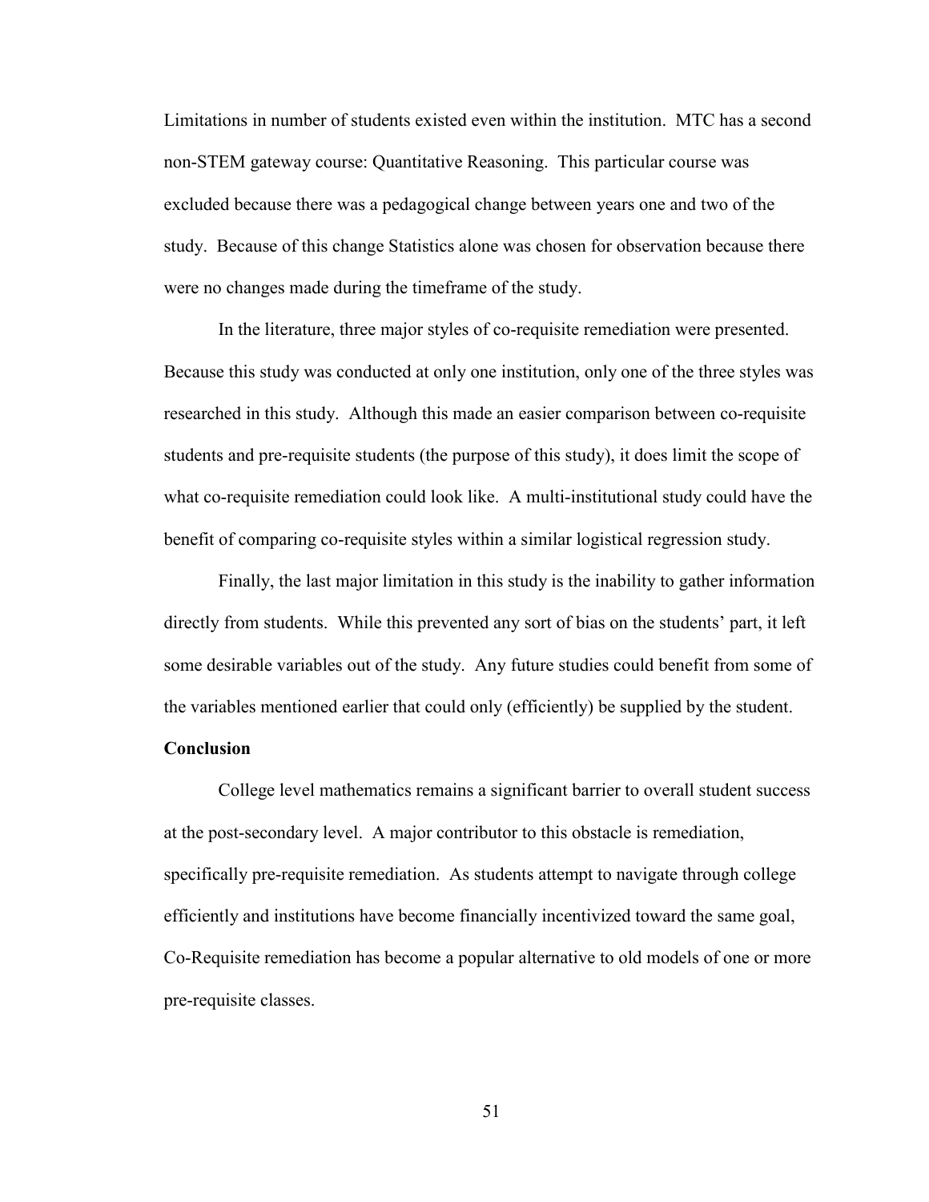Limitations in number of students existed even within the institution. MTC has a second non-STEM gateway course: Quantitative Reasoning. This particular course was excluded because there was a pedagogical change between years one and two of the study. Because of this change Statistics alone was chosen for observation because there were no changes made during the timeframe of the study.

In the literature, three major styles of co-requisite remediation were presented. Because this study was conducted at only one institution, only one of the three styles was researched in this study. Although this made an easier comparison between co-requisite students and pre-requisite students (the purpose of this study), it does limit the scope of what co-requisite remediation could look like. A multi-institutional study could have the benefit of comparing co-requisite styles within a similar logistical regression study.

Finally, the last major limitation in this study is the inability to gather information directly from students. While this prevented any sort of bias on the students' part, it left some desirable variables out of the study. Any future studies could benefit from some of the variables mentioned earlier that could only (efficiently) be supplied by the student.

**Conclusion**

College level mathematics remains a significant barrier to overall student success at the post-secondary level. A major contributor to this obstacle is remediation, specifically pre-requisite remediation. As students attempt to navigate through college efficiently and institutions have become financially incentivized toward the same goal, Co-Requisite remediation has become a popular alternative to old models of one or more pre-requisite classes.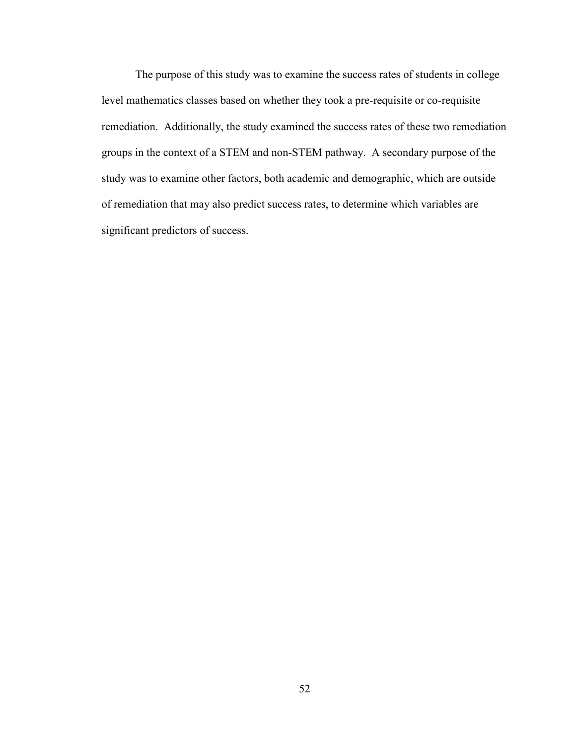The purpose of this study was to examine the success rates of students in college level mathematics classes based on whether they took a pre-requisite or co-requisite remediation. Additionally, the study examined the success rates of these two remediation groups in the context of a STEM and non-STEM pathway. A secondary purpose of the study was to examine other factors, both academic and demographic, which are outside of remediation that may also predict success rates, to determine which variables are significant predictors of success.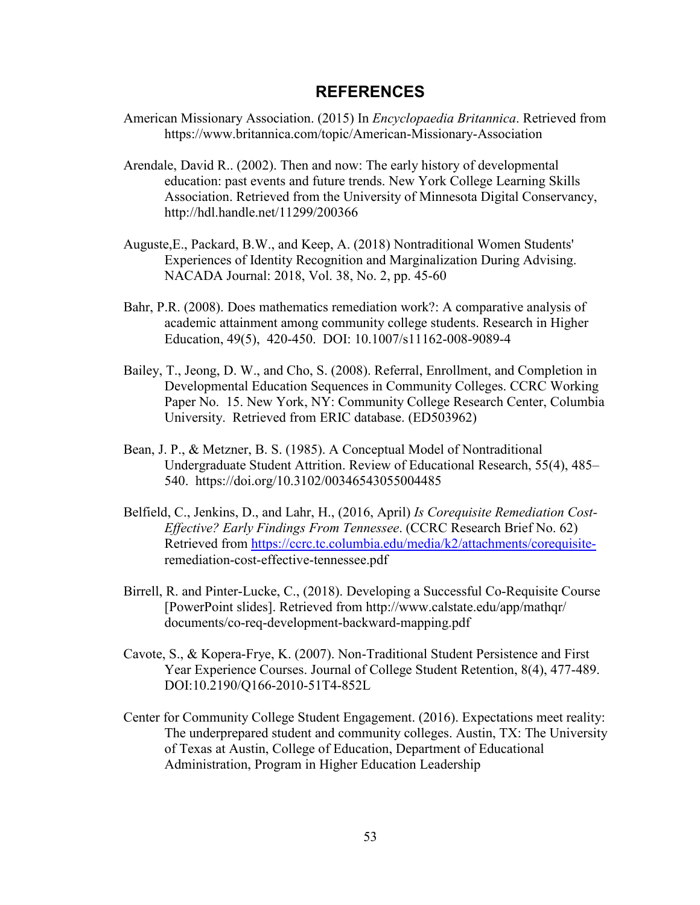# REFERENCES

American Missionary Association. (2015) In *Encyclopaedia Britannica*. Retrieved from https://www.britannica.com/topic/American-Missionary-Association

Arendale, David R.. (2002). Then and now: The early history of developmental education: past events and future trends. New York College Learning Skills Association. Retrieved from the University of Minnesota Digital Conservancy, http://hdl.handle.net/11299/200366

Auguste,E., Packard, B.W., and Keep, A. (2018) Nontraditional Women Students' Experiences of Identity Recognition and Marginalization During Advising. NACADA Journal: 2018, Vol. 38, No. 2, pp. 45-60

Bahr, P.R. (2008). Does mathematics remediation work?: A comparative analysis of academic attainment among community college students. Research in Higher Education, 49(5), 420-450. DOI: 10.1007/s11162-008-9089-4

Bailey, T., Jeong, D. W., and Cho, S. (2008). Referral, Enrollment, and Completion in Developmental Education Sequences in Community Colleges. CCRC Working Paper No. 15. New York, NY: Community College Research Center, Columbia University. Retrieved from ERIC database. (ED503962)

Bean, J. P., & Metzner, B. S. (1985). A Conceptual Model of Nontraditional Undergraduate Student Attrition. Review of Educational Research, 55(4), 485–540. https://doi.org/10.3102/00346543055004485

Belfield, C., Jenkins, D., and Lahr, H., (2016, April) *Is Corequisite Remediation Cost-Effective? Early Findings From Tennessee*. (CCRC Research Brief No. 62) Retrieved from https://ccrc.tc.columbia.edu/media/k2/attachments/corequisite-remediation-cost-effective-tennessee.pdf

Birrell, R. and Pinter-Lucke, C., (2018). Developing a Successful Co-Requisite Course [PowerPoint slides]. Retrieved from http://www.calstate.edu/app/mathqr/documents/co-req-development-backward-mapping.pdf

Cavote, S., & Kopera-Frye, K. (2007). Non-Traditional Student Persistence and First Year Experience Courses. Journal of College Student Retention, 8(4), 477-489. DOI:10.2190/Q166-2010-51T4-852L

Center for Community College Student Engagement. (2016). Expectations meet reality: The underprepared student and community colleges. Austin, TX: The University of Texas at Austin, College of Education, Department of Educational Administration, Program in Higher Education Leadership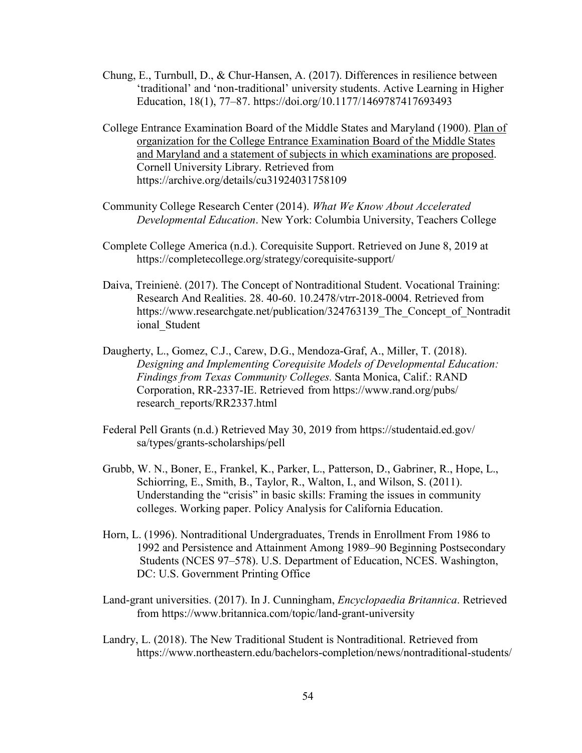Chung, E., Turnbull, D., & Chur-Hansen, A. (2017). Differences in resilience between 'traditional' and 'non-traditional' university students. Active Learning in Higher Education, 18(1), 77–87. https://doi.org/10.1177/1469787417693493

College Entrance Examination Board of the Middle States and Maryland (1900). Plan of organization for the College Entrance Examination Board of the Middle States and Maryland and a statement of subjects in which examinations are proposed. Cornell University Library. Retrieved from https://archive.org/details/cu31924031758109

Community College Research Center (2014). *What We Know About Accelerated Developmental Education*. New York: Columbia University, Teachers College

Complete College America (n.d.). Corequisite Support. Retrieved on June 8, 2019 at https://completecollege.org/strategy/corequisite-support/

Daiva, Treinienė. (2017). The Concept of Nontraditional Student. Vocational Training: Research And Realities. 28. 40-60. 10.2478/vtrr-2018-0004. Retrieved from https://www.researchgate.net/publication/324763139_The_Concept_of_Nontraditional_Student

Daugherty, L., Gomez, C.J., Carew, D.G., Mendoza-Graf, A., Miller, T. (2018). *Designing and Implementing Corequisite Models of Developmental Education: Findings from Texas Community Colleges.* Santa Monica, Calif.: RAND Corporation, RR-2337-IE. Retrieved from https://www.rand.org/pubs/research_reports/RR2337.html

Federal Pell Grants (n.d.) Retrieved May 30, 2019 from https://studentaid.ed.gov/sa/types/grants-scholarships/pell

Grubb, W. N., Boner, E., Frankel, K., Parker, L., Patterson, D., Gabriner, R., Hope, L., Schiorring, E., Smith, B., Taylor, R., Walton, I., and Wilson, S. (2011). Understanding the "crisis" in basic skills: Framing the issues in community colleges. Working paper. Policy Analysis for California Education.

Horn, L. (1996). Nontraditional Undergraduates, Trends in Enrollment From 1986 to 1992 and Persistence and Attainment Among 1989–90 Beginning Postsecondary Students (NCES 97–578). U.S. Department of Education, NCES. Washington, DC: U.S. Government Printing Office

Land-grant universities. (2017). In J. Cunningham, *Encyclopaedia Britannica*. Retrieved from https://www.britannica.com/topic/land-grant-university

Landry, L. (2018). The New Traditional Student is Nontraditional. Retrieved from https://www.northeastern.edu/bachelors-completion/news/nontraditional-students/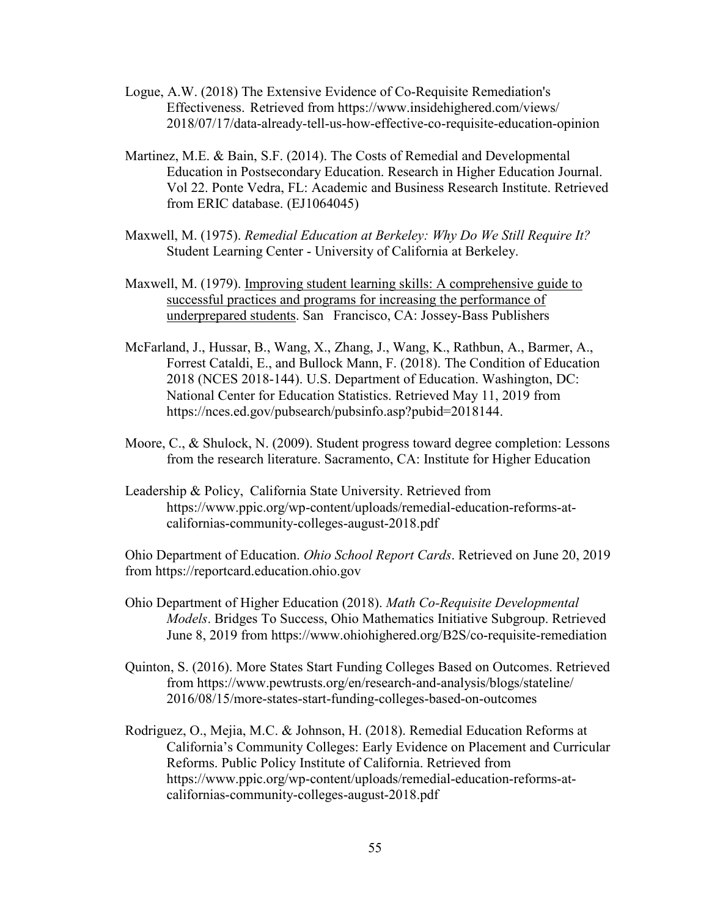Logue, A.W. (2018) The Extensive Evidence of Co-Requisite Remediation's Effectiveness. Retrieved from https://www.insidehighered.com/views/2018/07/17/data-already-tell-us-how-effective-co-requisite-education-opinion

Martinez, M.E. & Bain, S.F. (2014). The Costs of Remedial and Developmental Education in Postsecondary Education. Research in Higher Education Journal. Vol 22. Ponte Vedra, FL: Academic and Business Research Institute. Retrieved from ERIC database. (EJ1064045)

Maxwell, M. (1975). *Remedial Education at Berkeley: Why Do We Still Require It?* Student Learning Center - University of California at Berkeley.

Maxwell, M. (1979). Improving student learning skills: A comprehensive guide to successful practices and programs for increasing the performance of underprepared students. San Francisco, CA: Jossey-Bass Publishers

McFarland, J., Hussar, B., Wang, X., Zhang, J., Wang, K., Rathbun, A., Barmer, A., Forrest Cataldi, E., and Bullock Mann, F. (2018). The Condition of Education 2018 (NCES 2018-144). U.S. Department of Education. Washington, DC: National Center for Education Statistics. Retrieved May 11, 2019 from https://nces.ed.gov/pubsearch/pubsinfo.asp?pubid=2018144.

Moore, C., & Shulock, N. (2009). Student progress toward degree completion: Lessons from the research literature. Sacramento, CA: Institute for Higher Education

Leadership & Policy, California State University. Retrieved from https://www.ppic.org/wp-content/uploads/remedial-education-reforms-at-californias-community-colleges-august-2018.pdf

Ohio Department of Education. *Ohio School Report Cards*. Retrieved on June 20, 2019 from https://reportcard.education.ohio.gov

Ohio Department of Higher Education (2018). *Math Co-Requisite Developmental Models*. Bridges To Success, Ohio Mathematics Initiative Subgroup. Retrieved June 8, 2019 from https://www.ohiohighered.org/B2S/co-requisite-remediation

Quinton, S. (2016). More States Start Funding Colleges Based on Outcomes. Retrieved from https://www.pewtrusts.org/en/research-and-analysis/blogs/stateline/2016/08/15/more-states-start-funding-colleges-based-on-outcomes

Rodriguez, O., Mejia, M.C. & Johnson, H. (2018). Remedial Education Reforms at California's Community Colleges: Early Evidence on Placement and Curricular Reforms. Public Policy Institute of California. Retrieved from https://www.ppic.org/wp-content/uploads/remedial-education-reforms-at-californias-community-colleges-august-2018.pdf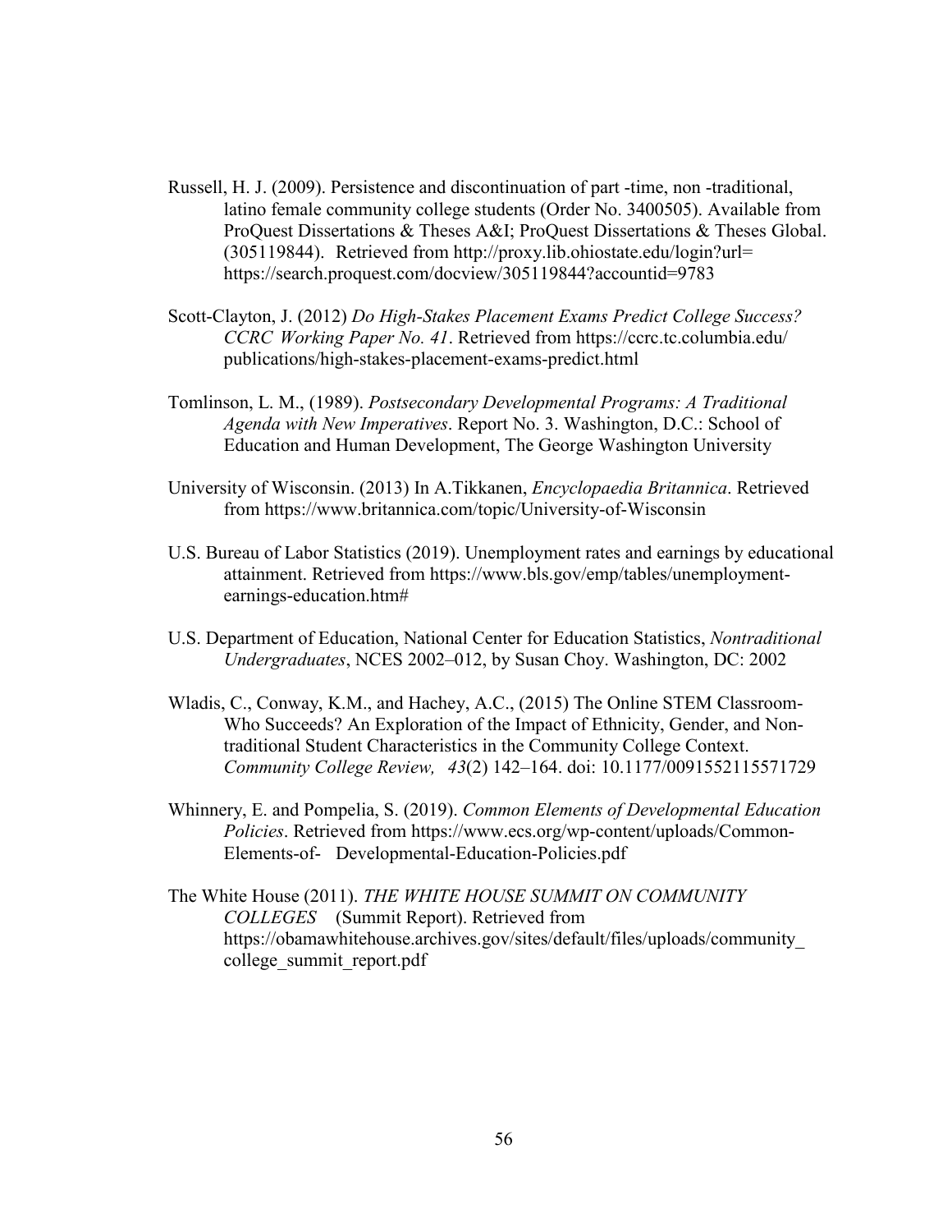Russell, H. J. (2009). Persistence and discontinuation of part -time, non -traditional, latino female community college students (Order No. 3400505). Available from ProQuest Dissertations & Theses A&I; ProQuest Dissertations & Theses Global. (305119844). Retrieved from http://proxy.lib.ohiostate.edu/login?url= https://search.proquest.com/docview/305119844?accountid=9783

Scott-Clayton, J. (2012) *Do High-Stakes Placement Exams Predict College Success? CCRC Working Paper No. 41*. Retrieved from https://ccrc.tc.columbia.edu/ publications/high-stakes-placement-exams-predict.html

Tomlinson, L. M., (1989). *Postsecondary Developmental Programs: A Traditional Agenda with New Imperatives*. Report No. 3. Washington, D.C.: School of Education and Human Development, The George Washington University

University of Wisconsin. (2013) In A.Tikkanen, *Encyclopaedia Britannica*. Retrieved from https://www.britannica.com/topic/University-of-Wisconsin

U.S. Bureau of Labor Statistics (2019). Unemployment rates and earnings by educational attainment. Retrieved from https://www.bls.gov/emp/tables/unemployment-earnings-education.htm#

U.S. Department of Education, National Center for Education Statistics, *Nontraditional Undergraduates*, NCES 2002–012, by Susan Choy. Washington, DC: 2002

Wladis, C., Conway, K.M., and Hachey, A.C., (2015) The Online STEM Classroom-Who Succeeds? An Exploration of the Impact of Ethnicity, Gender, and Non-traditional Student Characteristics in the Community College Context. *Community College Review, 43*(2) 142–164. doi: 10.1177/0091552115571729

Whinnery, E. and Pompelia, S. (2019). *Common Elements of Developmental Education Policies*. Retrieved from https://www.ecs.org/wp-content/uploads/Common-Elements-of- Developmental-Education-Policies.pdf

The White House (2011). *THE WHITE HOUSE SUMMIT ON COMMUNITY COLLEGES* (Summit Report). Retrieved from https://obamawhitehouse.archives.gov/sites/default/files/uploads/community_college_summit_report.pdf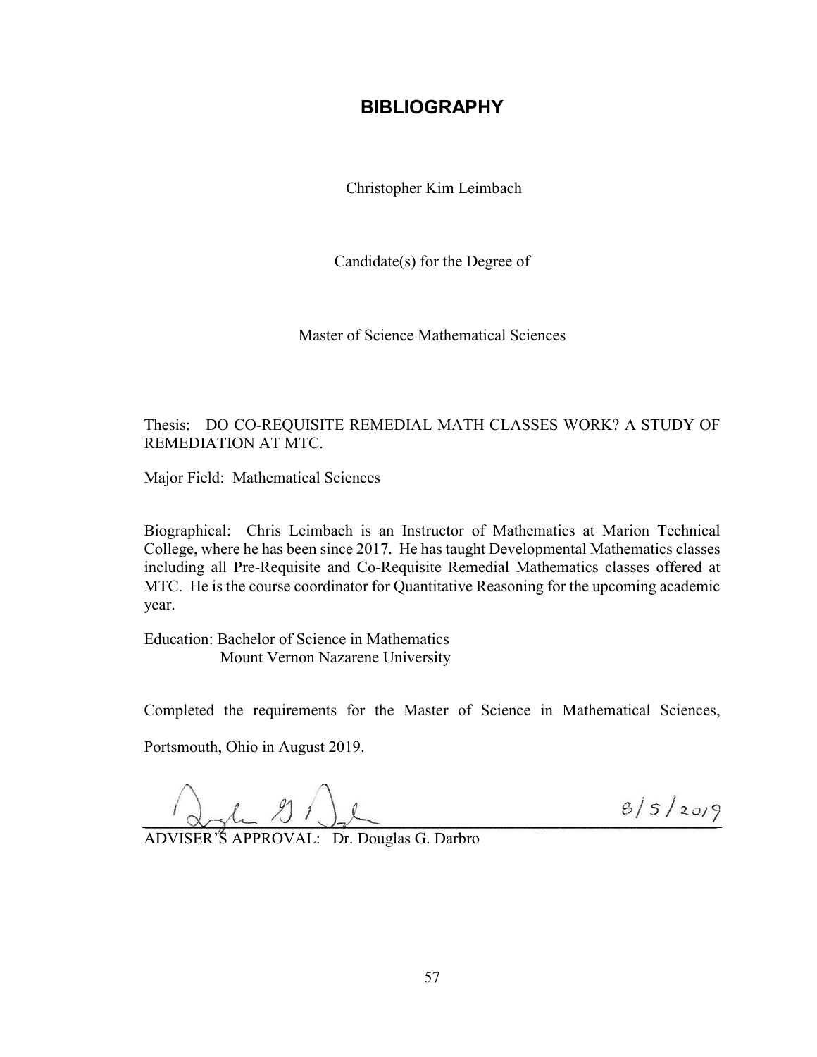# BIBLIOGRAPHY

Christopher Kim Leimbach

Candidate(s) for the Degree of

Master of Science Mathematical Sciences

Thesis: DO CO-REQUISITE REMEDIAL MATH CLASSES WORK? A STUDY OF REMEDIATION AT MTC.

Major Field: Mathematical Sciences

Biographical: Chris Leimbach is an Instructor of Mathematics at Marion Technical College, where he has been since 2017. He has taught Developmental Mathematics classes including all Pre-Requisite and Co-Requisite Remedial Mathematics classes offered at MTC. He is the course coordinator for Quantitative Reasoning for the upcoming academic year.

Education: Bachelor of Science in Mathematics
Mount Vernon Nazarene University

Completed the requirements for the Master of Science in Mathematical Sciences, Portsmouth, Ohio in August 2019.

8/5/2019

ADVISER'S APPROVAL: Dr. Douglas G. Darbro